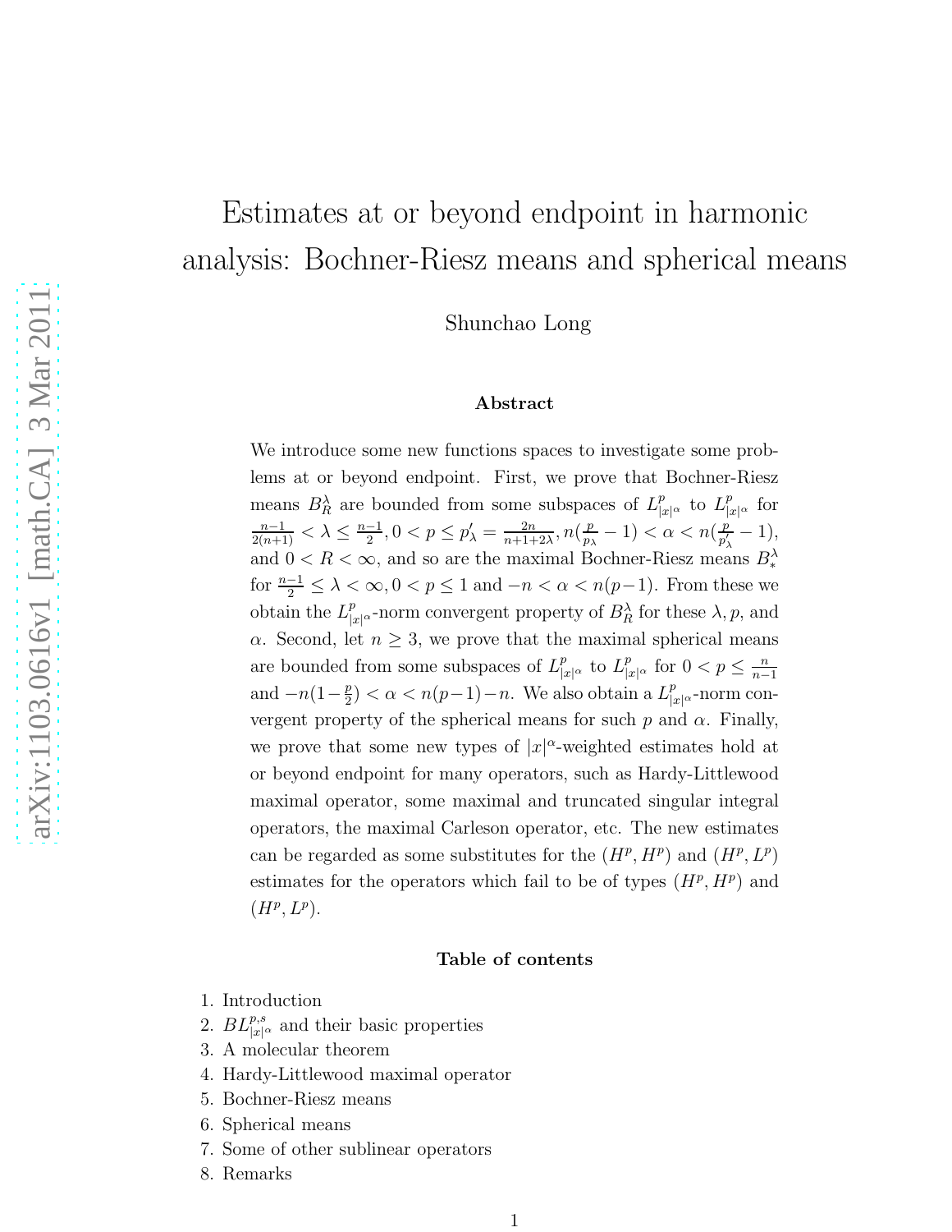# Estimates at or beyond endpoint in harmonic analysis: Bochner-Riesz means and spherical means

Shunchao Long

### Abstract

We introduce some new functions spaces to investigate some problems at or beyond endpoint. First, we prove that Bochner-Riesz means $B_R^\lambda$ are bounded from some subspaces of $L^p_{|x|^\alpha}$ to $L^p_{|x|^\alpha}$ for $\frac{n-1}{2(n+1)} < \lambda \le \frac{n-1}{2}, 0 < p \le p'_\lambda = \frac{2n}{n+1+2\lambda}, n(\frac{p}{p_\lambda} - 1) < \alpha < n(\frac{p}{p'_\lambda} - 1)$, and $0 < R < \infty$, and so are the maximal Bochner-Riesz means $B_*^\lambda$ for $\frac{n-1}{2} \le \lambda < \infty, 0 < p \le 1$ and $-n < \alpha < n(p-1)$. From these we obtain the $L^p_{|x|^\alpha}$-norm convergent property of $B_R^\lambda$ for these $\lambda, p$, and $\alpha$. Second, let $n \ge 3$, we prove that the maximal spherical means are bounded from some subspaces of $L^p_{|x|^\alpha}$ to $L^p_{|x|^\alpha}$ for $0 < p \le \frac{n}{n-1}$ and $-n(1-\frac{p}{2}) < \alpha < n(p-1)-n$. We also obtain a $L^p_{|x|^\alpha}$-norm convergent property of the spherical means for such $p$ and $\alpha$. Finally, we prove that some new types of $|x|^\alpha$-weighted estimates hold at or beyond endpoint for many operators, such as Hardy-Littlewood maximal operator, some maximal and truncated singular integral operators, the maximal Carleson operator, etc. The new estimates can be regarded as some substitutes for the $(H^p, H^p)$ and $(H^p, L^p)$ estimates for the operators which fail to be of types $(H^p, H^p)$ and $(H^p, L^p)$.

### Table of contents

1. Introduction
2. $BL^{p,s}_{|x|^\alpha}$ and their basic properties
3. A molecular theorem
4. Hardy-Littlewood maximal operator
5. Bochner-Riesz means
6. Spherical means
7. Some of other sublinear operators
8. Remarks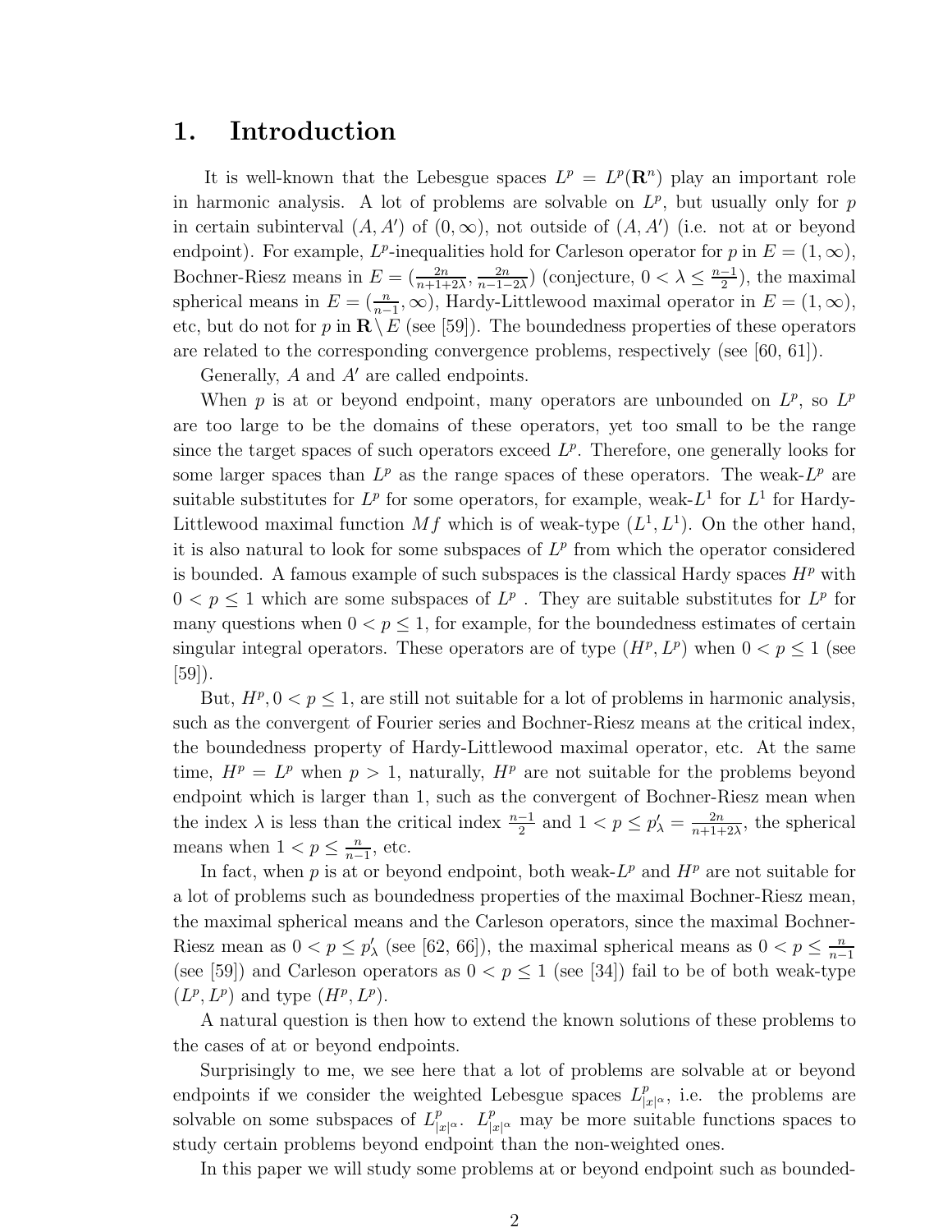# 1. Introduction

It is well-known that the Lebesgue spaces $L^p = L^p(\mathbf{R}^n)$ play an important role in harmonic analysis. A lot of problems are solvable on $L^p$, but usually only for $p$ in certain subinterval $(A, A')$ of $(0, \infty)$, not outside of $(A, A')$ (i.e. not at or beyond endpoint). For example, $L^p$-inequalities hold for Carleson operator for $p$ in $E = (1, \infty)$, Bochner-Riesz means in $E = (\frac{2n}{n+1+2\lambda}, \frac{2n}{n-1-2\lambda})$ (conjecture, $0 < \lambda \leq \frac{n-1}{2}$), the maximal spherical means in $E = (\frac{n}{n-1}, \infty)$, Hardy-Littlewood maximal operator in $E = (1, \infty)$, etc, but do not for $p$ in $\mathbf{R} \setminus E$ (see [59]). The boundedness properties of these operators are related to the corresponding convergence problems, respectively (see [60, 61]).

Generally, $A$ and $A'$ are called endpoints.

When $p$ is at or beyond endpoint, many operators are unbounded on $L^p$, so $L^p$ are too large to be the domains of these operators, yet too small to be the range since the target spaces of such operators exceed $L^p$. Therefore, one generally looks for some larger spaces than $L^p$ as the range spaces of these operators. The weak-$L^p$ are suitable substitutes for $L^p$ for some operators, for example, weak-$L^1$ for $L^1$ for Hardy-Littlewood maximal function $Mf$ which is of weak-type $(L^1, L^1)$. On the other hand, it is also natural to look for some subspaces of $L^p$ from which the operator considered is bounded. A famous example of such subspaces is the classical Hardy spaces $H^p$ with $0 < p \leq 1$ which are some subspaces of $L^p$ . They are suitable substitutes for $L^p$ for many questions when $0 < p \leq 1$, for example, for the boundedness estimates of certain singular integral operators. These operators are of type $(H^p, L^p)$ when $0 < p \leq 1$ (see [59]).

But, $H^p, 0 < p \leq 1$, are still not suitable for a lot of problems in harmonic analysis, such as the convergent of Fourier series and Bochner-Riesz means at the critical index, the boundedness property of Hardy-Littlewood maximal operator, etc. At the same time, $H^p = L^p$ when $p > 1$, naturally, $H^p$ are not suitable for the problems beyond endpoint which is larger than 1, such as the convergent of Bochner-Riesz mean when the index $\lambda$ is less than the critical index $\frac{n-1}{2}$ and $1 < p \leq p'_\lambda = \frac{2n}{n+1+2\lambda}$, the spherical means when $1 < p \leq \frac{n}{n-1}$, etc.

In fact, when $p$ is at or beyond endpoint, both weak-$L^p$ and $H^p$ are not suitable for a lot of problems such as boundedness properties of the maximal Bochner-Riesz mean, the maximal spherical means and the Carleson operators, since the maximal Bochner-Riesz mean as $0 < p \leq p'_\lambda$ (see [62, 66]), the maximal spherical means as $0 < p \leq \frac{n}{n-1}$ (see [59]) and Carleson operators as $0 < p \leq 1$ (see [34]) fail to be of both weak-type $(L^p, L^p)$ and type $(H^p, L^p)$.

A natural question is then how to extend the known solutions of these problems to the cases of at or beyond endpoints.

Surprisingly to me, we see here that a lot of problems are solvable at or beyond endpoints if we consider the weighted Lebesgue spaces $L^p_{|x|^\alpha}$, i.e. the problems are solvable on some subspaces of $L^p_{|x|^\alpha}$. $L^p_{|x|^\alpha}$ may be more suitable functions spaces to study certain problems beyond endpoint than the non-weighted ones.

In this paper we will study some problems at or beyond endpoint such as bounded-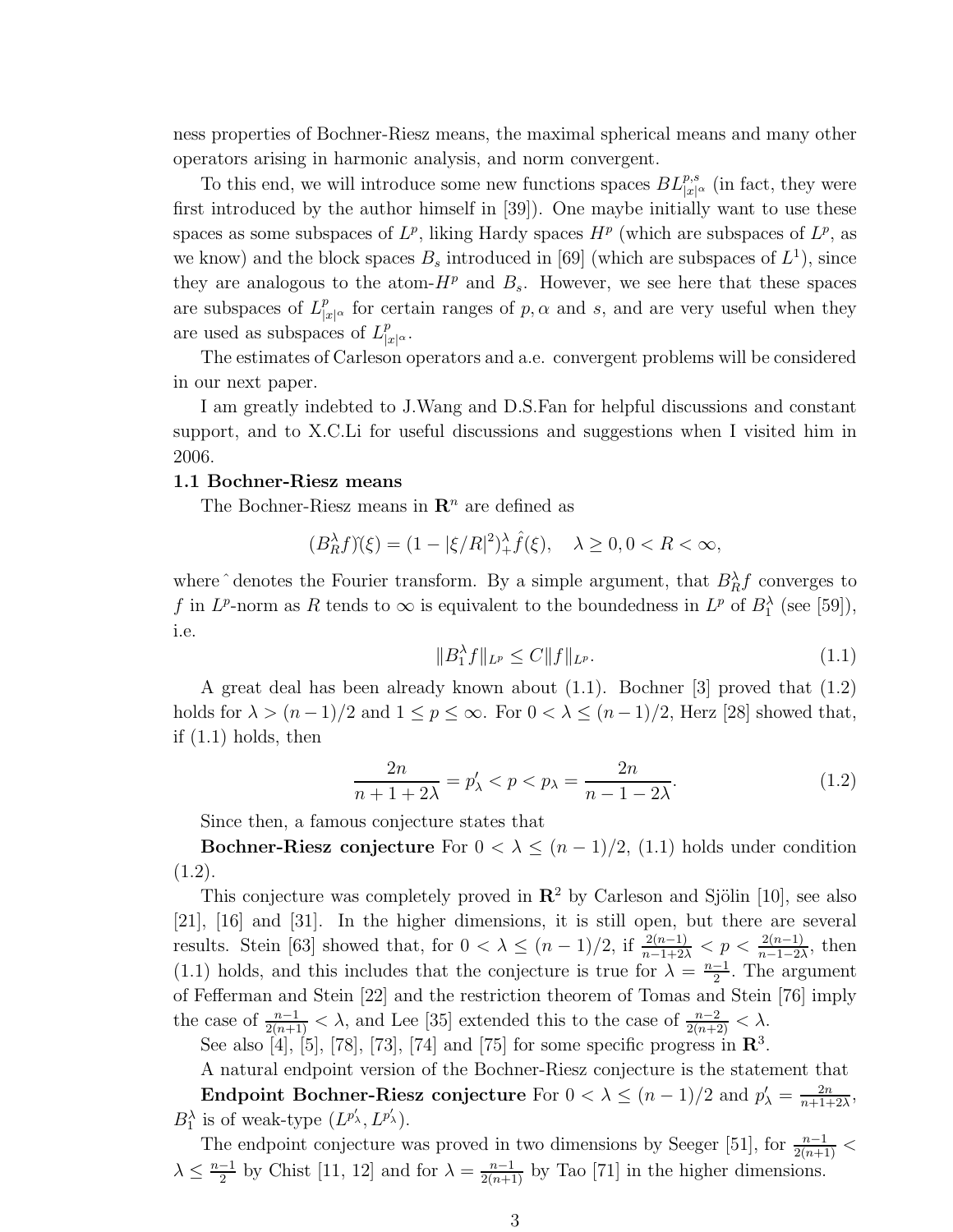ness properties of Bochner-Riesz means, the maximal spherical means and many other operators arising in harmonic analysis, and norm convergent.

To this end, we will introduce some new functions spaces $BL^{p,s}_{|x|^\alpha}$ (in fact, they were first introduced by the author himself in [39]). One maybe initially want to use these spaces as some subspaces of $L^p$, liking Hardy spaces $H^p$ (which are subspaces of $L^p$, as we know) and the block spaces $B_s$ introduced in [69] (which are subspaces of $L^1$), since they are analogous to the atom-$H^p$ and $B_s$. However, we see here that these spaces are subspaces of $L^p_{|x|^\alpha}$ for certain ranges of $p, \alpha$ and $s$, and are very useful when they are used as subspaces of $L^p_{|x|^\alpha}$.

The estimates of Carleson operators and a.e. convergent problems will be considered in our next paper.

I am greatly indebted to J.Wang and D.S.Fan for helpful discussions and constant support, and to X.C.Li for useful discussions and suggestions when I visited him in 2006.

**1.1 Bochner-Riesz means**

The Bochner-Riesz means in $\mathbf{R}^n$ are defined as

$$(B^\lambda_R f)\hat{}(\xi) = (1 - |\xi/R|^2)^\lambda_+ \hat{f}(\xi), \quad \lambda \geq 0, 0 < R < \infty,$$

where $\hat{}$ denotes the Fourier transform. By a simple argument, that $B^\lambda_R f$ converges to $f$ in $L^p$-norm as $R$ tends to $\infty$ is equivalent to the boundedness in $L^p$ of $B^\lambda_1$ (see [59]), i.e.

$$\|B^\lambda_1 f\|_{L^p} \leq C\|f\|_{L^p}. \tag{1.1}$$

A great deal has been already known about (1.1). Bochner [3] proved that (1.2) holds for $\lambda > (n-1)/2$ and $1 \leq p \leq \infty$. For $0 < \lambda \leq (n-1)/2$, Herz [28] showed that, if (1.1) holds, then

$$\frac{2n}{n+1+2\lambda} = p'_\lambda < p < p_\lambda = \frac{2n}{n-1-2\lambda}. \tag{1.2}$$

Since then, a famous conjecture states that

**Bochner-Riesz conjecture** For $0 < \lambda \leq (n-1)/2$, (1.1) holds under condition (1.2).

This conjecture was completely proved in $\mathbf{R}^2$ by Carleson and Sjölin [10], see also [21], [16] and [31]. In the higher dimensions, it is still open, but there are several results. Stein [63] showed that, for $0 < \lambda \leq (n-1)/2$, if $\frac{2(n-1)}{n-1+2\lambda} < p < \frac{2(n-1)}{n-1-2\lambda}$, then (1.1) holds, and this includes that the conjecture is true for $\lambda = \frac{n-1}{2}$. The argument of Fefferman and Stein [22] and the restriction theorem of Tomas and Stein [76] imply the case of $\frac{n-1}{2(n+1)} < \lambda$, and Lee [35] extended this to the case of $\frac{n-2}{2(n+2)} < \lambda$.

See also [4], [5], [78], [73], [74] and [75] for some specific progress in $\mathbf{R}^3$.

A natural endpoint version of the Bochner-Riesz conjecture is the statement that

**Endpoint Bochner-Riesz conjecture** For $0 < \lambda \leq (n-1)/2$ and $p'_\lambda = \frac{2n}{n+1+2\lambda}$, $B^\lambda_1$ is of weak-type $(L^{p'_\lambda}, L^{p'_\lambda})$.

The endpoint conjecture was proved in two dimensions by Seeger [51], for $\frac{n-1}{2(n+1)} < \lambda \leq \frac{n-1}{2}$ by Chist [11, 12] and for $\lambda = \frac{n-1}{2(n+1)}$ by Tao [71] in the higher dimensions.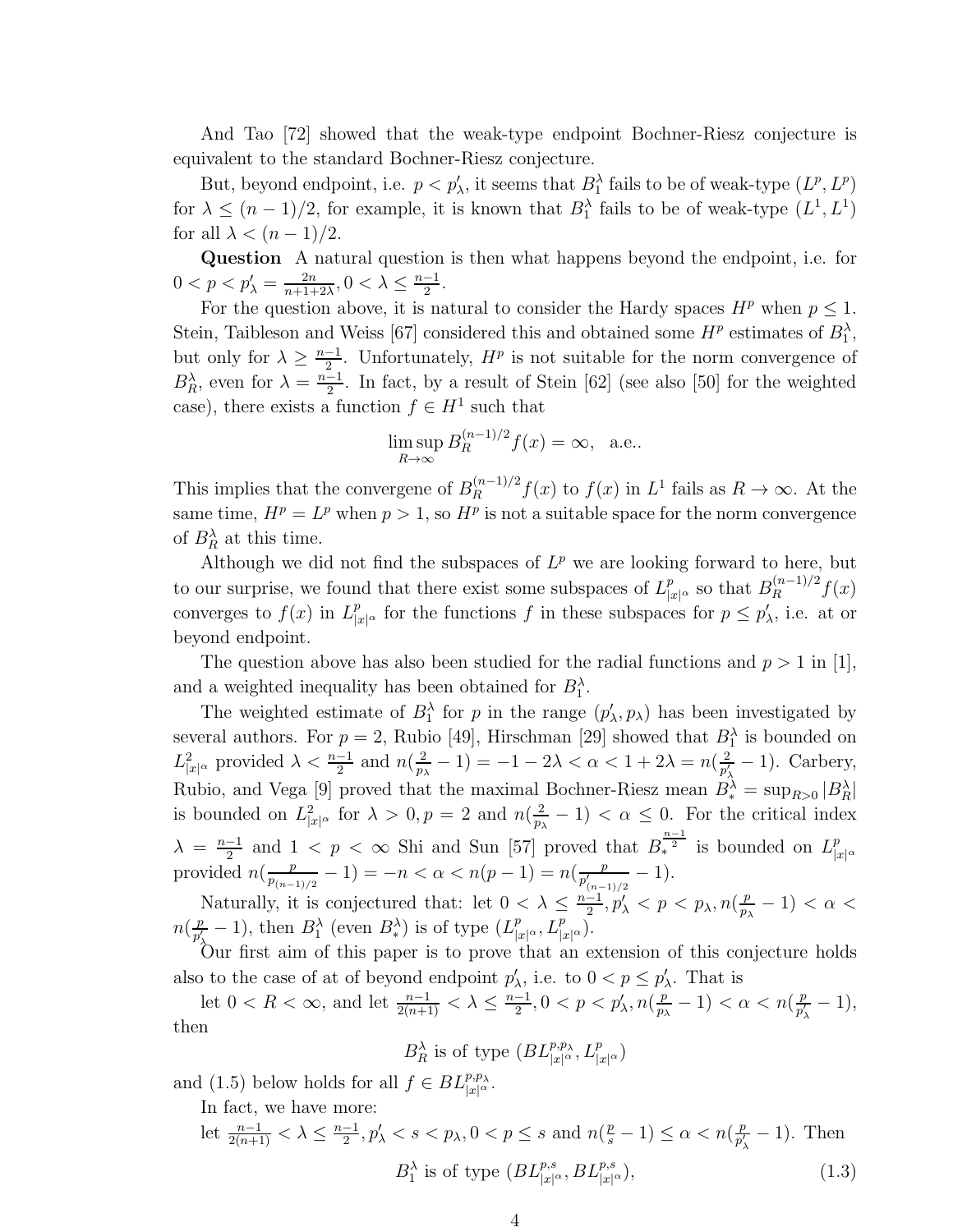And Tao [72] showed that the weak-type endpoint Bochner-Riesz conjecture is equivalent to the standard Bochner-Riesz conjecture.

But, beyond endpoint, i.e. $p < p'_\lambda$, it seems that $B_1^\lambda$ fails to be of weak-type $(L^p, L^p)$ for $\lambda \leq (n-1)/2$, for example, it is known that $B_1^\lambda$ fails to be of weak-type $(L^1, L^1)$ for all $\lambda < (n-1)/2$.

**Question** A natural question is then what happens beyond the endpoint, i.e. for $0 < p < p'_\lambda = \frac{2n}{n+1+2\lambda}, 0 < \lambda \leq \frac{n-1}{2}$.

For the question above, it is natural to consider the Hardy spaces $H^p$ when $p \leq 1$. Stein, Taibleson and Weiss [67] considered this and obtained some $H^p$ estimates of $B_1^\lambda$, but only for $\lambda \geq \frac{n-1}{2}$. Unfortunately, $H^p$ is not suitable for the norm convergence of $B_R^\lambda$, even for $\lambda = \frac{n-1}{2}$. In fact, by a result of Stein [62] (see also [50] for the weighted case), there exists a function $f \in H^1$ such that

$$\limsup_{R\to\infty} B_R^{(n-1)/2} f(x) = \infty, \quad \text{a.e..}$$

This implies that the convergene of $B_R^{(n-1)/2} f(x)$ to $f(x)$ in $L^1$ fails as $R \to \infty$. At the same time, $H^p = L^p$ when $p > 1$, so $H^p$ is not a suitable space for the norm convergence of $B_R^\lambda$ at this time.

Although we did not find the subspaces of $L^p$ we are looking forward to here, but to our surprise, we found that there exist some subspaces of $L^p_{|x|^\alpha}$ so that $B_R^{(n-1)/2} f(x)$ converges to $f(x)$ in $L^p_{|x|^\alpha}$ for the functions $f$ in these subspaces for $p \leq p'_\lambda$, i.e. at or beyond endpoint.

The question above has also been studied for the radial functions and $p > 1$ in [1], and a weighted inequality has been obtained for $B_1^\lambda$.

The weighted estimate of $B_1^\lambda$ for $p$ in the range $(p'_\lambda, p_\lambda)$ has been investigated by several authors. For $p = 2$, Rubio [49], Hirschman [29] showed that $B_1^\lambda$ is bounded on $L^2_{|x|^\alpha}$ provided $\lambda < \frac{n-1}{2}$ and $n(\frac{2}{p_\lambda} - 1) = -1 - 2\lambda < \alpha < 1 + 2\lambda = n(\frac{2}{p'_\lambda} - 1)$. Carbery, Rubio, and Vega [9] proved that the maximal Bochner-Riesz mean $B_*^\lambda = \sup_{R>0} |B_R^\lambda|$ is bounded on $L^2_{|x|^\alpha}$ for $\lambda > 0, p = 2$ and $n(\frac{2}{p_\lambda} - 1) < \alpha \leq 0$. For the critical index $\lambda = \frac{n-1}{2}$ and $1 < p < \infty$ Shi and Sun [57] proved that $B_*^{\frac{n-1}{2}}$ is bounded on $L^p_{|x|^\alpha}$ provided $n(\frac{p}{p_{(n-1)/2}} - 1) = -n < \alpha < n(p-1) = n(\frac{p}{p'_{(n-1)/2}} - 1)$.

Naturally, it is conjectured that: let $0 < \lambda \leq \frac{n-1}{2}, p'_\lambda < p < p_\lambda, n(\frac{p}{p_\lambda} - 1) < \alpha < n(\frac{p}{p'_\lambda} - 1)$, then $B_1^\lambda$ (even $B_*^\lambda$) is of type $(L^p_{|x|^\alpha}, L^p_{|x|^\alpha})$.

Our first aim of this paper is to prove that an extension of this conjecture holds also to the case of at of beyond endpoint $p'_\lambda$, i.e. to $0 < p \leq p'_\lambda$. That is

let $0 < R < \infty$, and let $\frac{n-1}{2(n+1)} < \lambda \leq \frac{n-1}{2}, 0 < p < p'_\lambda, n(\frac{p}{p_\lambda} - 1) < \alpha < n(\frac{p}{p'_\lambda} - 1)$, then

$$B_R^\lambda \text{ is of type } (BL^{p,p_\lambda}_{|x|^\alpha}, L^p_{|x|^\alpha})$$

and (1.5) below holds for all $f \in BL^{p,p_\lambda}_{|x|^\alpha}$.

In fact, we have more:

let $\frac{n-1}{2(n+1)} < \lambda \leq \frac{n-1}{2}, p'_\lambda < s < p_\lambda, 0 < p \leq s$ and $n(\frac{p}{s} - 1) \leq \alpha < n(\frac{p}{p'_\lambda} - 1)$. Then

$$B_1^\lambda \text{ is of type } (BL^{p,s}_{|x|^\alpha}, BL^{p,s}_{|x|^\alpha}), \tag{1.3}$$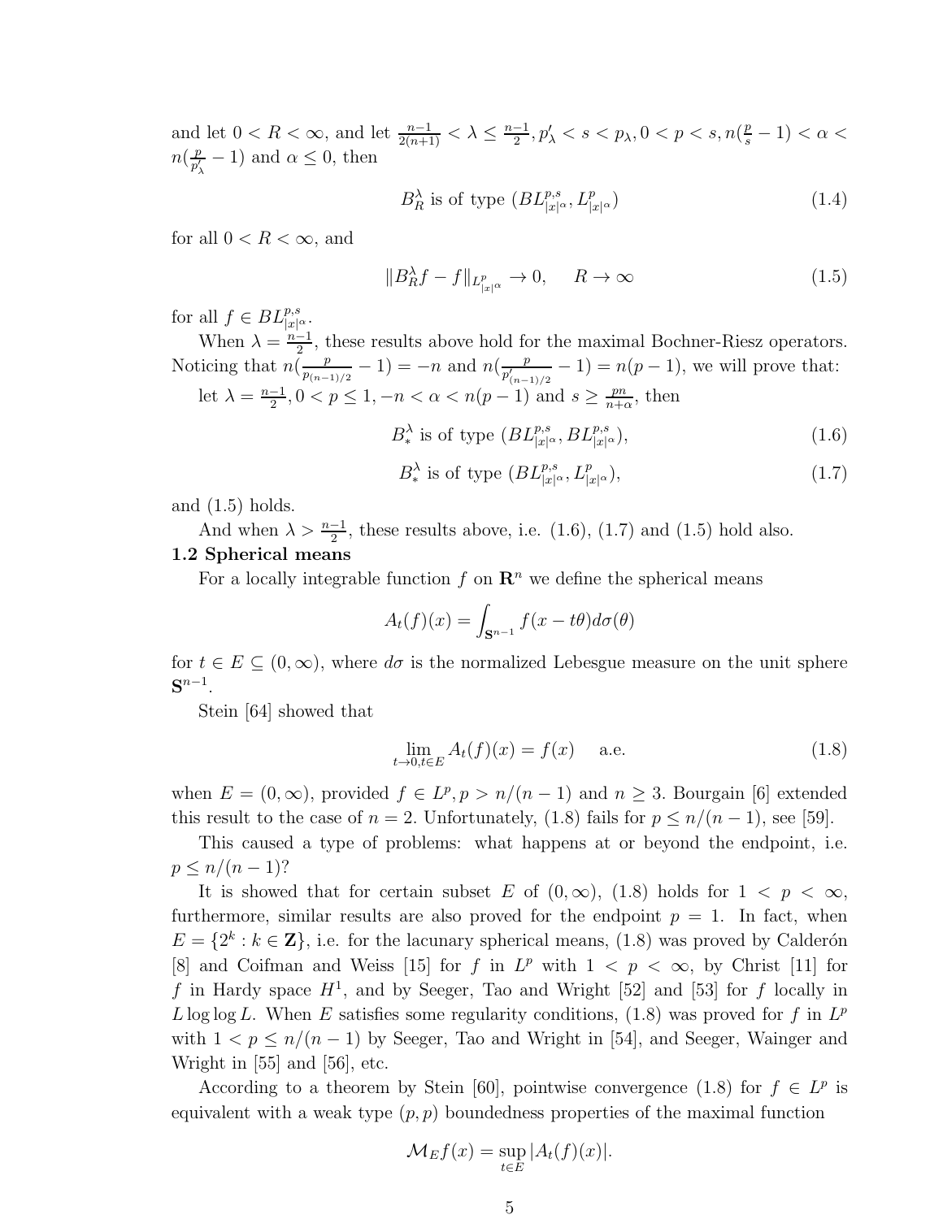and let $0 < R < \infty$, and let $\frac{n-1}{2(n+1)} < \lambda \leq \frac{n-1}{2}, p'_\lambda < s < p_\lambda, 0 < p < s, n(\frac{p}{s} - 1) < \alpha < n(\frac{p}{p'_\lambda} - 1)$ and $\alpha \leq 0$, then

$$B_R^\lambda \text{ is of type } (BL^{p,s}_{|x|^\alpha}, L^p_{|x|^\alpha}) \tag{1.4}$$

for all $0 < R < \infty$, and

$$\|B_R^\lambda f - f\|_{L^p_{|x|^\alpha}} \to 0, \quad R \to \infty \tag{1.5}$$

for all $f \in BL^{p,s}_{|x|^\alpha}$.

When $\lambda = \frac{n-1}{2}$, these results above hold for the maximal Bochner-Riesz operators. Noticing that $n(\frac{p}{p_{(n-1)/2}} - 1) = -n$ and $n(\frac{p}{p'_{(n-1)/2}} - 1) = n(p-1)$, we will prove that:

let $\lambda = \frac{n-1}{2}, 0 < p \leq 1, -n < \alpha < n(p-1)$ and $s \geq \frac{pn}{n+\alpha}$, then

$$B_*^\lambda \text{ is of type } (BL^{p,s}_{|x|^\alpha}, BL^{p,s}_{|x|^\alpha}), \tag{1.6}$$

$$B_*^\lambda \text{ is of type } (BL^{p,s}_{|x|^\alpha}, L^p_{|x|^\alpha}), \tag{1.7}$$

and (1.5) holds.

And when $\lambda > \frac{n-1}{2}$, these results above, i.e. (1.6), (1.7) and (1.5) hold also.

**1.2 Spherical means**

For a locally integrable function $f$ on $\mathbf{R}^n$ we define the spherical means

$$A_t(f)(x) = \int_{\mathbf{S}^{n-1}} f(x - t\theta) d\sigma(\theta)$$

for $t \in E \subseteq (0, \infty)$, where $d\sigma$ is the normalized Lebesgue measure on the unit sphere $\mathbf{S}^{n-1}$.

Stein [64] showed that

$$\lim_{t \to 0, t \in E} A_t(f)(x) = f(x) \quad \text{a.e.} \tag{1.8}$$

when $E = (0, \infty)$, provided $f \in L^p, p > n/(n-1)$ and $n \geq 3$. Bourgain [6] extended this result to the case of $n = 2$. Unfortunately, (1.8) fails for $p \leq n/(n-1)$, see [59].

This caused a type of problems: what happens at or beyond the endpoint, i.e. $p \leq n/(n-1)$?

It is showed that for certain subset $E$ of $(0, \infty)$, (1.8) holds for $1 < p < \infty$, furthermore, similar results are also proved for the endpoint $p = 1$. In fact, when $E = \{2^k : k \in \mathbf{Z}\}$, i.e. for the lacunary spherical means, (1.8) was proved by Calderón [8] and Coifman and Weiss [15] for $f$ in $L^p$ with $1 < p < \infty$, by Christ [11] for $f$ in Hardy space $H^1$, and by Seeger, Tao and Wright [52] and [53] for $f$ locally in $L \log \log L$. When $E$ satisfies some regularity conditions, (1.8) was proved for $f$ in $L^p$ with $1 < p \leq n/(n-1)$ by Seeger, Tao and Wright in [54], and Seeger, Wainger and Wright in [55] and [56], etc.

According to a theorem by Stein [60], pointwise convergence (1.8) for $f \in L^p$ is equivalent with a weak type $(p, p)$ boundedness properties of the maximal function

$$\mathcal{M}_E f(x) = \sup_{t \in E} |A_t(f)(x)|.$$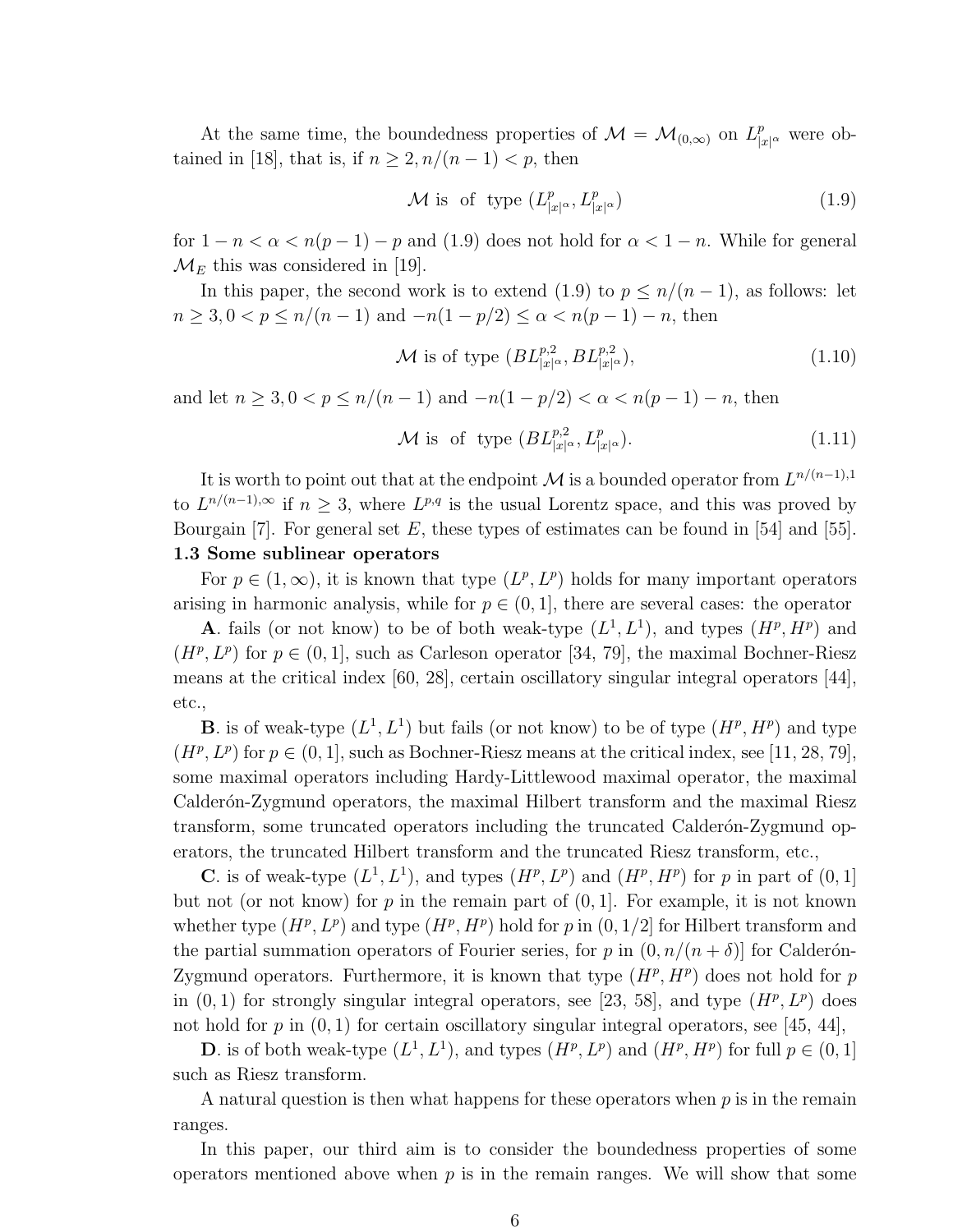At the same time, the boundedness properties of $\mathcal{M} = \mathcal{M}_{(0,\infty)}$ on $L^p_{|x|^\alpha}$ were obtained in [18], that is, if $n \geq 2, n/(n-1) < p$, then

$$\mathcal{M} \text{ is of type } (L^p_{|x|^\alpha}, L^p_{|x|^\alpha}) \tag{1.9}$$

for $1 - n < \alpha < n(p-1) - p$ and (1.9) does not hold for $\alpha < 1 - n$. While for general $\mathcal{M}_E$ this was considered in [19].

In this paper, the second work is to extend (1.9) to $p \leq n/(n-1)$, as follows: let $n \geq 3, 0 < p \leq n/(n-1)$ and $-n(1 - p/2) \leq \alpha < n(p-1) - n$, then

$$\mathcal{M} \text{ is of type } (BL^{p,2}_{|x|^\alpha}, BL^{p,2}_{|x|^\alpha}), \tag{1.10}$$

and let $n \geq 3, 0 < p \leq n/(n-1)$ and $-n(1 - p/2) < \alpha < n(p-1) - n$, then

$$\mathcal{M} \text{ is of type } (BL^{p,2}_{|x|^\alpha}, L^p_{|x|^\alpha}). \tag{1.11}$$

It is worth to point out that at the endpoint $\mathcal{M}$ is a bounded operator from $L^{n/(n-1),1}$ to $L^{n/(n-1),\infty}$ if $n \geq 3$, where $L^{p,q}$ is the usual Lorentz space, and this was proved by Bourgain [7]. For general set $E$, these types of estimates can be found in [54] and [55].

**1.3 Some sublinear operators**

For $p \in (1, \infty)$, it is known that type $(L^p, L^p)$ holds for many important operators arising in harmonic analysis, while for $p \in (0, 1]$, there are several cases: the operator

**A**. fails (or not know) to be of both weak-type $(L^1, L^1)$, and types $(H^p, H^p)$ and $(H^p, L^p)$ for $p \in (0, 1]$, such as Carleson operator [34, 79], the maximal Bochner-Riesz means at the critical index [60, 28], certain oscillatory singular integral operators [44], etc.,

**B**. is of weak-type $(L^1, L^1)$ but fails (or not know) to be of type $(H^p, H^p)$ and type $(H^p, L^p)$ for $p \in (0, 1]$, such as Bochner-Riesz means at the critical index, see [11, 28, 79], some maximal operators including Hardy-Littlewood maximal operator, the maximal Calderón-Zygmund operators, the maximal Hilbert transform and the maximal Riesz transform, some truncated operators including the truncated Calderón-Zygmund operators, the truncated Hilbert transform and the truncated Riesz transform, etc.,

**C**. is of weak-type $(L^1, L^1)$, and types $(H^p, L^p)$ and $(H^p, H^p)$ for $p$ in part of $(0, 1]$ but not (or not know) for $p$ in the remain part of $(0, 1]$. For example, it is not known whether type $(H^p, L^p)$ and type $(H^p, H^p)$ hold for $p$ in $(0, 1/2]$ for Hilbert transform and the partial summation operators of Fourier series, for $p$ in $(0, n/(n + \delta)]$ for Calderón-Zygmund operators. Furthermore, it is known that type $(H^p, H^p)$ does not hold for $p$ in $(0, 1)$ for strongly singular integral operators, see [23, 58], and type $(H^p, L^p)$ does not hold for $p$ in $(0, 1)$ for certain oscillatory singular integral operators, see [45, 44],

**D**. is of both weak-type $(L^1, L^1)$, and types $(H^p, L^p)$ and $(H^p, H^p)$ for full $p \in (0, 1]$ such as Riesz transform.

A natural question is then what happens for these operators when $p$ is in the remain ranges.

In this paper, our third aim is to consider the boundedness properties of some operators mentioned above when $p$ is in the remain ranges. We will show that some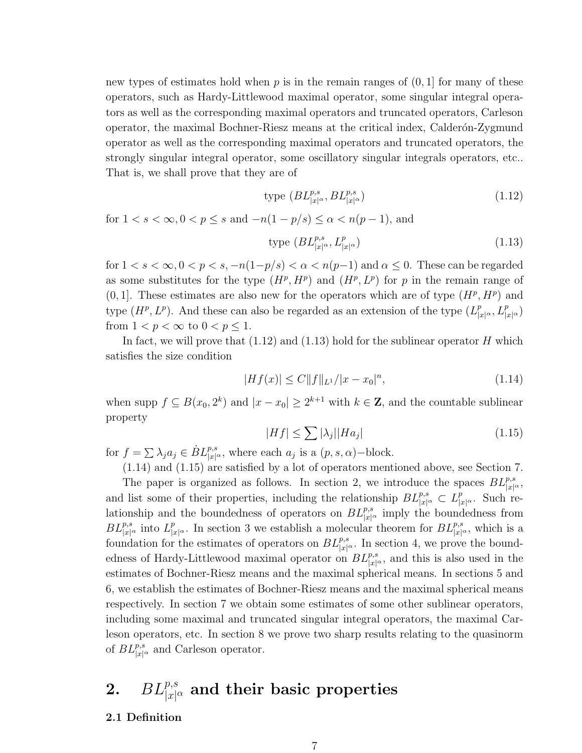new types of estimates hold when $p$ is in the remain ranges of $(0,1]$ for many of these operators, such as Hardy-Littlewood maximal operator, some singular integral operators as well as the corresponding maximal operators and truncated operators, Carleson operator, the maximal Bochner-Riesz means at the critical index, Calderón-Zygmund operator as well as the corresponding maximal operators and truncated operators, the strongly singular integral operator, some oscillatory singular integrals operators, etc.. That is, we shall prove that they are of

$$\text{type } (BL^{p,s}_{|x|^\alpha}, BL^{p,s}_{|x|^\alpha}) \tag{1.12}$$

for $1 < s < \infty, 0 < p \leq s$ and $-n(1-p/s) \leq \alpha < n(p-1)$, and

$$\text{type } (BL^{p,s}_{|x|^\alpha}, L^{p}_{|x|^\alpha}) \tag{1.13}$$

for $1 < s < \infty, 0 < p < s, -n(1-p/s) < \alpha < n(p-1)$ and $\alpha \leq 0$. These can be regarded as some substitutes for the type $(H^p, H^p)$ and $(H^p, L^p)$ for $p$ in the remain range of $(0,1]$. These estimates are also new for the operators which are of type $(H^p, H^p)$ and type $(H^p, L^p)$. And these can also be regarded as an extension of the type $(L^p_{|x|^\alpha}, L^p_{|x|^\alpha})$ from $1 < p < \infty$ to $0 < p \leq 1$.

In fact, we will prove that (1.12) and (1.13) hold for the sublinear operator $H$ which satisfies the size condition

$$|Hf(x)| \leq C\|f\|_{L^1}/|x - x_0|^n, \tag{1.14}$$

when supp $f \subseteq B(x_0, 2^k)$ and $|x - x_0| \geq 2^{k+1}$ with $k \in \mathbf{Z}$, and the countable sublinear property

$$|Hf| \leq \sum |\lambda_j||Ha_j| \tag{1.15}$$

for $f = \sum \lambda_j a_j \in \dot{B}L^{p,s}_{|x|^\alpha}$, where each $a_j$ is a $(p,s,\alpha)-$block.

(1.14) and (1.15) are satisfied by a lot of operators mentioned above, see Section 7.

The paper is organized as follows. In section 2, we introduce the spaces $BL^{p,s}_{|x|^\alpha}$, and list some of their properties, including the relationship $BL^{p,s}_{|x|^\alpha} \subset L^p_{|x|^\alpha}$. Such relationship and the boundedness of operators on $BL^{p,s}_{|x|^\alpha}$ imply the boundedness from $BL^{p,s}_{|x|^\alpha}$ into $L^p_{|x|^\alpha}$. In section 3 we establish a molecular theorem for $BL^{p,s}_{|x|^\alpha}$, which is a foundation for the estimates of operators on $BL^{p,s}_{|x|^\alpha}$. In section 4, we prove the boundedness of Hardy-Littlewood maximal operator on $BL^{p,s}_{|x|^\alpha}$, and this is also used in the estimates of Bochner-Riesz means and the maximal spherical means. In sections 5 and 6, we establish the estimates of Bochner-Riesz means and the maximal spherical means respectively. In section 7 we obtain some estimates of some other sublinear operators, including some maximal and truncated singular integral operators, the maximal Carleson operators, etc. In section 8 we prove two sharp results relating to the quasinorm of $BL^{p,s}_{|x|^\alpha}$ and Carleson operator.

## 2. $BL^{p,s}_{|x|^\alpha}$ and their basic properties

### 2.1 Definition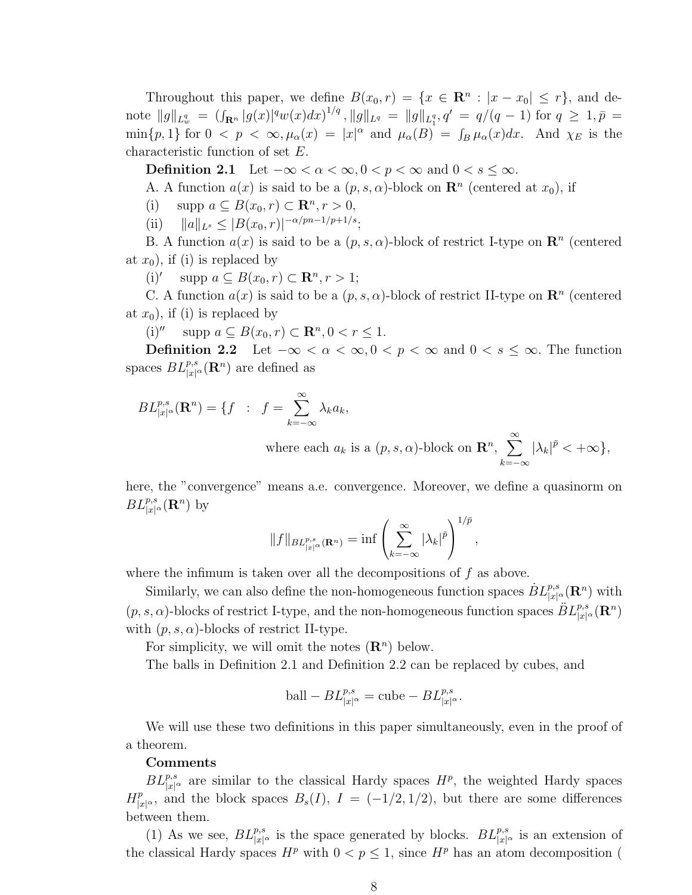Throughout this paper, we define $B(x_0, r) = \{x \in \mathbf{R}^n : |x - x_0| \leq r\}$, and denote $\|g\|_{L^q_w} = (\int_{\mathbf{R}^n} |g(x)|^q w(x)dx)^{1/q}$, $\|g\|_{L^q} = \|g\|_{L^q_1}$, $q' = q/(q-1)$ for $q \geq 1$, $\bar{p} = \min\{p, 1\}$ for $0 < p < \infty$, $\mu_\alpha(x) = |x|^\alpha$ and $\mu_\alpha(B) = \int_B \mu_\alpha(x)dx$. And $\chi_E$ is the characteristic function of set $E$.

**Definition 2.1** Let $-\infty < \alpha < \infty, 0 < p < \infty$ and $0 < s \leq \infty$.

A. A function $a(x)$ is said to be a $(p, s, \alpha)$-block on $\mathbf{R}^n$ (centered at $x_0$), if

(i) supp $a \subseteq B(x_0, r) \subset \mathbf{R}^n, r > 0$,

(ii) $\|a\|_{L^s} \leq |B(x_0, r)|^{-\alpha/pn - 1/p + 1/s}$;

B. A function $a(x)$ is said to be a $(p, s, \alpha)$-block of restrict I-type on $\mathbf{R}^n$ (centered at $x_0$), if (i) is replaced by

(i)$'$ supp $a \subseteq B(x_0, r) \subset \mathbf{R}^n, r > 1$;

C. A function $a(x)$ is said to be a $(p, s, \alpha)$-block of restrict II-type on $\mathbf{R}^n$ (centered at $x_0$), if (i) is replaced by

(i)$''$ supp $a \subseteq B(x_0, r) \subset \mathbf{R}^n, 0 < r \leq 1$.

**Definition 2.2** Let $-\infty < \alpha < \infty, 0 < p < \infty$ and $0 < s \leq \infty$. The function spaces $BL^{p,s}_{|x|^\alpha}(\mathbf{R}^n)$ are defined as

$$BL^{p,s}_{|x|^\alpha}(\mathbf{R}^n) = \{f \ : \ f = \sum_{k=-\infty}^{\infty} \lambda_k a_k, \quad \text{where each } a_k \text{ is a } (p, s, \alpha)\text{-block on } \mathbf{R}^n, \ \sum_{k=-\infty}^{\infty} |\lambda_k|^{\bar{p}} < +\infty\},$$

here, the "convergence" means a.e. convergence. Moreover, we define a quasinorm on $BL^{p,s}_{|x|^\alpha}(\mathbf{R}^n)$ by

$$\|f\|_{BL^{p,s}_{|x|^\alpha}(\mathbf{R}^n)} = \inf \left( \sum_{k=-\infty}^{\infty} |\lambda_k|^{\bar{p}} \right)^{1/\bar{p}},$$

where the infimum is taken over all the decompositions of $f$ as above.

Similarly, we can also define the non-homogeneous function spaces $\dot{B}L^{p,s}_{|x|^\alpha}(\mathbf{R}^n)$ with $(p, s, \alpha)$-blocks of restrict I-type, and the non-homogeneous function spaces $\ddot{B}L^{p,s}_{|x|^\alpha}(\mathbf{R}^n)$ with $(p, s, \alpha)$-blocks of restrict II-type.

For simplicity, we will omit the notes $(\mathbf{R}^n)$ below.

The balls in Definition 2.1 and Definition 2.2 can be replaced by cubes, and

$$\text{ball} - BL^{p,s}_{|x|^\alpha} = \text{cube} - BL^{p,s}_{|x|^\alpha}.$$

We will use these two definitions in this paper simultaneously, even in the proof of a theorem.

**Comments**

$BL^{p,s}_{|x|^\alpha}$ are similar to the classical Hardy spaces $H^p$, the weighted Hardy spaces $H^p_{|x|^\alpha}$, and the block spaces $B_s(I)$, $I = (-1/2, 1/2)$, but there are some differences between them.

(1) As we see, $BL^{p,s}_{|x|^\alpha}$ is the space generated by blocks. $BL^{p,s}_{|x|^\alpha}$ is an extension of the classical Hardy spaces $H^p$ with $0 < p \leq 1$, since $H^p$ has an atom decomposition (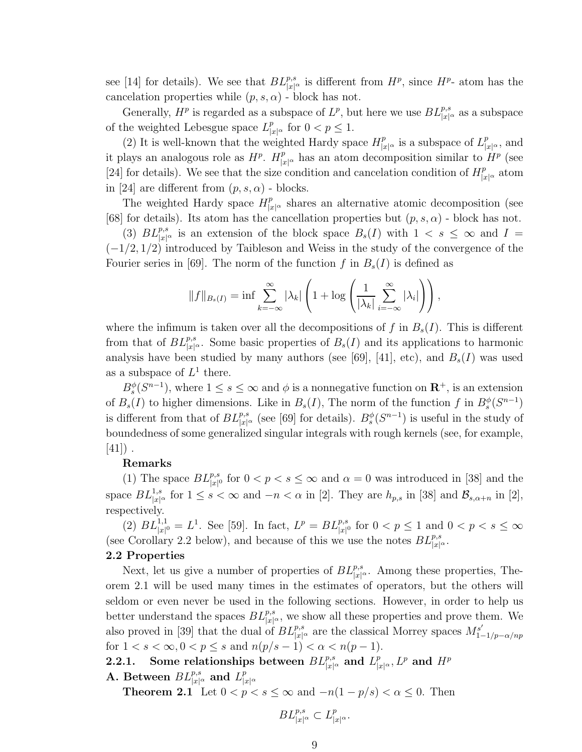see [14] for details). We see that $BL^{p,s}_{|x|^\alpha}$ is different from $H^p$, since $H^p$- atom has the cancelation properties while $(p,s,\alpha)$ - block has not.

Generally, $H^p$ is regarded as a subspace of $L^p$, but here we use $BL^{p,s}_{|x|^\alpha}$ as a subspace of the weighted Lebesgue space $L^p_{|x|^\alpha}$ for $0 < p \le 1$.

(2) It is well-known that the weighted Hardy space $H^p_{|x|^\alpha}$ is a subspace of $L^p_{|x|^\alpha}$, and it plays an analogous role as $H^p$. $H^p_{|x|^\alpha}$ has an atom decomposition similar to $H^p$ (see [24] for details). We see that the size condition and cancelation condition of $H^p_{|x|^\alpha}$ atom in [24] are different from $(p,s,\alpha)$ - blocks.

The weighted Hardy space $H^p_{|x|^\alpha}$ shares an alternative atomic decomposition (see [68] for details). Its atom has the cancellation properties but $(p,s,\alpha)$ - block has not.

(3) $BL^{p,s}_{|x|^\alpha}$ is an extension of the block space $B_s(I)$ with $1 < s \le \infty$ and $I = (-1/2, 1/2)$ introduced by Taibleson and Weiss in the study of the convergence of the Fourier series in [69]. The norm of the function $f$ in $B_s(I)$ is defined as

$$\|f\|_{B_s(I)} = \inf \sum_{k=-\infty}^{\infty} |\lambda_k| \left(1 + \log\left(\frac{1}{|\lambda_k|}\sum_{i=-\infty}^{\infty}|\lambda_i|\right)\right),$$

where the infimum is taken over all the decompositions of $f$ in $B_s(I)$. This is different from that of $BL^{p,s}_{|x|^\alpha}$. Some basic properties of $B_s(I)$ and its applications to harmonic analysis have been studied by many authors (see [69], [41], etc), and $B_s(I)$ was used as a subspace of $L^1$ there.

$B^\phi_s(S^{n-1})$, where $1 \le s \le \infty$ and $\phi$ is a nonnegative function on $\mathbf{R}^+$, is an extension of $B_s(I)$ to higher dimensions. Like in $B_s(I)$, The norm of the function $f$ in $B^\phi_s(S^{n-1})$ is different from that of $BL^{p,s}_{|x|^\alpha}$ (see [69] for details). $B^\phi_s(S^{n-1})$ is useful in the study of boundedness of some generalized singular integrals with rough kernels (see, for example, [41]) .

**Remarks**

(1) The space $BL^{p,s}_{|x|^0}$ for $0 < p < s \le \infty$ and $\alpha = 0$ was introduced in [38] and the space $BL^{1,s}_{|x|^\alpha}$ for $1 \le s < \infty$ and $-n < \alpha$ in [2]. They are $h_{p,s}$ in [38] and $\mathcal{B}_{s,\alpha+n}$ in [2], respectively.

(2) $BL^{1,1}_{|x|^0} = L^1$. See [59]. In fact, $L^p = BL^{p,s}_{|x|^0}$ for $0 < p \le 1$ and $0 < p < s \le \infty$ (see Corollary 2.2 below), and because of this we use the notes $BL^{p,s}_{|x|^\alpha}$.

**2.2 Properties**

Next, let us give a number of properties of $BL^{p,s}_{|x|^\alpha}$. Among these properties, Theorem 2.1 will be used many times in the estimates of operators, but the others will seldom or even never be used in the following sections. However, in order to help us better understand the spaces $BL^{p,s}_{|x|^\alpha}$, we show all these properties and prove them. We also proved in [39] that the dual of $BL^{p,s}_{|x|^\alpha}$ are the classical Morrey spaces $M^{s'}_{1-1/p-\alpha/np}$ for $1 < s < \infty, 0 < p \le s$ and $n(p/s-1) < \alpha < n(p-1)$.

**2.2.1. Some relationships between $BL^{p,s}_{|x|^\alpha}$ and $L^p_{|x|^\alpha}, L^p$ and $H^p$**

**A. Between $BL^{p,s}_{|x|^\alpha}$ and $L^p_{|x|^\alpha}$**

**Theorem 2.1** Let $0 < p < s \le \infty$ and $-n(1-p/s) < \alpha \le 0$. Then

$$BL^{p,s}_{|x|^\alpha} \subset L^p_{|x|^\alpha}.$$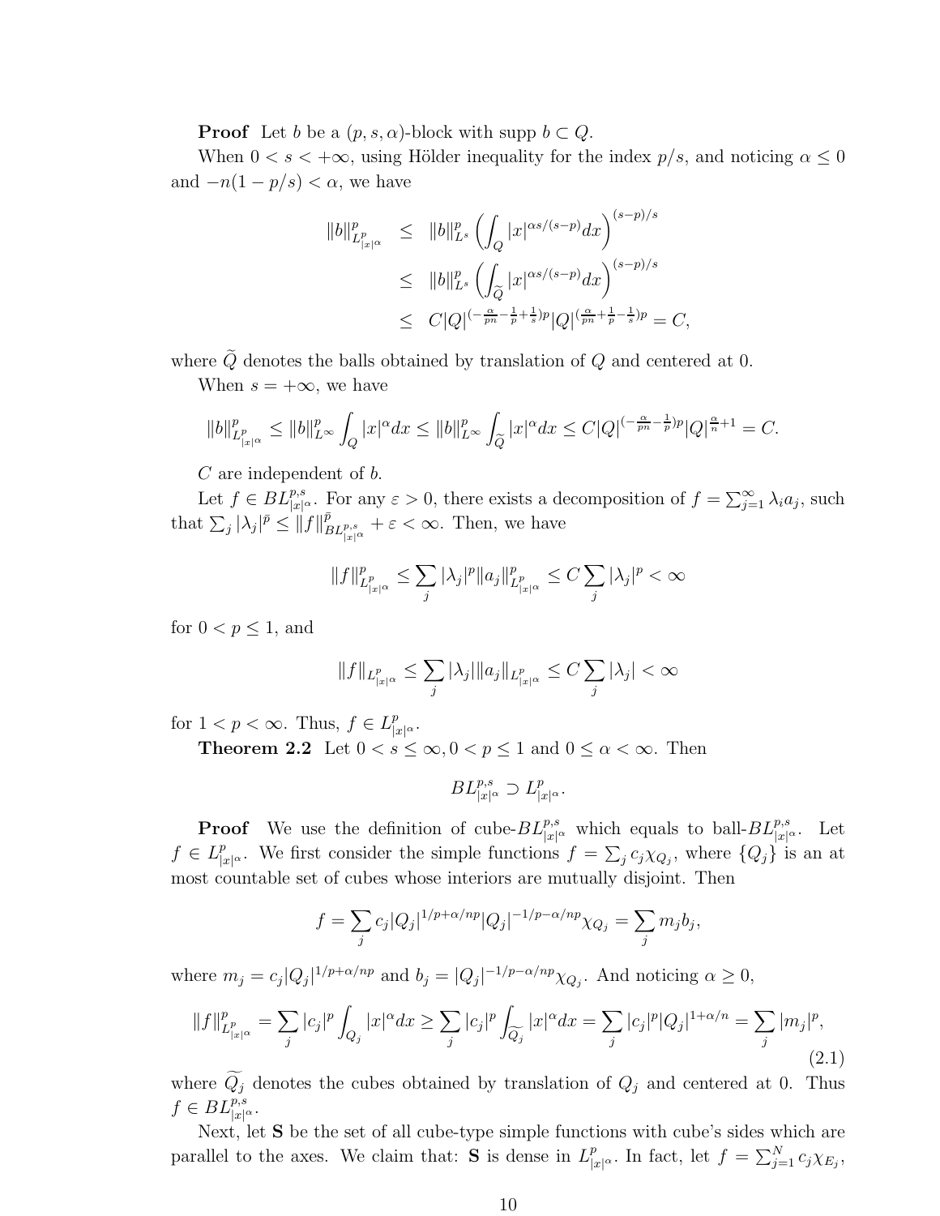**Proof** Let $b$ be a $(p, s, \alpha)$-block with supp $b \subset Q$.

When $0 < s < +\infty$, using Hölder inequality for the index $p/s$, and noticing $\alpha \leq 0$ and $-n(1 - p/s) < \alpha$, we have

$$\begin{aligned}
\|b\|^p_{L^p_{|x|^\alpha}} &\leq \|b\|^p_{L^s} \left( \int_Q |x|^{\alpha s/(s-p)} dx \right)^{(s-p)/s} \\
&\leq \|b\|^p_{L^s} \left( \int_{\widetilde{Q}} |x|^{\alpha s/(s-p)} dx \right)^{(s-p)/s} \\
&\leq C|Q|^{(-\frac{\alpha}{pn} - \frac{1}{p} + \frac{1}{s})p} |Q|^{(\frac{\alpha}{pn} + \frac{1}{p} - \frac{1}{s})p} = C,
\end{aligned}$$

where $\widetilde{Q}$ denotes the balls obtained by translation of $Q$ and centered at 0.

When $s = +\infty$, we have

$$\|b\|^p_{L^p_{|x|^\alpha}} \leq \|b\|^p_{L^\infty} \int_Q |x|^\alpha dx \leq \|b\|^p_{L^\infty} \int_{\widetilde{Q}} |x|^\alpha dx \leq C|Q|^{(-\frac{\alpha}{pn} - \frac{1}{p})p} |Q|^{\frac{\alpha}{n} + 1} = C.$$

$C$ are independent of $b$.

Let $f \in BL^{p,s}_{|x|^\alpha}$. For any $\varepsilon > 0$, there exists a decomposition of $f = \sum_{j=1}^\infty \lambda_i a_j$, such that $\sum_j |\lambda_j|^{\bar{p}} \leq \|f\|^{\bar{p}}_{BL^{p,s}_{|x|^\alpha}} + \varepsilon < \infty$. Then, we have

$$\|f\|^p_{L^p_{|x|^\alpha}} \leq \sum_j |\lambda_j|^p \|a_j\|^p_{L^p_{|x|^\alpha}} \leq C \sum_j |\lambda_j|^p < \infty$$

for $0 < p \leq 1$, and

$$\|f\|_{L^p_{|x|^\alpha}} \leq \sum_j |\lambda_j| \|a_j\|_{L^p_{|x|^\alpha}} \leq C \sum_j |\lambda_j| < \infty$$

for $1 < p < \infty$. Thus, $f \in L^p_{|x|^\alpha}$.

**Theorem 2.2** Let $0 < s \leq \infty, 0 < p \leq 1$ and $0 \leq \alpha < \infty$. Then

$$BL^{p,s}_{|x|^\alpha} \supset L^p_{|x|^\alpha}.$$

**Proof** We use the definition of cube-$BL^{p,s}_{|x|^\alpha}$ which equals to ball-$BL^{p,s}_{|x|^\alpha}$. Let $f \in L^p_{|x|^\alpha}$. We first consider the simple functions $f = \sum_j c_j \chi_{Q_j}$, where $\{Q_j\}$ is an at most countable set of cubes whose interiors are mutually disjoint. Then

$$f = \sum_j c_j |Q_j|^{1/p + \alpha/np} |Q_j|^{-1/p - \alpha/np} \chi_{Q_j} = \sum_j m_j b_j,$$

where $m_j = c_j |Q_j|^{1/p + \alpha/np}$ and $b_j = |Q_j|^{-1/p - \alpha/np} \chi_{Q_j}$. And noticing $\alpha \geq 0$,

$$\|f\|^p_{L^p_{|x|^\alpha}} = \sum_j |c_j|^p \int_{Q_j} |x|^\alpha dx \geq \sum_j |c_j|^p \int_{\widetilde{Q_j}} |x|^\alpha dx = \sum_j |c_j|^p |Q_j|^{1 + \alpha/n} = \sum_j |m_j|^p, \tag{2.1}$$

where $\widetilde{Q_j}$ denotes the cubes obtained by translation of $Q_j$ and centered at 0. Thus $f \in BL^{p,s}_{|x|^\alpha}$.

Next, let $\mathbf{S}$ be the set of all cube-type simple functions with cube's sides which are parallel to the axes. We claim that: $\mathbf{S}$ is dense in $L^p_{|x|^\alpha}$. In fact, let $f = \sum_{j=1}^N c_j \chi_{E_j}$,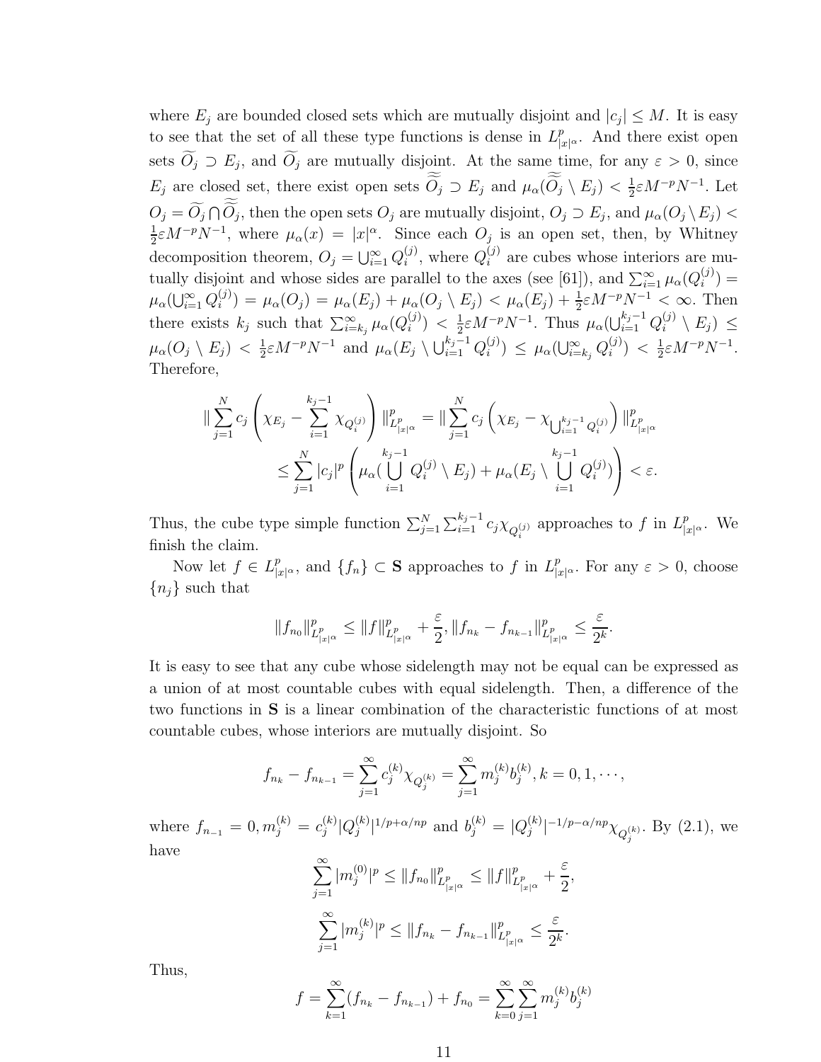where $E_j$ are bounded closed sets which are mutually disjoint and $|c_j| \le M$. It is easy to see that the set of all these type functions is dense in $L^p_{|x|^\alpha}$. And there exist open sets $\widetilde{O_j} \supset E_j$, and $\widetilde{O_j}$ are mutually disjoint. At the same time, for any $\varepsilon > 0$, since $E_j$ are closed set, there exist open sets $\widetilde{\widetilde{O_j}} \supset E_j$ and $\mu_\alpha(\widetilde{\widetilde{O_j}} \setminus E_j) < \frac{1}{2}\varepsilon M^{-p} N^{-1}$. Let $O_j = \widetilde{O_j} \bigcap \widetilde{\widetilde{O_j}}$, then the open sets $O_j$ are mutually disjoint, $O_j \supset E_j$, and $\mu_\alpha(O_j \setminus E_j) < \frac{1}{2}\varepsilon M^{-p} N^{-1}$, where $\mu_\alpha(x) = |x|^\alpha$. Since each $O_j$ is an open set, then, by Whitney decomposition theorem, $O_j = \bigcup_{i=1}^\infty Q_i^{(j)}$, where $Q_i^{(j)}$ are cubes whose interiors are mutually disjoint and whose sides are parallel to the axes (see [61]), and $\sum_{i=1}^\infty \mu_\alpha(Q_i^{(j)}) = \mu_\alpha(\bigcup_{i=1}^\infty Q_i^{(j)}) = \mu_\alpha(O_j) = \mu_\alpha(E_j) + \mu_\alpha(O_j \setminus E_j) < \mu_\alpha(E_j) + \frac{1}{2}\varepsilon M^{-p} N^{-1} < \infty$. Then there exists $k_j$ such that $\sum_{i=k_j}^\infty \mu_\alpha(Q_i^{(j)}) < \frac{1}{2}\varepsilon M^{-p} N^{-1}$. Thus $\mu_\alpha(\bigcup_{i=1}^{k_j-1} Q_i^{(j)} \setminus E_j) \le \mu_\alpha(O_j \setminus E_j) < \frac{1}{2}\varepsilon M^{-p} N^{-1}$ and $\mu_\alpha(E_j \setminus \bigcup_{i=1}^{k_j-1} Q_i^{(j)}) \le \mu_\alpha(\bigcup_{i=k_j}^\infty Q_i^{(j)}) < \frac{1}{2}\varepsilon M^{-p} N^{-1}$. Therefore,

$$\|\sum_{j=1}^N c_j \left(\chi_{E_j} - \sum_{i=1}^{k_j-1} \chi_{Q_i^{(j)}}\right)\|^p_{L^p_{|x|^\alpha}} = \|\sum_{j=1}^N c_j \left(\chi_{E_j} - \chi_{\bigcup_{i=1}^{k_j-1} Q_i^{(j)}}\right)\|^p_{L^p_{|x|^\alpha}}$$
$$\le \sum_{j=1}^N |c_j|^p \left(\mu_\alpha(\bigcup_{i=1}^{k_j-1} Q_i^{(j)} \setminus E_j) + \mu_\alpha(E_j \setminus \bigcup_{i=1}^{k_j-1} Q_i^{(j)})\right) < \varepsilon.$$

Thus, the cube type simple function $\sum_{j=1}^N \sum_{i=1}^{k_j-1} c_j \chi_{Q_i^{(j)}}$ approaches to $f$ in $L^p_{|x|^\alpha}$. We finish the claim.

Now let $f \in L^p_{|x|^\alpha}$, and $\{f_n\} \subset \mathbf{S}$ approaches to $f$ in $L^p_{|x|^\alpha}$. For any $\varepsilon > 0$, choose $\{n_j\}$ such that

$$\|f_{n_0}\|^p_{L^p_{|x|^\alpha}} \le \|f\|^p_{L^p_{|x|^\alpha}} + \frac{\varepsilon}{2}, \|f_{n_k} - f_{n_{k-1}}\|^p_{L^p_{|x|^\alpha}} \le \frac{\varepsilon}{2^k}.$$

It is easy to see that any cube whose sidelength may not be equal can be expressed as a union of at most countable cubes with equal sidelength. Then, a difference of the two functions in $\mathbf{S}$ is a linear combination of the characteristic functions of at most countable cubes, whose interiors are mutually disjoint. So

$$f_{n_k} - f_{n_{k-1}} = \sum_{j=1}^\infty c_j^{(k)} \chi_{Q_j^{(k)}} = \sum_{j=1}^\infty m_j^{(k)} b_j^{(k)}, k = 0, 1, \cdots,$$

where $f_{n_{-1}} = 0, m_j^{(k)} = c_j^{(k)} |Q_j^{(k)}|^{1/p + \alpha/np}$ and $b_j^{(k)} = |Q_j^{(k)}|^{-1/p - \alpha/np} \chi_{Q_j^{(k)}}$. By (2.1), we have

$$\sum_{j=1}^\infty |m_j^{(0)}|^p \le \|f_{n_0}\|^p_{L^p_{|x|^\alpha}} \le \|f\|^p_{L^p_{|x|^\alpha}} + \frac{\varepsilon}{2},$$

$$\sum_{j=1}^\infty |m_j^{(k)}|^p \le \|f_{n_k} - f_{n_{k-1}}\|^p_{L^p_{|x|^\alpha}} \le \frac{\varepsilon}{2^k}.$$

Thus,

$$f = \sum_{k=1}^\infty (f_{n_k} - f_{n_{k-1}}) + f_{n_0} = \sum_{k=0}^\infty \sum_{j=1}^\infty m_j^{(k)} b_j^{(k)}$$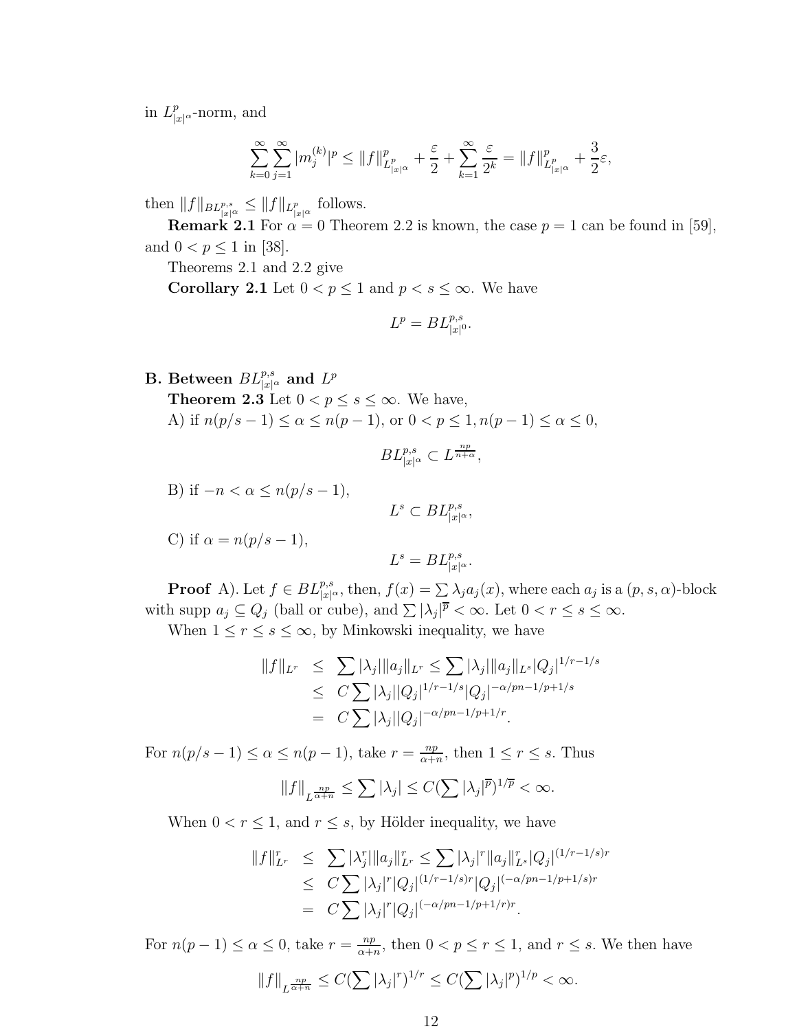in $L^p_{|x|^\alpha}$-norm, and

$$\sum_{k=0}^{\infty}\sum_{j=1}^{\infty}|m_j^{(k)}|^p \le \|f\|^p_{L^p_{|x|^\alpha}} + \frac{\varepsilon}{2} + \sum_{k=1}^{\infty}\frac{\varepsilon}{2^k} = \|f\|^p_{L^p_{|x|^\alpha}} + \frac{3}{2}\varepsilon,$$

then $\|f\|_{BL^{p,s}_{|x|^\alpha}} \le \|f\|_{L^p_{|x|^\alpha}}$ follows.

**Remark 2.1** For $\alpha = 0$ Theorem 2.2 is known, the case $p = 1$ can be found in [59], and $0 < p \le 1$ in [38].

Theorems 2.1 and 2.2 give

**Corollary 2.1** Let $0 < p \le 1$ and $p < s \le \infty$. We have

$$L^p = BL^{p,s}_{|x|^0}.$$

**B. Between $BL^{p,s}_{|x|^\alpha}$ and $L^p$**

**Theorem 2.3** Let $0 < p \le s \le \infty$. We have,

A) if $n(p/s-1) \le \alpha \le n(p-1)$, or $0 < p \le 1, n(p-1) \le \alpha \le 0$,

$$BL^{p,s}_{|x|^\alpha} \subset L^{\frac{np}{n+\alpha}},$$

B) if $-n < \alpha \le n(p/s-1)$,

$$L^s \subset BL^{p,s}_{|x|^\alpha},$$

C) if $\alpha = n(p/s-1)$,

$$L^s = BL^{p,s}_{|x|^\alpha}.$$

**Proof** A). Let $f \in BL^{p,s}_{|x|^\alpha}$, then, $f(x) = \sum \lambda_j a_j(x)$, where each $a_j$ is a $(p, s, \alpha)$-block with supp $a_j \subseteq Q_j$ (ball or cube), and $\sum |\lambda_j|^{\overline{p}} < \infty$. Let $0 < r \le s \le \infty$.

When $1 \le r \le s \le \infty$, by Minkowski inequality, we have

$$\begin{aligned}
\|f\|_{L^r} &\le \sum|\lambda_j|\|a_j\|_{L^r} \le \sum|\lambda_j|\|a_j\|_{L^s}|Q_j|^{1/r-1/s}\\
&\le C\sum|\lambda_j||Q_j|^{1/r-1/s}|Q_j|^{-\alpha/pn-1/p+1/s}\\
&= C\sum|\lambda_j||Q_j|^{-\alpha/pn-1/p+1/r}.
\end{aligned}$$

For $n(p/s-1) \le \alpha \le n(p-1)$, take $r = \frac{np}{\alpha+n}$, then $1 \le r \le s$. Thus

$$\|f\|_{L^{\frac{np}{\alpha+n}}} \le \sum|\lambda_j| \le C(\sum|\lambda_j|^{\overline{p}})^{1/\overline{p}} < \infty.$$

When $0 < r \le 1$, and $r \le s$, by Hölder inequality, we have

$$\begin{aligned}
\|f\|^r_{L^r} &\le \sum|\lambda_j^r|\|a_j\|^r_{L^r} \le \sum|\lambda_j|^r\|a_j\|^r_{L^s}|Q_j|^{(1/r-1/s)r}\\
&\le C\sum|\lambda_j|^r|Q_j|^{(1/r-1/s)r}|Q_j|^{(-\alpha/pn-1/p+1/s)r}\\
&= C\sum|\lambda_j|^r|Q_j|^{(-\alpha/pn-1/p+1/r)r}.
\end{aligned}$$

For $n(p-1) \le \alpha \le 0$, take $r = \frac{np}{\alpha+n}$, then $0 < p \le r \le 1$, and $r \le s$. We then have

$$\|f\|_{L^{\frac{np}{\alpha+n}}} \le C(\sum|\lambda_j|^r)^{1/r} \le C(\sum|\lambda_j|^p)^{1/p} < \infty.$$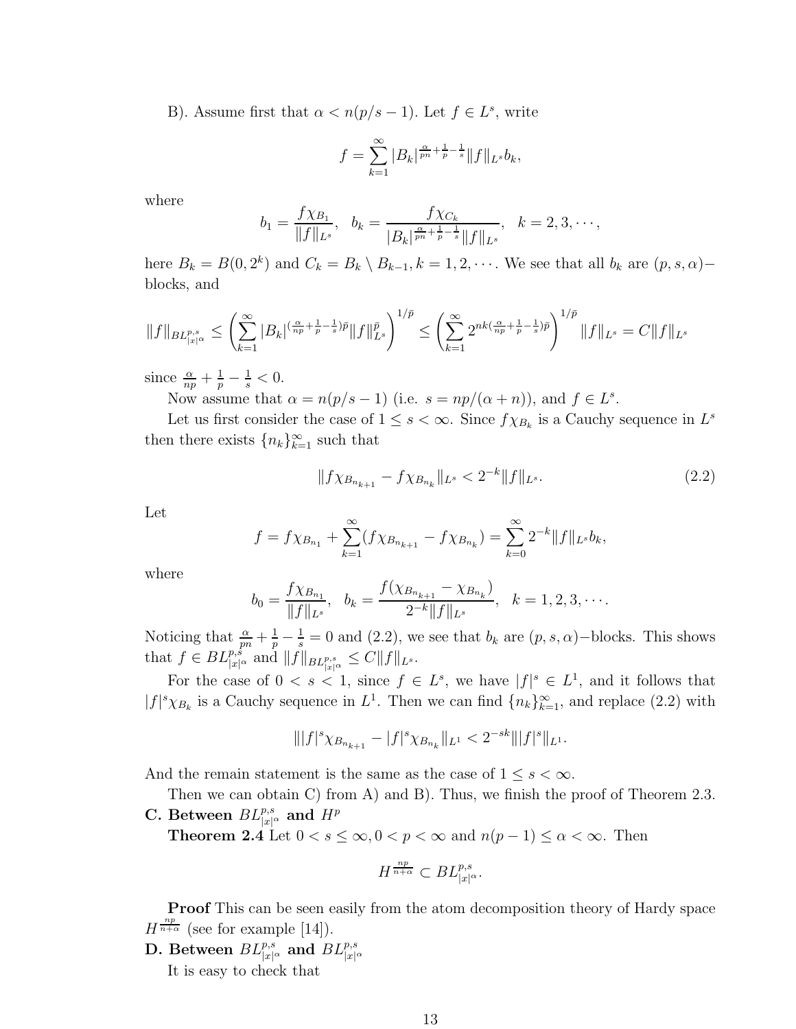B). Assume first that $\alpha < n(p/s-1)$. Let $f \in L^s$, write

$$f = \sum_{k=1}^{\infty} |B_k|^{\frac{\alpha}{pn}+\frac{1}{p}-\frac{1}{s}} \|f\|_{L^s} b_k,$$

where

$$b_1 = \frac{f\chi_{B_1}}{\|f\|_{L^s}}, \quad b_k = \frac{f\chi_{C_k}}{|B_k|^{\frac{\alpha}{pn}+\frac{1}{p}-\frac{1}{s}}\|f\|_{L^s}}, \quad k = 2, 3, \cdots,$$

here $B_k = B(0, 2^k)$ and $C_k = B_k \setminus B_{k-1}, k = 1, 2, \cdots$. We see that all $b_k$ are $(p, s, \alpha)-$blocks, and

$$\|f\|_{BL^{p,s}_{|x|^\alpha}} \leq \left(\sum_{k=1}^{\infty} |B_k|^{(\frac{\alpha}{np}+\frac{1}{p}-\frac{1}{s})\bar{p}} \|f\|^{\bar{p}}_{L^s}\right)^{1/\bar{p}} \leq \left(\sum_{k=1}^{\infty} 2^{nk(\frac{\alpha}{np}+\frac{1}{p}-\frac{1}{s})\bar{p}}\right)^{1/\bar{p}} \|f\|_{L^s} = C\|f\|_{L^s}$$

since $\frac{\alpha}{np}+\frac{1}{p}-\frac{1}{s} < 0$.

Now assume that $\alpha = n(p/s-1)$ (i.e. $s = np/(\alpha+n)$), and $f \in L^s$.

Let us first consider the case of $1 \leq s < \infty$. Since $f\chi_{B_k}$ is a Cauchy sequence in $L^s$ then there exists $\{n_k\}_{k=1}^{\infty}$ such that

$$\|f\chi_{B_{n_{k+1}}} - f\chi_{B_{n_k}}\|_{L^s} < 2^{-k}\|f\|_{L^s}. \tag{2.2}$$

Let

$$f = f\chi_{B_{n_1}} + \sum_{k=1}^{\infty}(f\chi_{B_{n_{k+1}}} - f\chi_{B_{n_k}}) = \sum_{k=0}^{\infty} 2^{-k}\|f\|_{L^s} b_k,$$

where

$$b_0 = \frac{f\chi_{B_{n_1}}}{\|f\|_{L^s}}, \quad b_k = \frac{f(\chi_{B_{n_{k+1}}} - \chi_{B_{n_k}})}{2^{-k}\|f\|_{L^s}}, \quad k = 1, 2, 3, \cdots.$$

Noticing that $\frac{\alpha}{pn}+\frac{1}{p}-\frac{1}{s} = 0$ and (2.2), we see that $b_k$ are $(p, s, \alpha)-$blocks. This shows that $f \in BL^{p,s}_{|x|^\alpha}$ and $\|f\|_{BL^{p,s}_{|x|^\alpha}} \leq C\|f\|_{L^s}$.

For the case of $0 < s < 1$, since $f \in L^s$, we have $|f|^s \in L^1$, and it follows that $|f|^s\chi_{B_k}$ is a Cauchy sequence in $L^1$. Then we can find $\{n_k\}_{k=1}^{\infty}$, and replace (2.2) with

$$\||f|^s\chi_{B_{n_{k+1}}} - |f|^s\chi_{B_{n_k}}\|_{L^1} < 2^{-sk}\||f|^s\|_{L^1}.$$

And the remain statement is the same as the case of $1 \leq s < \infty$.

Then we can obtain C) from A) and B). Thus, we finish the proof of Theorem 2.3.

**C. Between $BL^{p,s}_{|x|^\alpha}$ and $H^p$**

**Theorem 2.4** Let $0 < s \leq \infty, 0 < p < \infty$ and $n(p-1) \leq \alpha < \infty$. Then

$$H^{\frac{np}{n+\alpha}} \subset BL^{p,s}_{|x|^\alpha}.$$

**Proof** This can be seen easily from the atom decomposition theory of Hardy space $H^{\frac{np}{n+\alpha}}$ (see for example [14]).

**D. Between $BL^{p,s}_{|x|^\alpha}$ and $BL^{p,s}_{|x|^\alpha}$**

It is easy to check that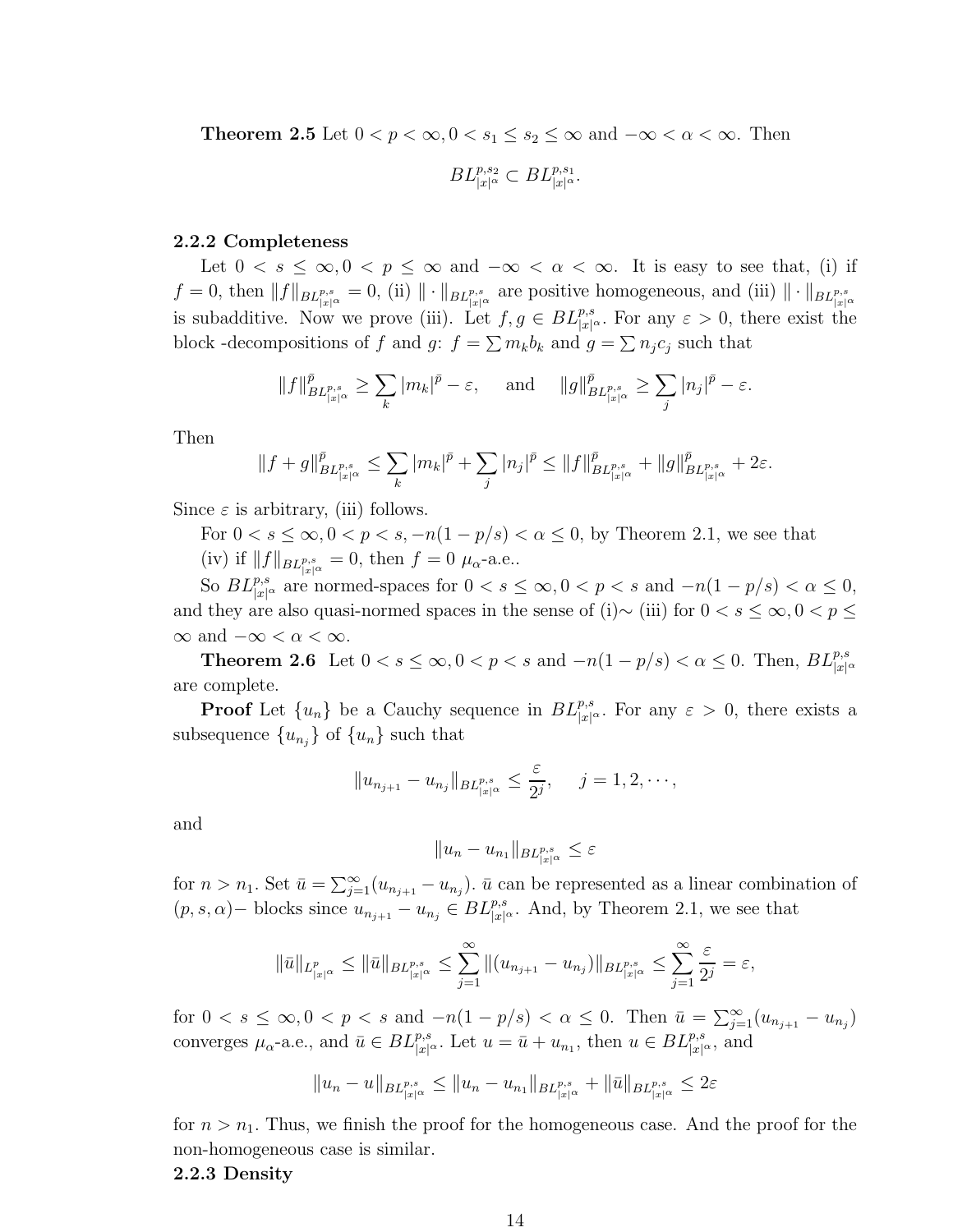**Theorem 2.5** Let $0 < p < \infty, 0 < s_1 \le s_2 \le \infty$ and $-\infty < \alpha < \infty$. Then

$$BL^{p,s_2}_{|x|^\alpha} \subset BL^{p,s_1}_{|x|^\alpha}.$$

### 2.2.2 Completeness

Let $0 < s \le \infty, 0 < p \le \infty$ and $-\infty < \alpha < \infty$. It is easy to see that, (i) if $f = 0$, then $\|f\|_{BL^{p,s}_{|x|^\alpha}} = 0$, (ii) $\|\cdot\|_{BL^{p,s}_{|x|^\alpha}}$ are positive homogeneous, and (iii) $\|\cdot\|_{BL^{p,s}_{|x|^\alpha}}$ is subadditive. Now we prove (iii). Let $f, g \in BL^{p,s}_{|x|^\alpha}$. For any $\varepsilon > 0$, there exist the block -decompositions of $f$ and $g$: $f = \sum m_k b_k$ and $g = \sum n_j c_j$ such that

$$\|f\|^{\bar{p}}_{BL^{p,s}_{|x|^\alpha}} \ge \sum_k |m_k|^{\bar{p}} - \varepsilon, \quad \text{and} \quad \|g\|^{\bar{p}}_{BL^{p,s}_{|x|^\alpha}} \ge \sum_j |n_j|^{\bar{p}} - \varepsilon.$$

Then

$$\|f+g\|^{\bar{p}}_{BL^{p,s}_{|x|^\alpha}} \le \sum_k |m_k|^{\bar{p}} + \sum_j |n_j|^{\bar{p}} \le \|f\|^{\bar{p}}_{BL^{p,s}_{|x|^\alpha}} + \|g\|^{\bar{p}}_{BL^{p,s}_{|x|^\alpha}} + 2\varepsilon.$$

Since $\varepsilon$ is arbitrary, (iii) follows.

For $0 < s \le \infty, 0 < p < s, -n(1-p/s) < \alpha \le 0$, by Theorem 2.1, we see that

(iv) if $\|f\|_{BL^{p,s}_{|x|^\alpha}} = 0$, then $f = 0$ $\mu_\alpha$-a.e..

So $BL^{p,s}_{|x|^\alpha}$ are normed-spaces for $0 < s \le \infty, 0 < p < s$ and $-n(1-p/s) < \alpha \le 0$, and they are also quasi-normed spaces in the sense of (i)$\sim$ (iii) for $0 < s \le \infty, 0 < p \le \infty$ and $-\infty < \alpha < \infty$.

**Theorem 2.6** Let $0 < s \le \infty, 0 < p < s$ and $-n(1-p/s) < \alpha \le 0$. Then, $BL^{p,s}_{|x|^\alpha}$ are complete.

**Proof** Let $\{u_n\}$ be a Cauchy sequence in $BL^{p,s}_{|x|^\alpha}$. For any $\varepsilon > 0$, there exists a subsequence $\{u_{n_j}\}$ of $\{u_n\}$ such that

$$\|u_{n_{j+1}} - u_{n_j}\|_{BL^{p,s}_{|x|^\alpha}} \le \frac{\varepsilon}{2^j}, \quad j = 1, 2, \cdots,$$

and

$$\|u_n - u_{n_1}\|_{BL^{p,s}_{|x|^\alpha}} \le \varepsilon$$

for $n > n_1$. Set $\bar{u} = \sum_{j=1}^\infty (u_{n_{j+1}} - u_{n_j})$. $\bar{u}$ can be represented as a linear combination of $(p, s, \alpha)-$ blocks since $u_{n_{j+1}} - u_{n_j} \in BL^{p,s}_{|x|^\alpha}$. And, by Theorem 2.1, we see that

$$\|\bar{u}\|_{L^p_{|x|^\alpha}} \le \|\bar{u}\|_{BL^{p,s}_{|x|^\alpha}} \le \sum_{j=1}^\infty \|(u_{n_{j+1}} - u_{n_j})\|_{BL^{p,s}_{|x|^\alpha}} \le \sum_{j=1}^\infty \frac{\varepsilon}{2^j} = \varepsilon,$$

for $0 < s \le \infty, 0 < p < s$ and $-n(1-p/s) < \alpha \le 0$. Then $\bar{u} = \sum_{j=1}^\infty (u_{n_{j+1}} - u_{n_j})$ converges $\mu_\alpha$-a.e., and $\bar{u} \in BL^{p,s}_{|x|^\alpha}$. Let $u = \bar{u} + u_{n_1}$, then $u \in BL^{p,s}_{|x|^\alpha}$, and

$$\|u_n - u\|_{BL^{p,s}_{|x|^\alpha}} \le \|u_n - u_{n_1}\|_{BL^{p,s}_{|x|^\alpha}} + \|\bar{u}\|_{BL^{p,s}_{|x|^\alpha}} \le 2\varepsilon$$

for $n > n_1$. Thus, we finish the proof for the homogeneous case. And the proof for the non-homogeneous case is similar.

### 2.2.3 Density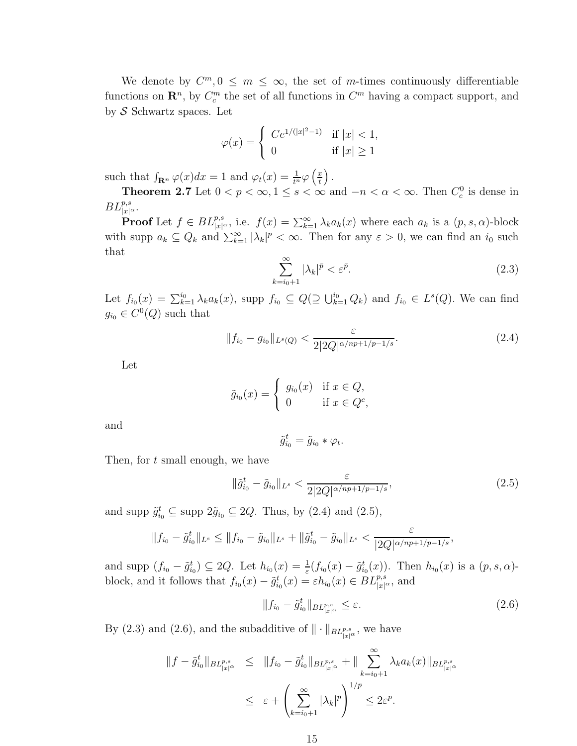We denote by $C^m, 0 \leq m \leq \infty$, the set of $m$-times continuously differentiable functions on $\mathbf{R}^n$, by $C_c^m$ the set of all functions in $C^m$ having a compact support, and by $\mathcal{S}$ Schwartz spaces. Let

$$\varphi(x) = \begin{cases} Ce^{1/(|x|^2-1)} & \text{if } |x| < 1, \\ 0 & \text{if } |x| \geq 1 \end{cases}$$

such that $\int_{\mathbf{R}^n} \varphi(x)dx = 1$ and $\varphi_t(x) = \frac{1}{t^n}\varphi\left(\frac{x}{t}\right)$.

**Theorem 2.7** Let $0 < p < \infty, 1 \leq s < \infty$ and $-n < \alpha < \infty$. Then $C_c^0$ is dense in $BL^{p,s}_{|x|^\alpha}$.

**Proof** Let $f \in BL^{p,s}_{|x|^\alpha}$, i.e. $f(x) = \sum_{k=1}^\infty \lambda_k a_k(x)$ where each $a_k$ is a $(p, s, \alpha)$-block with supp $a_k \subseteq Q_k$ and $\sum_{k=1}^\infty |\lambda_k|^{\bar{p}} < \infty$. Then for any $\varepsilon > 0$, we can find an $i_0$ such that

$$\sum_{k=i_0+1}^\infty |\lambda_k|^{\bar{p}} < \varepsilon^{\bar{p}}. \tag{2.3}$$

Let $f_{i_0}(x) = \sum_{k=1}^{i_0} \lambda_k a_k(x)$, supp $f_{i_0} \subseteq Q(\supseteq \bigcup_{k=1}^{i_0} Q_k)$ and $f_{i_0} \in L^s(Q)$. We can find $g_{i_0} \in C^0(Q)$ such that

$$\|f_{i_0} - g_{i_0}\|_{L^s(Q)} < \frac{\varepsilon}{2|2Q|^{\alpha/np+1/p-1/s}}. \tag{2.4}$$

Let

$$\tilde{g}_{i_0}(x) = \begin{cases} g_{i_0}(x) & \text{if } x \in Q, \\ 0 & \text{if } x \in Q^c, \end{cases}$$

and

$$\tilde{g}_{i_0}^t = \tilde{g}_{i_0} * \varphi_t.$$

Then, for $t$ small enough, we have

$$\|\tilde{g}_{i_0}^t - \tilde{g}_{i_0}\|_{L^s} < \frac{\varepsilon}{2|2Q|^{\alpha/np+1/p-1/s}}, \tag{2.5}$$

and supp $\tilde{g}_{i_0}^t \subseteq$ supp $2\tilde{g}_{i_0} \subseteq 2Q$. Thus, by (2.4) and (2.5),

$$\|f_{i_0} - \tilde{g}_{i_0}^t\|_{L^s} \leq \|f_{i_0} - \tilde{g}_{i_0}\|_{L^s} + \|\tilde{g}_{i_0}^t - \tilde{g}_{i_0}\|_{L^s} < \frac{\varepsilon}{|2Q|^{\alpha/np+1/p-1/s}},$$

and supp $(f_{i_0} - \tilde{g}_{i_0}^t) \subseteq 2Q$. Let $h_{i_0}(x) = \frac{1}{\varepsilon}(f_{i_0}(x) - \tilde{g}_{i_0}^t(x))$. Then $h_{i_0}(x)$ is a $(p, s, \alpha)$-block, and it follows that $f_{i_0}(x) - \tilde{g}_{i_0}^t(x) = \varepsilon h_{i_0}(x) \in BL^{p,s}_{|x|^\alpha}$, and

$$\|f_{i_0} - \tilde{g}_{i_0}^t\|_{BL^{p,s}_{|x|^\alpha}} \leq \varepsilon. \tag{2.6}$$

By (2.3) and (2.6), and the subadditive of $\|\cdot\|_{BL^{p,s}_{|x|^\alpha}}$, we have

$$\begin{aligned} \|f - \tilde{g}_{i_0}^t\|_{BL^{p,s}_{|x|^\alpha}} &\leq \|f_{i_0} - \tilde{g}_{i_0}^t\|_{BL^{p,s}_{|x|^\alpha}} + \|\sum_{k=i_0+1}^\infty \lambda_k a_k(x)\|_{BL^{p,s}_{|x|^\alpha}} \\ &\leq \varepsilon + \left(\sum_{k=i_0+1}^\infty |\lambda_k|^{\bar{p}}\right)^{1/\bar{p}} \leq 2\varepsilon^p. \end{aligned}$$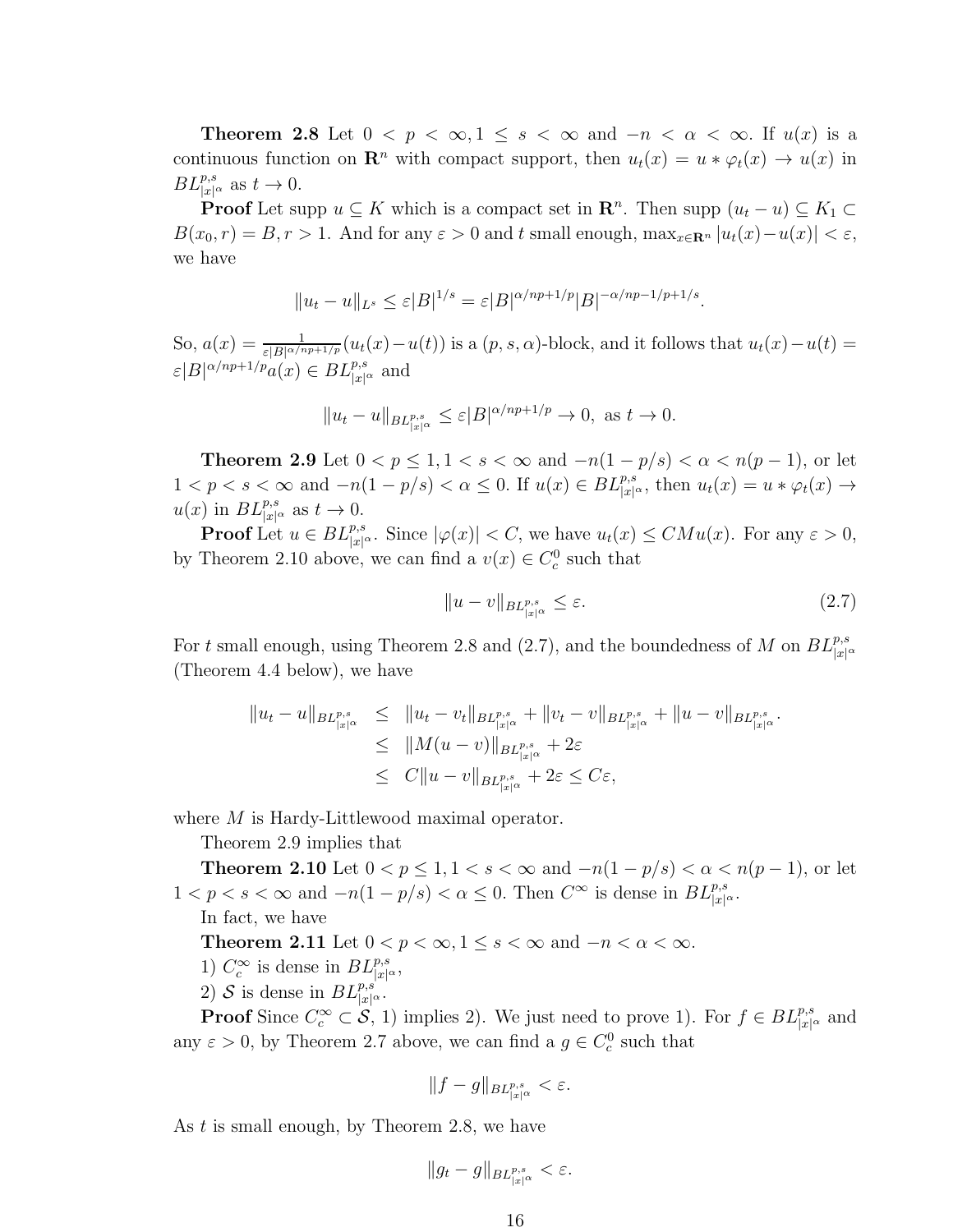**Theorem 2.8** Let $0 < p < \infty, 1 \leq s < \infty$ and $-n < \alpha < \infty$. If $u(x)$ is a continuous function on $\mathbf{R}^n$ with compact support, then $u_t(x) = u * \varphi_t(x) \to u(x)$ in $BL^{p,s}_{|x|^\alpha}$ as $t \to 0$.

**Proof** Let supp $u \subseteq K$ which is a compact set in $\mathbf{R}^n$. Then supp $(u_t - u) \subseteq K_1 \subset B(x_0, r) = B, r > 1$. And for any $\varepsilon > 0$ and $t$ small enough, $\max_{x \in \mathbf{R}^n} |u_t(x) - u(x)| < \varepsilon$, we have

$$\|u_t - u\|_{L^s} \leq \varepsilon |B|^{1/s} = \varepsilon |B|^{\alpha/np + 1/p} |B|^{-\alpha/np - 1/p + 1/s}.$$

So, $a(x) = \frac{1}{\varepsilon |B|^{\alpha/np+1/p}}(u_t(x) - u(t))$ is a $(p, s, \alpha)$-block, and it follows that $u_t(x) - u(t) = \varepsilon |B|^{\alpha/np+1/p} a(x) \in BL^{p,s}_{|x|^\alpha}$ and

$$\|u_t - u\|_{BL^{p,s}_{|x|^\alpha}} \leq \varepsilon |B|^{\alpha/np+1/p} \to 0, \text{ as } t \to 0.$$

**Theorem 2.9** Let $0 < p \leq 1, 1 < s < \infty$ and $-n(1 - p/s) < \alpha < n(p-1)$, or let $1 < p < s < \infty$ and $-n(1 - p/s) < \alpha \leq 0$. If $u(x) \in BL^{p,s}_{|x|^\alpha}$, then $u_t(x) = u * \varphi_t(x) \to u(x)$ in $BL^{p,s}_{|x|^\alpha}$ as $t \to 0$.

**Proof** Let $u \in BL^{p,s}_{|x|^\alpha}$. Since $|\varphi(x)| < C$, we have $u_t(x) \leq CMu(x)$. For any $\varepsilon > 0$, by Theorem 2.10 above, we can find a $v(x) \in C^0_c$ such that

$$\|u - v\|_{BL^{p,s}_{|x|^\alpha}} \leq \varepsilon. \tag{2.7}$$

For $t$ small enough, using Theorem 2.8 and (2.7), and the boundedness of $M$ on $BL^{p,s}_{|x|^\alpha}$ (Theorem 4.4 below), we have

$$\begin{aligned}
\|u_t - u\|_{BL^{p,s}_{|x|^\alpha}} &\leq \|u_t - v_t\|_{BL^{p,s}_{|x|^\alpha}} + \|v_t - v\|_{BL^{p,s}_{|x|^\alpha}} + \|u - v\|_{BL^{p,s}_{|x|^\alpha}}. \\
&\leq \|M(u - v)\|_{BL^{p,s}_{|x|^\alpha}} + 2\varepsilon \\
&\leq C\|u - v\|_{BL^{p,s}_{|x|^\alpha}} + 2\varepsilon \leq C\varepsilon,
\end{aligned}$$

where $M$ is Hardy-Littlewood maximal operator.

Theorem 2.9 implies that

**Theorem 2.10** Let $0 < p \leq 1, 1 < s < \infty$ and $-n(1 - p/s) < \alpha < n(p-1)$, or let $1 < p < s < \infty$ and $-n(1 - p/s) < \alpha \leq 0$. Then $C^\infty$ is dense in $BL^{p,s}_{|x|^\alpha}$.

In fact, we have

**Theorem 2.11** Let $0 < p < \infty, 1 \leq s < \infty$ and $-n < \alpha < \infty$.

1) $C^\infty_c$ is dense in $BL^{p,s}_{|x|^\alpha}$,

2) $\mathcal{S}$ is dense in $BL^{p,s}_{|x|^\alpha}$.

**Proof** Since $C^\infty_c \subset \mathcal{S}$, 1) implies 2). We just need to prove 1). For $f \in BL^{p,s}_{|x|^\alpha}$ and any $\varepsilon > 0$, by Theorem 2.7 above, we can find a $g \in C^0_c$ such that

$$\|f - g\|_{BL^{p,s}_{|x|^\alpha}} < \varepsilon.$$

As $t$ is small enough, by Theorem 2.8, we have

$$\|g_t - g\|_{BL^{p,s}_{|x|^\alpha}} < \varepsilon.$$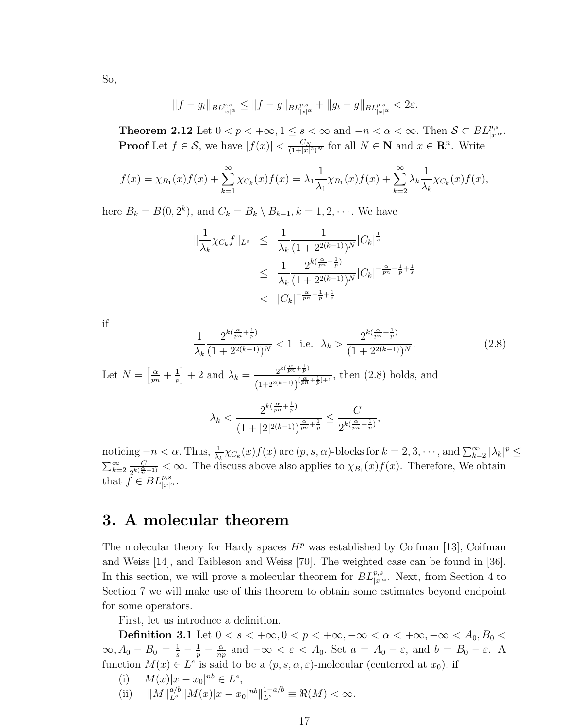So,

$$\|f - g_t\|_{BL^{p,s}_{|x|^\alpha}} \leq \|f - g\|_{BL^{p,s}_{|x|^\alpha}} + \|g_t - g\|_{BL^{p,s}_{|x|^\alpha}} < 2\varepsilon.$$

**Theorem 2.12** Let $0 < p < +\infty, 1 \leq s < \infty$ and $-n < \alpha < \infty$. Then $\mathcal{S} \subset BL^{p,s}_{|x|^\alpha}$.
**Proof** Let $f \in \mathcal{S}$, we have $|f(x)| < \frac{C_N}{(1+|x|^2)^N}$ for all $N \in \mathbf{N}$ and $x \in \mathbf{R}^n$. Write

$$f(x) = \chi_{B_1}(x)f(x) + \sum_{k=1}^{\infty} \chi_{C_k}(x)f(x) = \lambda_1 \frac{1}{\lambda_1}\chi_{B_1}(x)f(x) + \sum_{k=2}^{\infty} \lambda_k \frac{1}{\lambda_k}\chi_{C_k}(x)f(x),$$

here $B_k = B(0, 2^k)$, and $C_k = B_k \setminus B_{k-1}, k = 1, 2, \cdots$. We have

$$\begin{aligned}
\|\frac{1}{\lambda_k}\chi_{C_k} f\|_{L^s} &\leq \frac{1}{\lambda_k}\frac{1}{(1+2^{2(k-1)})^N}|C_k|^{\frac{1}{s}} \\
&\leq \frac{1}{\lambda_k}\frac{2^{k(\frac{\alpha}{pn}-\frac{1}{p})}}{(1+2^{2(k-1)})^N}|C_k|^{-\frac{\alpha}{pn}-\frac{1}{p}+\frac{1}{s}} \\
&< |C_k|^{-\frac{\alpha}{pn}-\frac{1}{p}+\frac{1}{s}}
\end{aligned}$$

if

$$\frac{1}{\lambda_k}\frac{2^{k(\frac{\alpha}{pn}+\frac{1}{p})}}{(1+2^{2(k-1)})^N} < 1 \text{ i.e. } \lambda_k > \frac{2^{k(\frac{\alpha}{pn}+\frac{1}{p})}}{(1+2^{2(k-1)})^N}. \tag{2.8}$$

Let $N = \left[\frac{\alpha}{pn} + \frac{1}{p}\right] + 2$ and $\lambda_k = \frac{2^{k(\frac{\alpha}{pn}+\frac{1}{p})}}{\left(1+2^{2(k-1)}\right)^{[\frac{\alpha}{pn}+\frac{1}{p}]+1}}$, then (2.8) holds, and

$$\lambda_k < \frac{2^{k(\frac{\alpha}{pn}+\frac{1}{p})}}{(1+|2|^{2(k-1)})^{\frac{\alpha}{pn}+\frac{1}{p}}} \leq \frac{C}{2^{k(\frac{\alpha}{pn}+\frac{1}{p})}},$$

noticing $-n < \alpha$. Thus, $\frac{1}{\lambda_k}\chi_{C_k}(x)f(x)$ are $(p, s, \alpha)$-blocks for $k = 2, 3, \cdots$, and $\sum_{k=2}^{\infty} |\lambda_k|^p \leq \sum_{k=2}^{\infty} \frac{C}{2^{k(\frac{\alpha}{n}+1)}} < \infty$. The discuss above also applies to $\chi_{B_1}(x)f(x)$. Therefore, We obtain that $f \in BL^{p,s}_{|x|^\alpha}$.

## 3. A molecular theorem

The molecular theory for Hardy spaces $H^p$ was established by Coifman [13], Coifman and Weiss [14], and Taibleson and Weiss [70]. The weighted case can be found in [36]. In this section, we will prove a molecular theorem for $BL^{p,s}_{|x|^\alpha}$. Next, from Section 4 to Section 7 we will make use of this theorem to obtain some estimates beyond endpoint for some operators.

First, let us introduce a definition.

**Definition 3.1** Let $0 < s < +\infty, 0 < p < +\infty, -\infty < \alpha < +\infty, -\infty < A_0, B_0 < \infty, A_0 - B_0 = \frac{1}{s} - \frac{1}{p} - \frac{\alpha}{np}$ and $-\infty < \varepsilon < A_0$. Set $a = A_0 - \varepsilon$, and $b = B_0 - \varepsilon$. A function $M(x) \in L^s$ is said to be a $(p, s, \alpha, \varepsilon)$-molecular (centerred at $x_0$), if

(i) $\quad M(x)|x - x_0|^{nb} \in L^s$,

(ii) $\quad \|M\|_{L^s}^{a/b}\|M(x)|x - x_0|^{nb}\|_{L^s}^{1-a/b} \equiv \Re(M) < \infty.$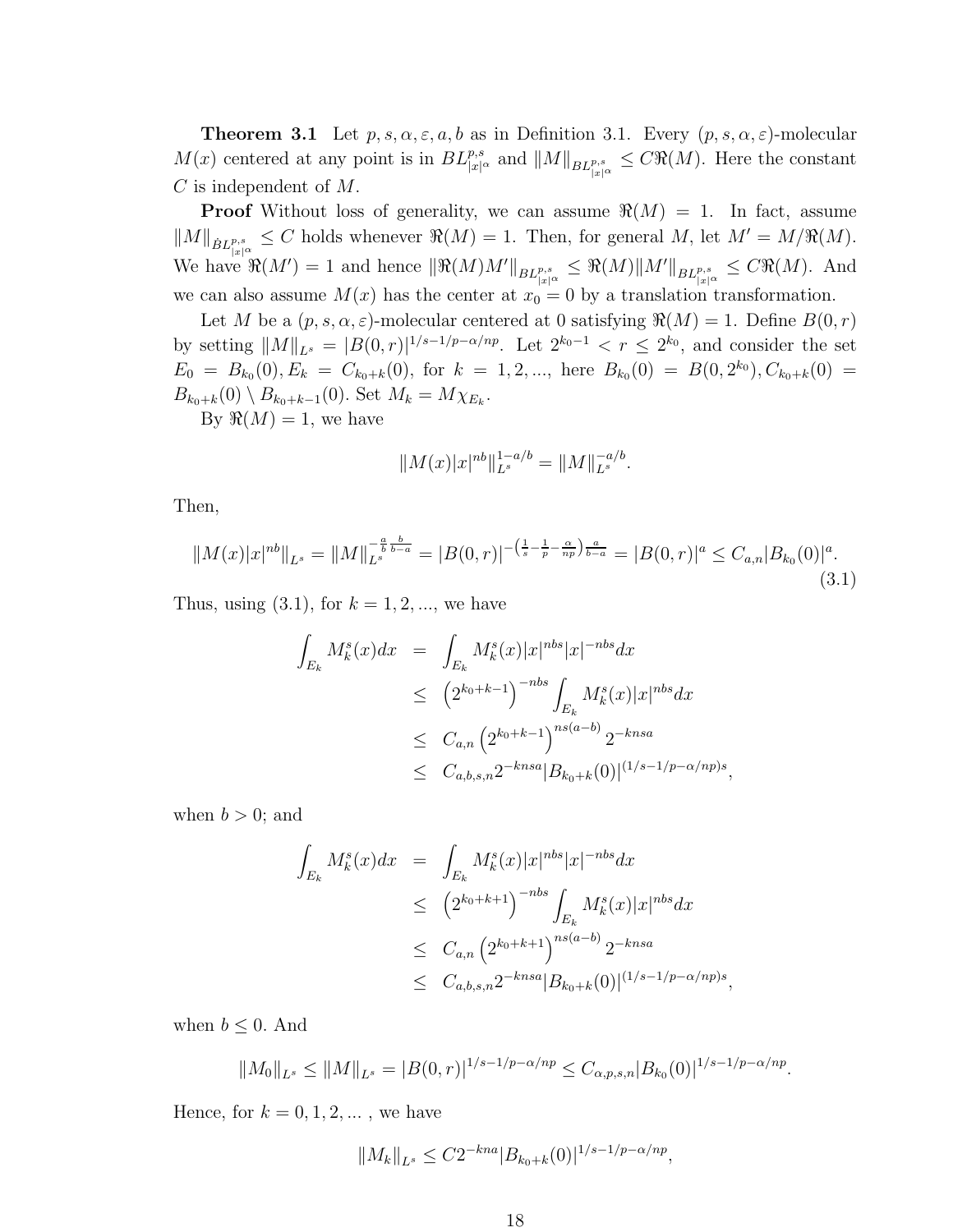**Theorem 3.1** Let $p, s, \alpha, \varepsilon, a, b$ as in Definition 3.1. Every $(p, s, \alpha, \varepsilon)$-molecular $M(x)$ centered at any point is in $BL^{p,s}_{|x|^\alpha}$ and $\|M\|_{BL^{p,s}_{|x|^\alpha}} \le C\Re(M)$. Here the constant $C$ is independent of $M$.

**Proof** Without loss of generality, we can assume $\Re(M) = 1$. In fact, assume $\|M\|_{\dot{B}L^{p,s}_{|x|^\alpha}} \le C$ holds whenever $\Re(M) = 1$. Then, for general $M$, let $M' = M/\Re(M)$. We have $\Re(M') = 1$ and hence $\|\Re(M)M'\|_{BL^{p,s}_{|x|^\alpha}} \le \Re(M)\|M'\|_{BL^{p,s}_{|x|^\alpha}} \le C\Re(M)$. And we can also assume $M(x)$ has the center at $x_0 = 0$ by a translation transformation.

Let $M$ be a $(p, s, \alpha, \varepsilon)$-molecular centered at 0 satisfying $\Re(M) = 1$. Define $B(0, r)$ by setting $\|M\|_{L^s} = |B(0, r)|^{1/s-1/p-\alpha/np}$. Let $2^{k_0-1} < r \le 2^{k_0}$, and consider the set $E_0 = B_{k_0}(0), E_k = C_{k_0+k}(0)$, for $k = 1, 2, ...,$ here $B_{k_0}(0) = B(0, 2^{k_0}), C_{k_0+k}(0) = B_{k_0+k}(0) \setminus B_{k_0+k-1}(0)$. Set $M_k = M\chi_{E_k}$.

By $\Re(M) = 1$, we have

$$\|M(x)|x|^{nb}\|_{L^s}^{1-a/b} = \|M\|_{L^s}^{-a/b}.$$

Then,

$$\|M(x)|x|^{nb}\|_{L^s} = \|M\|_{L^s}^{-\frac{a}{b}\frac{b}{b-a}} = |B(0, r)|^{-\left(\frac{1}{s}-\frac{1}{p}-\frac{\alpha}{np}\right)\frac{a}{b-a}} = |B(0, r)|^a \le C_{a,n}|B_{k_0}(0)|^a. \tag{3.1}$$

Thus, using (3.1), for $k = 1, 2, ...,$ we have

$$\begin{aligned}
\int_{E_k} M_k^s(x)dx &= \int_{E_k} M_k^s(x)|x|^{nbs}|x|^{-nbs}dx \\
&\le \left(2^{k_0+k-1}\right)^{-nbs} \int_{E_k} M_k^s(x)|x|^{nbs}dx \\
&\le C_{a,n}\left(2^{k_0+k-1}\right)^{ns(a-b)} 2^{-knsa} \\
&\le C_{a,b,s,n}2^{-knsa}|B_{k_0+k}(0)|^{(1/s-1/p-\alpha/np)s},
\end{aligned}$$

when $b > 0$; and

$$\begin{aligned}
\int_{E_k} M_k^s(x)dx &= \int_{E_k} M_k^s(x)|x|^{nbs}|x|^{-nbs}dx \\
&\le \left(2^{k_0+k+1}\right)^{-nbs} \int_{E_k} M_k^s(x)|x|^{nbs}dx \\
&\le C_{a,n}\left(2^{k_0+k+1}\right)^{ns(a-b)} 2^{-knsa} \\
&\le C_{a,b,s,n}2^{-knsa}|B_{k_0+k}(0)|^{(1/s-1/p-\alpha/np)s},
\end{aligned}$$

when $b \le 0$. And

$$\|M_0\|_{L^s} \le \|M\|_{L^s} = |B(0, r)|^{1/s-1/p-\alpha/np} \le C_{\alpha,p,s,n}|B_{k_0}(0)|^{1/s-1/p-\alpha/np}.$$

Hence, for $k = 0, 1, 2, ...$ , we have

$$\|M_k\|_{L^s} \le C2^{-kna}|B_{k_0+k}(0)|^{1/s-1/p-\alpha/np},$$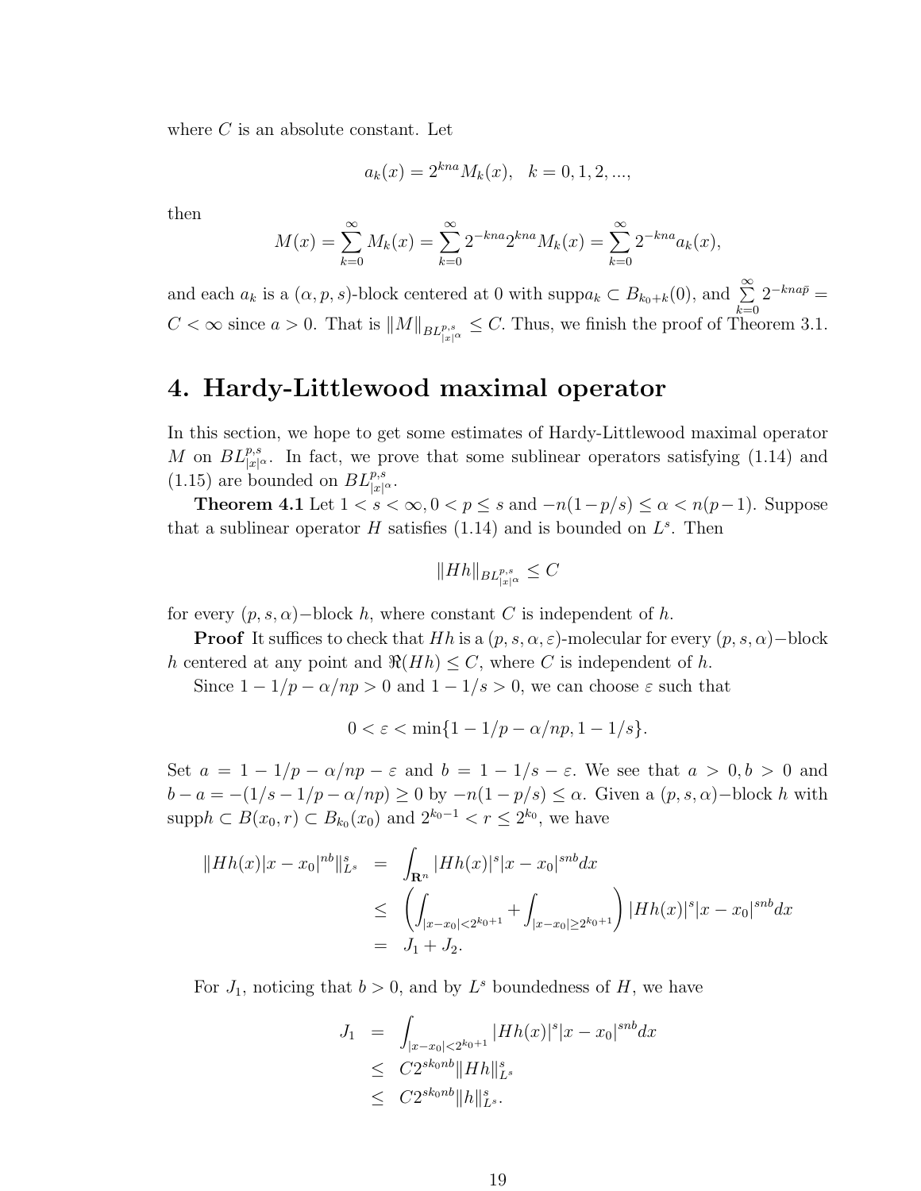where $C$ is an absolute constant. Let

$$a_k(x) = 2^{kna} M_k(x), \quad k = 0, 1, 2, ...,$$

then

$$M(x) = \sum_{k=0}^{\infty} M_k(x) = \sum_{k=0}^{\infty} 2^{-kna} 2^{kna} M_k(x) = \sum_{k=0}^{\infty} 2^{-kna} a_k(x),$$

and each $a_k$ is a $(\alpha, p, s)$-block centered at 0 with supp$a_k \subset B_{k_0+k}(0)$, and $\sum_{k=0}^{\infty} 2^{-kna\bar{p}} = C < \infty$ since $a > 0$. That is $\|M\|_{BL^{p,s}_{|x|^\alpha}} \leq C$. Thus, we finish the proof of Theorem 3.1.

# 4. Hardy-Littlewood maximal operator

In this section, we hope to get some estimates of Hardy-Littlewood maximal operator $M$ on $BL^{p,s}_{|x|^\alpha}$. In fact, we prove that some sublinear operators satisfying (1.14) and (1.15) are bounded on $BL^{p,s}_{|x|^\alpha}$.

**Theorem 4.1** Let $1 < s < \infty, 0 < p \leq s$ and $-n(1-p/s) \leq \alpha < n(p-1)$. Suppose that a sublinear operator $H$ satisfies (1.14) and is bounded on $L^s$. Then

$$\|Hh\|_{BL^{p,s}_{|x|^\alpha}} \leq C$$

for every $(p, s, \alpha)-$block $h$, where constant $C$ is independent of $h$.

**Proof** It suffices to check that $Hh$ is a $(p, s, \alpha, \varepsilon)$-molecular for every $(p, s, \alpha)-$block $h$ centered at any point and $\Re(Hh) \leq C$, where $C$ is independent of $h$.

Since $1 - 1/p - \alpha/np > 0$ and $1 - 1/s > 0$, we can choose $\varepsilon$ such that

$$0 < \varepsilon < \min\{1 - 1/p - \alpha/np, 1 - 1/s\}.$$

Set $a = 1 - 1/p - \alpha/np - \varepsilon$ and $b = 1 - 1/s - \varepsilon$. We see that $a > 0, b > 0$ and $b - a = -(1/s - 1/p - \alpha/np) \geq 0$ by $-n(1 - p/s) \leq \alpha$. Given a $(p, s, \alpha)-$block $h$ with supp$h \subset B(x_0, r) \subset B_{k_0}(x_0)$ and $2^{k_0-1} < r \leq 2^{k_0}$, we have

$$\begin{aligned}
\|Hh(x)|x - x_0|^{nb}\|^s_{L^s} &= \int_{\mathbf{R}^n} |Hh(x)|^s |x - x_0|^{snb} dx \\
&\leq \left( \int_{|x-x_0|<2^{k_0+1}} + \int_{|x-x_0|\geq 2^{k_0+1}} \right) |Hh(x)|^s |x - x_0|^{snb} dx \\
&= J_1 + J_2.
\end{aligned}$$

For $J_1$, noticing that $b > 0$, and by $L^s$ boundedness of $H$, we have

$$\begin{aligned}
J_1 &= \int_{|x-x_0|<2^{k_0+1}} |Hh(x)|^s |x - x_0|^{snb} dx \\
&\leq C 2^{sk_0nb} \|Hh\|^s_{L^s} \\
&\leq C 2^{sk_0nb} \|h\|^s_{L^s}.
\end{aligned}$$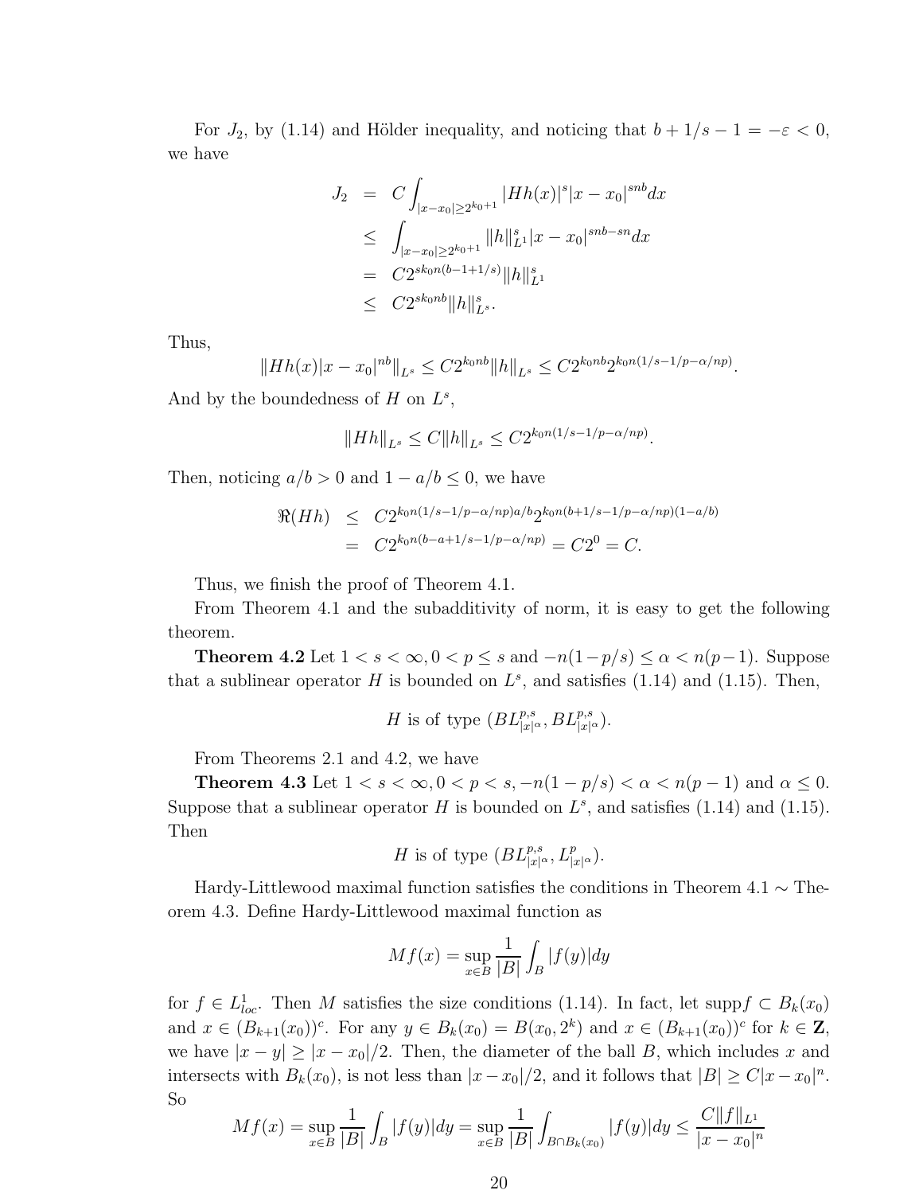For $J_2$, by (1.14) and Hölder inequality, and noticing that $b + 1/s - 1 = -\varepsilon < 0$, we have

$$
\begin{aligned}
J_2 &= C\int_{|x-x_0|\geq 2^{k_0+1}} |Hh(x)|^s |x-x_0|^{snb}dx \\
&\leq \int_{|x-x_0|\geq 2^{k_0+1}} \|h\|_{L^1}^s |x-x_0|^{snb-sn}dx \\
&= C2^{sk_0n(b-1+1/s)}\|h\|_{L^1}^s \\
&\leq C2^{sk_0nb}\|h\|_{L^s}^s.
\end{aligned}
$$

Thus,

$$
\|Hh(x)|x-x_0|^{nb}\|_{L^s} \leq C2^{k_0nb}\|h\|_{L^s} \leq C2^{k_0nb}2^{k_0n(1/s-1/p-\alpha/np)}.
$$

And by the boundedness of $H$ on $L^s$,

$$
\|Hh\|_{L^s} \leq C\|h\|_{L^s} \leq C2^{k_0n(1/s-1/p-\alpha/np)}.
$$

Then, noticing $a/b > 0$ and $1 - a/b \leq 0$, we have

$$
\begin{aligned}
\Re(Hh) &\leq C2^{k_0n(1/s-1/p-\alpha/np)a/b}2^{k_0n(b+1/s-1/p-\alpha/np)(1-a/b)} \\
&= C2^{k_0n(b-a+1/s-1/p-\alpha/np)} = C2^0 = C.
\end{aligned}
$$

Thus, we finish the proof of Theorem 4.1.

From Theorem 4.1 and the subadditivity of norm, it is easy to get the following theorem.

**Theorem 4.2** Let $1 < s < \infty, 0 < p \leq s$ and $-n(1-p/s) \leq \alpha < n(p-1)$. Suppose that a sublinear operator $H$ is bounded on $L^s$, and satisfies (1.14) and (1.15). Then,

$$
H \text{ is of type } (BL^{p,s}_{|x|^\alpha}, BL^{p,s}_{|x|^\alpha}).
$$

From Theorems 2.1 and 4.2, we have

**Theorem 4.3** Let $1 < s < \infty, 0 < p < s, -n(1-p/s) < \alpha < n(p-1)$ and $\alpha \leq 0$. Suppose that a sublinear operator $H$ is bounded on $L^s$, and satisfies (1.14) and (1.15). Then

$$
H \text{ is of type } (BL^{p,s}_{|x|^\alpha}, L^p_{|x|^\alpha}).
$$

Hardy-Littlewood maximal function satisfies the conditions in Theorem 4.1 $\sim$ Theorem 4.3. Define Hardy-Littlewood maximal function as

$$
Mf(x) = \sup_{x\in B}\frac{1}{|B|}\int_B |f(y)|dy
$$

for $f \in L^1_{loc}$. Then $M$ satisfies the size conditions (1.14). In fact, let $\operatorname{supp} f \subset B_k(x_0)$ and $x \in (B_{k+1}(x_0))^c$. For any $y \in B_k(x_0) = B(x_0, 2^k)$ and $x \in (B_{k+1}(x_0))^c$ for $k \in \mathbf{Z}$, we have $|x-y| \geq |x-x_0|/2$. Then, the diameter of the ball $B$, which includes $x$ and intersects with $B_k(x_0)$, is not less than $|x-x_0|/2$, and it follows that $|B| \geq C|x-x_0|^n$. So

$$
Mf(x) = \sup_{x\in B}\frac{1}{|B|}\int_B |f(y)|dy = \sup_{x\in B}\frac{1}{|B|}\int_{B\cap B_k(x_0)} |f(y)|dy \leq \frac{C\|f\|_{L^1}}{|x-x_0|^n}
$$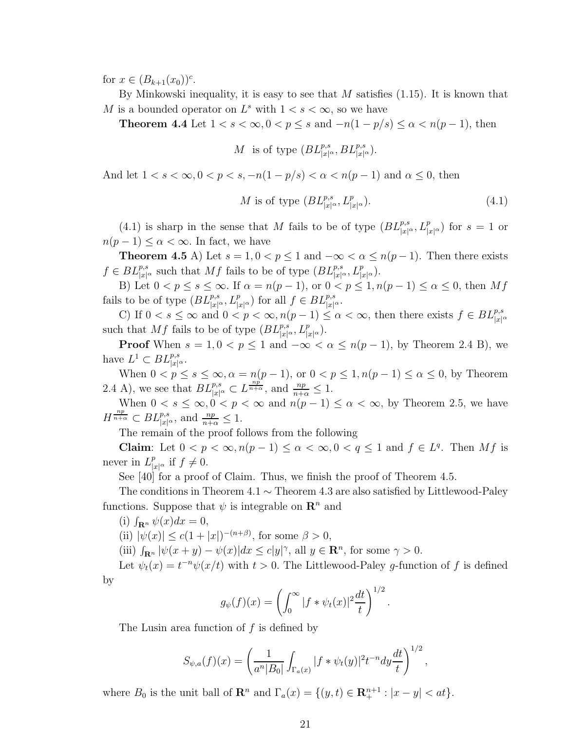for $x \in (B_{k+1}(x_0))^c$.

By Minkowski inequality, it is easy to see that $M$ satisfies (1.15). It is known that $M$ is a bounded operator on $L^s$ with $1 < s < \infty$, so we have

**Theorem 4.4** Let $1 < s < \infty, 0 < p \leq s$ and $-n(1-p/s) \leq \alpha < n(p-1)$, then

$$M \text{ is of type } (BL^{p,s}_{|x|^\alpha}, BL^{p,s}_{|x|^\alpha}).$$

And let $1 < s < \infty, 0 < p < s, -n(1-p/s) < \alpha < n(p-1)$ and $\alpha \leq 0$, then

$$M \text{ is of type } (BL^{p,s}_{|x|^\alpha}, L^p_{|x|^\alpha}). \tag{4.1}$$

(4.1) is sharp in the sense that $M$ fails to be of type $(BL^{p,s}_{|x|^\alpha}, L^p_{|x|^\alpha})$ for $s = 1$ or $n(p-1) \leq \alpha < \infty$. In fact, we have

**Theorem 4.5** A) Let $s = 1, 0 < p \leq 1$ and $-\infty < \alpha \leq n(p-1)$. Then there exists $f \in BL^{p,s}_{|x|^\alpha}$ such that $Mf$ fails to be of type $(BL^{p,s}_{|x|^\alpha}, L^p_{|x|^\alpha})$.

B) Let $0 < p \leq s \leq \infty$. If $\alpha = n(p-1)$, or $0 < p \leq 1, n(p-1) \leq \alpha \leq 0$, then $Mf$ fails to be of type $(BL^{p,s}_{|x|^\alpha}, L^p_{|x|^\alpha})$ for all $f \in BL^{p,s}_{|x|^\alpha}$.

C) If $0 < s \leq \infty$ and $0 < p < \infty, n(p-1) \leq \alpha < \infty$, then there exists $f \in BL^{p,s}_{|x|^\alpha}$ such that $Mf$ fails to be of type $(BL^{p,s}_{|x|^\alpha}, L^p_{|x|^\alpha})$.

**Proof** When $s = 1, 0 < p \leq 1$ and $-\infty < \alpha \leq n(p-1)$, by Theorem 2.4 B), we have $L^1 \subset BL^{p,s}_{|x|^\alpha}$.

When $0 < p \leq s \leq \infty, \alpha = n(p-1)$, or $0 < p \leq 1, n(p-1) \leq \alpha \leq 0$, by Theorem 2.4 A), we see that $BL^{p,s}_{|x|^\alpha} \subset L^{\frac{np}{n+\alpha}}$, and $\frac{np}{n+\alpha} \leq 1$.

When $0 < s \leq \infty, 0 < p < \infty$ and $n(p-1) \leq \alpha < \infty$, by Theorem 2.5, we have $H^{\frac{np}{n+\alpha}} \subset BL^{p,s}_{|x|^\alpha}$, and $\frac{np}{n+\alpha} \leq 1$.

The remain of the proof follows from the following

**Claim**: Let $0 < p < \infty, n(p-1) \leq \alpha < \infty, 0 < q \leq 1$ and $f \in L^q$. Then $Mf$ is never in $L^p_{|x|^\alpha}$ if $f \neq 0$.

See [40] for a proof of Claim. Thus, we finish the proof of Theorem 4.5.

The conditions in Theorem 4.1 $\sim$ Theorem 4.3 are also satisfied by Littlewood-Paley functions. Suppose that $\psi$ is integrable on $\mathbf{R}^n$ and

(i) $\int_{\mathbf{R}^n} \psi(x)dx = 0$,

(ii) $|\psi(x)| \leq c(1+|x|)^{-(n+\beta)}$, for some $\beta > 0$,

(iii) $\int_{\mathbf{R}^n} |\psi(x+y) - \psi(x)|dx \leq c|y|^\gamma$, all $y \in \mathbf{R}^n$, for some $\gamma > 0$.

Let $\psi_t(x) = t^{-n}\psi(x/t)$ with $t > 0$. The Littlewood-Paley $g$-function of $f$ is defined by

$$g_\psi(f)(x) = \left( \int_0^\infty |f * \psi_t(x)|^2 \frac{dt}{t} \right)^{1/2}.$$

The Lusin area function of $f$ is defined by

$$S_{\psi,a}(f)(x) = \left( \frac{1}{a^n|B_0|} \int_{\Gamma_a(x)} |f * \psi_t(y)|^2 t^{-n} dy \frac{dt}{t} \right)^{1/2},$$

where $B_0$ is the unit ball of $\mathbf{R}^n$ and $\Gamma_a(x) = \{(y,t) \in \mathbf{R}^{n+1}_+ : |x-y| < at\}$.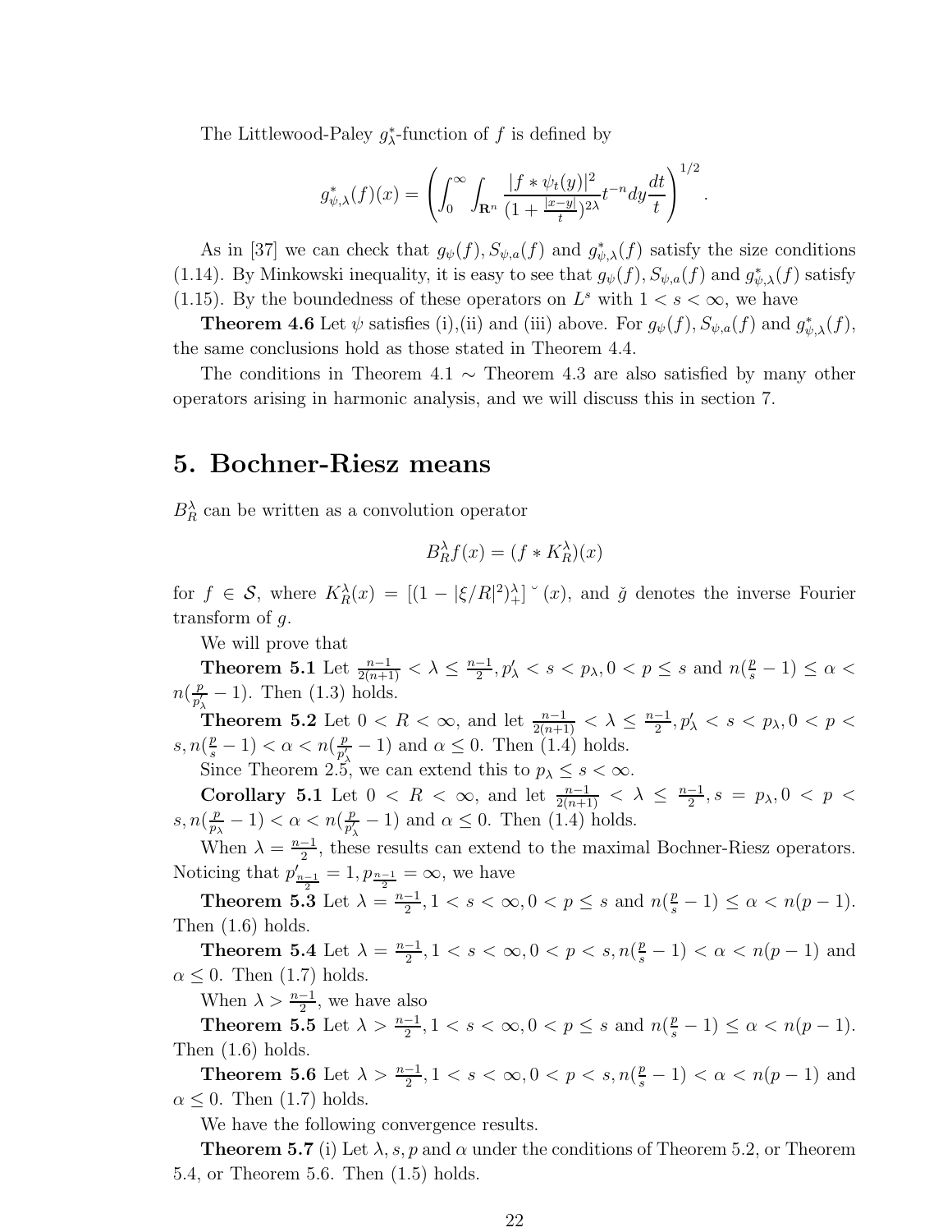The Littlewood-Paley $g^*_\lambda$-function of $f$ is defined by

$$g^*_{\psi,\lambda}(f)(x) = \left( \int_0^\infty \int_{\mathbf{R}^n} \frac{|f * \psi_t(y)|^2}{(1 + \frac{|x-y|}{t})^{2\lambda}} t^{-n} dy \frac{dt}{t} \right)^{1/2}.$$

As in [37] we can check that $g_\psi(f), S_{\psi,a}(f)$ and $g^*_{\psi,\lambda}(f)$ satisfy the size conditions (1.14). By Minkowski inequality, it is easy to see that $g_\psi(f), S_{\psi,a}(f)$ and $g^*_{\psi,\lambda}(f)$ satisfy (1.15). By the boundedness of these operators on $L^s$ with $1 < s < \infty$, we have

**Theorem 4.6** Let $\psi$ satisfies (i),(ii) and (iii) above. For $g_\psi(f), S_{\psi,a}(f)$ and $g^*_{\psi,\lambda}(f)$, the same conclusions hold as those stated in Theorem 4.4.

The conditions in Theorem 4.1 $\sim$ Theorem 4.3 are also satisfied by many other operators arising in harmonic analysis, and we will discuss this in section 7.

## 5. Bochner-Riesz means

$B^\lambda_R$ can be written as a convolution operator

$$B^\lambda_R f(x) = (f * K^\lambda_R)(x)$$

for $f \in \mathcal{S}$, where $K^\lambda_R(x) = [(1 - |\xi/R|^2)^\lambda_+]\check{\ }(x)$, and $\check{g}$ denotes the inverse Fourier transform of $g$.

We will prove that

**Theorem 5.1** Let $\frac{n-1}{2(n+1)} < \lambda \leq \frac{n-1}{2}, p'_\lambda < s < p_\lambda, 0 < p \leq s$ and $n(\frac{p}{s} - 1) \leq \alpha < n(\frac{p}{p'_\lambda} - 1)$. Then (1.3) holds.

**Theorem 5.2** Let $0 < R < \infty$, and let $\frac{n-1}{2(n+1)} < \lambda \leq \frac{n-1}{2}, p'_\lambda < s < p_\lambda, 0 < p < s, n(\frac{p}{s} - 1) < \alpha < n(\frac{p}{p'_\lambda} - 1)$ and $\alpha \leq 0$. Then (1.4) holds.

Since Theorem 2.5, we can extend this to $p_\lambda \leq s < \infty$.

**Corollary 5.1** Let $0 < R < \infty$, and let $\frac{n-1}{2(n+1)} < \lambda \leq \frac{n-1}{2}, s = p_\lambda, 0 < p < s, n(\frac{p}{p_\lambda} - 1) < \alpha < n(\frac{p}{p'_\lambda} - 1)$ and $\alpha \leq 0$. Then (1.4) holds.

When $\lambda = \frac{n-1}{2}$, these results can extend to the maximal Bochner-Riesz operators. Noticing that $p'_{\frac{n-1}{2}} = 1, p_{\frac{n-1}{2}} = \infty$, we have

**Theorem 5.3** Let $\lambda = \frac{n-1}{2}, 1 < s < \infty, 0 < p \leq s$ and $n(\frac{p}{s} - 1) \leq \alpha < n(p-1)$. Then (1.6) holds.

**Theorem 5.4** Let $\lambda = \frac{n-1}{2}, 1 < s < \infty, 0 < p < s, n(\frac{p}{s} - 1) < \alpha < n(p-1)$ and $\alpha \leq 0$. Then (1.7) holds.

When $\lambda > \frac{n-1}{2}$, we have also

**Theorem 5.5** Let $\lambda > \frac{n-1}{2}, 1 < s < \infty, 0 < p \leq s$ and $n(\frac{p}{s} - 1) \leq \alpha < n(p-1)$. Then (1.6) holds.

**Theorem 5.6** Let $\lambda > \frac{n-1}{2}, 1 < s < \infty, 0 < p < s, n(\frac{p}{s} - 1) < \alpha < n(p-1)$ and $\alpha \leq 0$. Then (1.7) holds.

We have the following convergence results.

**Theorem 5.7** (i) Let $\lambda, s, p$ and $\alpha$ under the conditions of Theorem 5.2, or Theorem 5.4, or Theorem 5.6. Then (1.5) holds.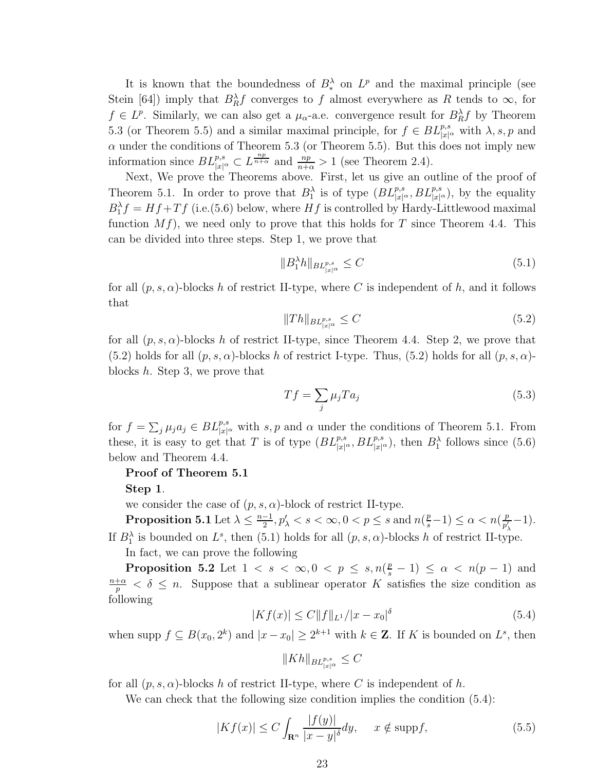It is known that the boundedness of $B_*^\lambda$ on $L^p$ and the maximal principle (see Stein [64]) imply that $B_R^\lambda f$ converges to $f$ almost everywhere as $R$ tends to $\infty$, for $f \in L^p$. Similarly, we can also get a $\mu_\alpha$-a.e. convergence result for $B_R^\lambda f$ by Theorem 5.3 (or Theorem 5.5) and a similar maximal principle, for $f \in BL^{p,s}_{|x|^\alpha}$ with $\lambda, s, p$ and $\alpha$ under the conditions of Theorem 5.3 (or Theorem 5.5). But this does not imply new information since $BL^{p,s}_{|x|^\alpha} \subset L^{\frac{np}{n+\alpha}}$ and $\frac{np}{n+\alpha} > 1$ (see Theorem 2.4).

Next, We prove the Theorems above. First, let us give an outline of the proof of Theorem 5.1. In order to prove that $B_1^\lambda$ is of type $(BL^{p,s}_{|x|^\alpha}, BL^{p,s}_{|x|^\alpha})$, by the equality $B_1^\lambda f = Hf + Tf$ (i.e.(5.6) below, where $Hf$ is controlled by Hardy-Littlewood maximal function $Mf$), we need only to prove that this holds for $T$ since Theorem 4.4. This can be divided into three steps. Step 1, we prove that

$$\|B_1^\lambda h\|_{BL^{p,s}_{|x|^\alpha}} \leq C \tag{5.1}$$

for all $(p, s, \alpha)$-blocks $h$ of restrict II-type, where $C$ is independent of $h$, and it follows that

$$\|Th\|_{BL^{p,s}_{|x|^\alpha}} \leq C \tag{5.2}$$

for all $(p, s, \alpha)$-blocks $h$ of restrict II-type, since Theorem 4.4. Step 2, we prove that (5.2) holds for all $(p, s, \alpha)$-blocks $h$ of restrict I-type. Thus, (5.2) holds for all $(p, s, \alpha)$-blocks $h$. Step 3, we prove that

$$Tf = \sum_j \mu_j T a_j \tag{5.3}$$

for $f = \sum_j \mu_j a_j \in BL^{p,s}_{|x|^\alpha}$ with $s, p$ and $\alpha$ under the conditions of Theorem 5.1. From these, it is easy to get that $T$ is of type $(BL^{p,s}_{|x|^\alpha}, BL^{p,s}_{|x|^\alpha})$, then $B_1^\lambda$ follows since (5.6) below and Theorem 4.4.

**Proof of Theorem 5.1**

**Step 1**.

we consider the case of $(p, s, \alpha)$-block of restrict II-type.

**Proposition 5.1** Let $\lambda \leq \frac{n-1}{2}, p'_\lambda < s < \infty, 0 < p \leq s$ and $n(\frac{p}{s} - 1) \leq \alpha < n(\frac{p}{p'_\lambda} - 1)$. If $B_1^\lambda$ is bounded on $L^s$, then (5.1) holds for all $(p, s, \alpha)$-blocks $h$ of restrict II-type.

In fact, we can prove the following

**Proposition 5.2** Let $1 < s < \infty, 0 < p \leq s, n(\frac{p}{s} - 1) \leq \alpha < n(p-1)$ and $\frac{n+\alpha}{p} < \delta \leq n$. Suppose that a sublinear operator $K$ satisfies the size condition as following

$$|Kf(x)| \leq C\|f\|_{L^1}/|x - x_0|^\delta \tag{5.4}$$

when $\text{supp}\, f \subseteq B(x_0, 2^k)$ and $|x - x_0| \geq 2^{k+1}$ with $k \in \mathbf{Z}$. If $K$ is bounded on $L^s$, then

$$\|Kh\|_{BL^{p,s}_{|x|^\alpha}} \leq C$$

for all $(p, s, \alpha)$-blocks $h$ of restrict II-type, where $C$ is independent of $h$.

We can check that the following size condition implies the condition (5.4):

$$|Kf(x)| \leq C \int_{\mathbf{R}^n} \frac{|f(y)|}{|x-y|^\delta} dy, \quad x \notin \text{supp} f, \tag{5.5}$$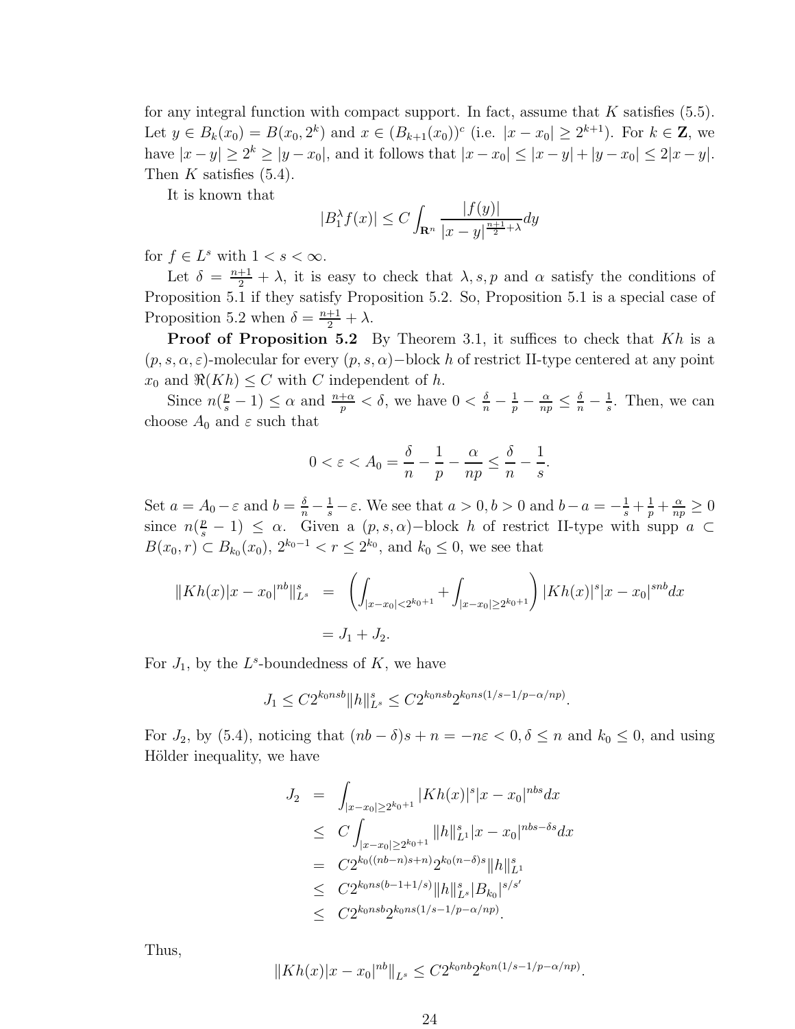for any integral function with compact support. In fact, assume that $K$ satisfies (5.5). Let $y \in B_k(x_0) = B(x_0, 2^k)$ and $x \in (B_{k+1}(x_0))^c$ (i.e. $|x - x_0| \geq 2^{k+1}$). For $k \in \mathbf{Z}$, we have $|x - y| \geq 2^k \geq |y - x_0|$, and it follows that $|x - x_0| \leq |x - y| + |y - x_0| \leq 2|x - y|$. Then $K$ satisfies (5.4).

It is known that

$$|B_1^\lambda f(x)| \leq C \int_{\mathbf{R}^n} \frac{|f(y)|}{|x - y|^{\frac{n+1}{2}+\lambda}} dy$$

for $f \in L^s$ with $1 < s < \infty$.

Let $\delta = \frac{n+1}{2} + \lambda$, it is easy to check that $\lambda, s, p$ and $\alpha$ satisfy the conditions of Proposition 5.1 if they satisfy Proposition 5.2. So, Proposition 5.1 is a special case of Proposition 5.2 when $\delta = \frac{n+1}{2} + \lambda$.

**Proof of Proposition 5.2** By Theorem 3.1, it suffices to check that $Kh$ is a $(p, s, \alpha, \varepsilon)$-molecular for every $(p, s, \alpha)-$block $h$ of restrict II-type centered at any point $x_0$ and $\Re(Kh) \leq C$ with $C$ independent of $h$.

Since $n(\frac{p}{s} - 1) \leq \alpha$ and $\frac{n+\alpha}{p} < \delta$, we have $0 < \frac{\delta}{n} - \frac{1}{p} - \frac{\alpha}{np} \leq \frac{\delta}{n} - \frac{1}{s}$. Then, we can choose $A_0$ and $\varepsilon$ such that

$$0 < \varepsilon < A_0 = \frac{\delta}{n} - \frac{1}{p} - \frac{\alpha}{np} \leq \frac{\delta}{n} - \frac{1}{s}.$$

Set $a = A_0 - \varepsilon$ and $b = \frac{\delta}{n} - \frac{1}{s} - \varepsilon$. We see that $a > 0, b > 0$ and $b - a = -\frac{1}{s} + \frac{1}{p} + \frac{\alpha}{np} \geq 0$ since $n(\frac{p}{s} - 1) \leq \alpha$. Given a $(p, s, \alpha)-$block $h$ of restrict II-type with supp $a \subset B(x_0, r) \subset B_{k_0}(x_0)$, $2^{k_0-1} < r \leq 2^{k_0}$, and $k_0 \leq 0$, we see that

$$\begin{aligned}
\|Kh(x)|x - x_0|^{nb}\|_{L^s}^s &= \left( \int_{|x-x_0|<2^{k_0+1}} + \int_{|x-x_0|\geq 2^{k_0+1}} \right) |Kh(x)|^s |x - x_0|^{snb} dx \\
&= J_1 + J_2.
\end{aligned}$$

For $J_1$, by the $L^s$-boundedness of $K$, we have

$$J_1 \leq C 2^{k_0 nsb} \|h\|_{L^s}^s \leq C 2^{k_0 nsb} 2^{k_0 ns(1/s - 1/p - \alpha/np)}.$$

For $J_2$, by (5.4), noticing that $(nb - \delta)s + n = -n\varepsilon < 0, \delta \leq n$ and $k_0 \leq 0$, and using Hölder inequality, we have

$$\begin{aligned}
J_2 &= \int_{|x-x_0|\geq 2^{k_0+1}} |Kh(x)|^s |x - x_0|^{nbs} dx \\
&\leq C \int_{|x-x_0|\geq 2^{k_0+1}} \|h\|_{L^1}^s |x - x_0|^{nbs - \delta s} dx \\
&= C 2^{k_0((nb-n)s+n)} 2^{k_0(n-\delta)s} \|h\|_{L^1}^s \\
&\leq C 2^{k_0 ns(b-1+1/s)} \|h\|_{L^s}^s |B_{k_0}|^{s/s'} \\
&\leq C 2^{k_0 nsb} 2^{k_0 ns(1/s - 1/p - \alpha/np)}.
\end{aligned}$$

Thus,

$$\|Kh(x)|x - x_0|^{nb}\|_{L^s} \leq C 2^{k_0 nb} 2^{k_0 n(1/s - 1/p - \alpha/np)}.$$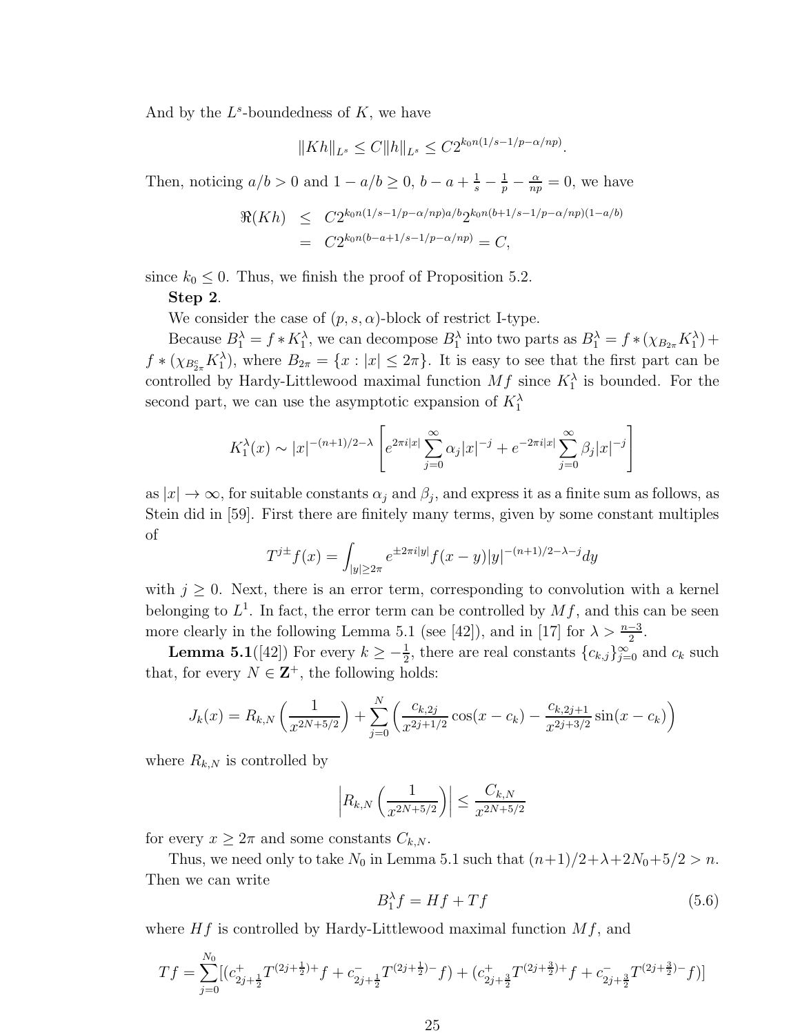And by the $L^s$-boundedness of $K$, we have

$$\|Kh\|_{L^s} \le C\|h\|_{L^s} \le C2^{k_0 n(1/s-1/p-\alpha/np)}.$$

Then, noticing $a/b > 0$ and $1 - a/b \ge 0$, $b - a + \frac{1}{s} - \frac{1}{p} - \frac{\alpha}{np} = 0$, we have

$$\begin{aligned} \Re(Kh) &\le C2^{k_0 n(1/s-1/p-\alpha/np)a/b} 2^{k_0 n(b+1/s-1/p-\alpha/np)(1-a/b)} \\ &= C2^{k_0 n(b-a+1/s-1/p-\alpha/np)} = C, \end{aligned}$$

since $k_0 \le 0$. Thus, we finish the proof of Proposition 5.2.

**Step 2**.

We consider the case of $(p, s, \alpha)$-block of restrict I-type.

Because $B_1^\lambda = f * K_1^\lambda$, we can decompose $B_1^\lambda$ into two parts as $B_1^\lambda = f * (\chi_{B_{2\pi}} K_1^\lambda) + f * (\chi_{B_{2\pi}^c} K_1^\lambda)$, where $B_{2\pi} = \{x : |x| \le 2\pi\}$. It is easy to see that the first part can be controlled by Hardy-Littlewood maximal function $Mf$ since $K_1^\lambda$ is bounded. For the second part, we can use the asymptotic expansion of $K_1^\lambda$

$$K_1^\lambda(x) \sim |x|^{-(n+1)/2-\lambda} \left[ e^{2\pi i|x|} \sum_{j=0}^{\infty} \alpha_j |x|^{-j} + e^{-2\pi i|x|} \sum_{j=0}^{\infty} \beta_j |x|^{-j} \right]$$

as $|x| \to \infty$, for suitable constants $\alpha_j$ and $\beta_j$, and express it as a finite sum as follows, as Stein did in [59]. First there are finitely many terms, given by some constant multiples of

$$T^{j\pm} f(x) = \int_{|y| \ge 2\pi} e^{\pm 2\pi i|y|} f(x-y)|y|^{-(n+1)/2-\lambda-j} dy$$

with $j \ge 0$. Next, there is an error term, corresponding to convolution with a kernel belonging to $L^1$. In fact, the error term can be controlled by $Mf$, and this can be seen more clearly in the following Lemma 5.1 (see [42]), and in [17] for $\lambda > \frac{n-3}{2}$.

**Lemma 5.1**([42]) For every $k \ge -\frac{1}{2}$, there are real constants $\{c_{k,j}\}_{j=0}^\infty$ and $c_k$ such that, for every $N \in \mathbf{Z}^+$, the following holds:

$$J_k(x) = R_{k,N}\left(\frac{1}{x^{2N+5/2}}\right) + \sum_{j=0}^{N} \left( \frac{c_{k,2j}}{x^{2j+1/2}} \cos(x - c_k) - \frac{c_{k,2j+1}}{x^{2j+3/2}} \sin(x - c_k) \right)$$

where $R_{k,N}$ is controlled by

$$\left| R_{k,N}\left(\frac{1}{x^{2N+5/2}}\right) \right| \le \frac{C_{k,N}}{x^{2N+5/2}}$$

for every $x \ge 2\pi$ and some constants $C_{k,N}$.

Thus, we need only to take $N_0$ in Lemma 5.1 such that $(n+1)/2 + \lambda + 2N_0 + 5/2 > n$. Then we can write

$$B_1^\lambda f = Hf + Tf \tag{5.6}$$

where $Hf$ is controlled by Hardy-Littlewood maximal function $Mf$, and

$$Tf = \sum_{j=0}^{N_0} [(c^+_{2j+\frac{1}{2}} T^{(2j+\frac{1}{2})+} f + c^-_{2j+\frac{1}{2}} T^{(2j+\frac{1}{2})-} f) + (c^+_{2j+\frac{3}{2}} T^{(2j+\frac{3}{2})+} f + c^-_{2j+\frac{3}{2}} T^{(2j+\frac{3}{2})-} f)]$$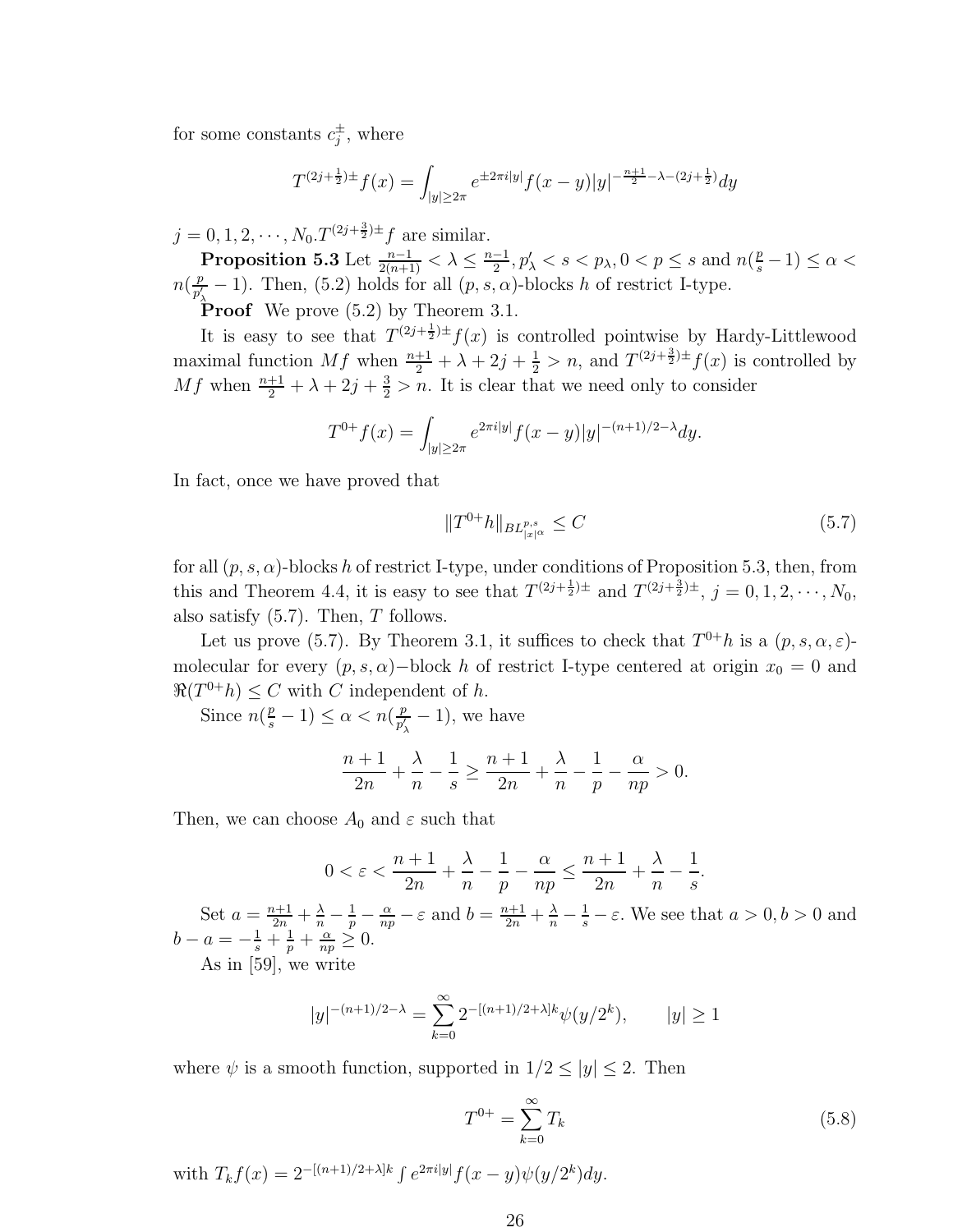for some constants $c_j^{\pm}$, where

$$T^{(2j+\frac{1}{2})\pm}f(x) = \int_{|y|\geq 2\pi} e^{\pm 2\pi i|y|} f(x-y)|y|^{-\frac{n+1}{2}-\lambda-(2j+\frac{1}{2})}dy$$

$j = 0, 1, 2, \cdots, N_0.T^{(2j+\frac{3}{2})\pm}f$ are similar.

**Proposition 5.3** Let $\frac{n-1}{2(n+1)} < \lambda \leq \frac{n-1}{2}, p'_\lambda < s < p_\lambda, 0 < p \leq s$ and $n(\frac{p}{s}-1) \leq \alpha < n(\frac{p}{p'_\lambda}-1)$. Then, (5.2) holds for all $(p, s, \alpha)$-blocks $h$ of restrict I-type.

**Proof** We prove (5.2) by Theorem 3.1.

It is easy to see that $T^{(2j+\frac{1}{2})\pm}f(x)$ is controlled pointwise by Hardy-Littlewood maximal function $Mf$ when $\frac{n+1}{2}+\lambda+2j+\frac{1}{2} > n$, and $T^{(2j+\frac{3}{2})\pm}f(x)$ is controlled by $Mf$ when $\frac{n+1}{2}+\lambda+2j+\frac{3}{2} > n$. It is clear that we need only to consider

$$T^{0+}f(x) = \int_{|y|\geq 2\pi} e^{2\pi i|y|} f(x-y)|y|^{-(n+1)/2-\lambda}dy.$$

In fact, once we have proved that

$$\|T^{0+}h\|_{BL^{p,s}_{|x|^\alpha}} \leq C \tag{5.7}$$

for all $(p, s, \alpha)$-blocks $h$ of restrict I-type, under conditions of Proposition 5.3, then, from this and Theorem 4.4, it is easy to see that $T^{(2j+\frac{1}{2})\pm}$ and $T^{(2j+\frac{3}{2})\pm}$, $j = 0, 1, 2, \cdots, N_0$, also satisfy (5.7). Then, $T$ follows.

Let us prove (5.7). By Theorem 3.1, it suffices to check that $T^{0+}h$ is a $(p, s, \alpha, \varepsilon)$-molecular for every $(p, s, \alpha)-$block $h$ of restrict I-type centered at origin $x_0 = 0$ and $\Re(T^{0+}h) \leq C$ with $C$ independent of $h$.

Since $n(\frac{p}{s}-1) \leq \alpha < n(\frac{p}{p'_\lambda}-1)$, we have

$$\frac{n+1}{2n} + \frac{\lambda}{n} - \frac{1}{s} \geq \frac{n+1}{2n} + \frac{\lambda}{n} - \frac{1}{p} - \frac{\alpha}{np} > 0.$$

Then, we can choose $A_0$ and $\varepsilon$ such that

$$0 < \varepsilon < \frac{n+1}{2n} + \frac{\lambda}{n} - \frac{1}{p} - \frac{\alpha}{np} \leq \frac{n+1}{2n} + \frac{\lambda}{n} - \frac{1}{s}.$$

Set $a = \frac{n+1}{2n} + \frac{\lambda}{n} - \frac{1}{p} - \frac{\alpha}{np} - \varepsilon$ and $b = \frac{n+1}{2n} + \frac{\lambda}{n} - \frac{1}{s} - \varepsilon$. We see that $a > 0, b > 0$ and $b - a = -\frac{1}{s} + \frac{1}{p} + \frac{\alpha}{np} \geq 0$.

As in [59], we write

$$|y|^{-(n+1)/2-\lambda} = \sum_{k=0}^{\infty} 2^{-[(n+1)/2+\lambda]k}\psi(y/2^k), \qquad |y| \geq 1$$

where $\psi$ is a smooth function, supported in $1/2 \leq |y| \leq 2$. Then

$$T^{0+} = \sum_{k=0}^{\infty} T_k \tag{5.8}$$

with $T_k f(x) = 2^{-[(n+1)/2+\lambda]k} \int e^{2\pi i|y|} f(x-y)\psi(y/2^k)dy$.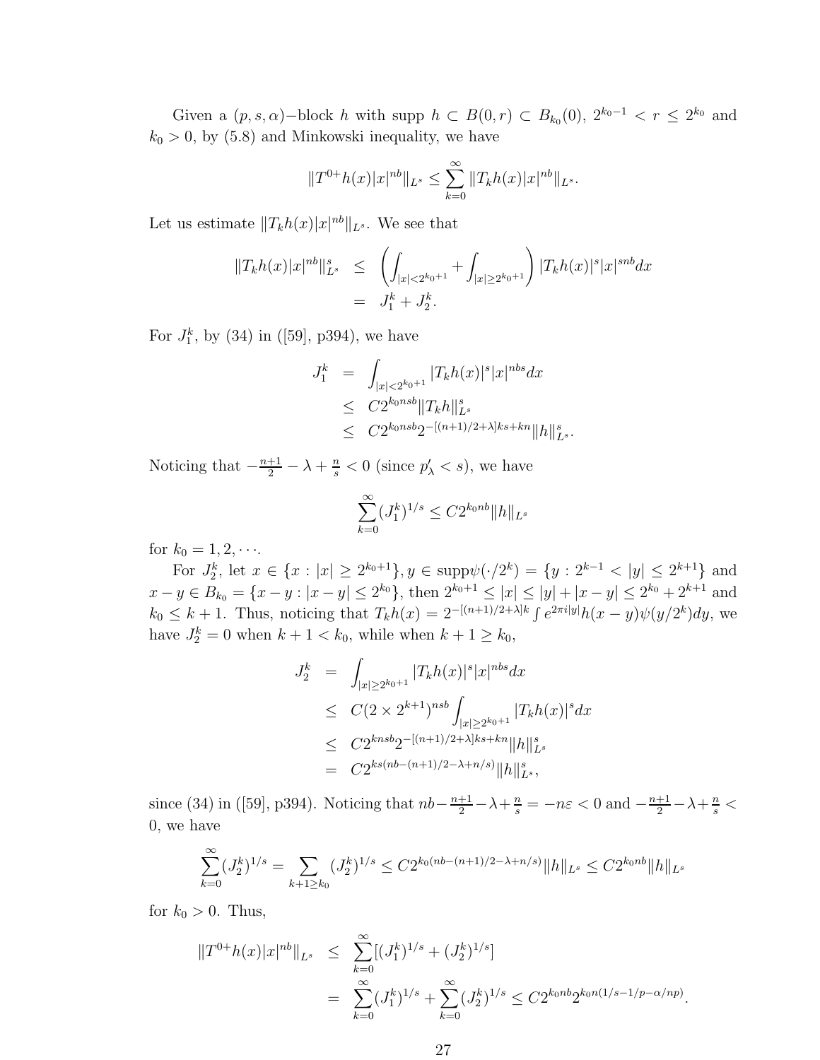Given a $(p, s, \alpha)-$block $h$ with supp $h \subset B(0, r) \subset B_{k_0}(0)$, $2^{k_0-1} < r \leq 2^{k_0}$ and $k_0 > 0$, by (5.8) and Minkowski inequality, we have

$$\|T^{0+}h(x)|x|^{nb}\|_{L^s} \leq \sum_{k=0}^{\infty} \|T_k h(x)|x|^{nb}\|_{L^s}.$$

Let us estimate $\|T_k h(x)|x|^{nb}\|_{L^s}$. We see that

$$\begin{aligned}
\|T_k h(x)|x|^{nb}\|_{L^s}^s &\leq \left(\int_{|x|<2^{k_0+1}} + \int_{|x|\geq 2^{k_0+1}}\right) |T_k h(x)|^s |x|^{snb} dx \\
&= J_1^k + J_2^k.
\end{aligned}$$

For $J_1^k$, by (34) in ([59], p394), we have

$$\begin{aligned}
J_1^k &= \int_{|x|<2^{k_0+1}} |T_k h(x)|^s |x|^{nbs} dx \\
&\leq C 2^{k_0 nsb} \|T_k h\|_{L^s}^s \\
&\leq C 2^{k_0 nsb} 2^{-[(n+1)/2+\lambda]ks + kn} \|h\|_{L^s}^s.
\end{aligned}$$

Noticing that $-\frac{n+1}{2} - \lambda + \frac{n}{s} < 0$ (since $p'_\lambda < s$), we have

$$\sum_{k=0}^{\infty} (J_1^k)^{1/s} \leq C 2^{k_0 nb} \|h\|_{L^s}$$

for $k_0 = 1, 2, \cdots$.

For $J_2^k$, let $x \in \{x : |x| \geq 2^{k_0+1}\}, y \in \text{supp}\psi(\cdot/2^k) = \{y : 2^{k-1} < |y| \leq 2^{k+1}\}$ and $x - y \in B_{k_0} = \{x - y : |x - y| \leq 2^{k_0}\}$, then $2^{k_0+1} \leq |x| \leq |y| + |x - y| \leq 2^{k_0} + 2^{k+1}$ and $k_0 \leq k + 1$. Thus, noticing that $T_k h(x) = 2^{-[(n+1)/2+\lambda]k} \int e^{2\pi i|y|} h(x - y)\psi(y/2^k)dy$, we have $J_2^k = 0$ when $k + 1 < k_0$, while when $k + 1 \geq k_0$,

$$\begin{aligned}
J_2^k &= \int_{|x|\geq 2^{k_0+1}} |T_k h(x)|^s |x|^{nbs} dx \\
&\leq C(2 \times 2^{k+1})^{nsb} \int_{|x|\geq 2^{k_0+1}} |T_k h(x)|^s dx \\
&\leq C 2^{knsb} 2^{-[(n+1)/2+\lambda]ks + kn} \|h\|_{L^s}^s \\
&= C 2^{ks(nb-(n+1)/2-\lambda+n/s)} \|h\|_{L^s}^s,
\end{aligned}$$

since (34) in ([59], p394). Noticing that $nb - \frac{n+1}{2} - \lambda + \frac{n}{s} = -n\varepsilon < 0$ and $-\frac{n+1}{2} - \lambda + \frac{n}{s} < 0$, we have

$$\sum_{k=0}^{\infty} (J_2^k)^{1/s} = \sum_{k+1\geq k_0} (J_2^k)^{1/s} \leq C 2^{k_0(nb-(n+1)/2-\lambda+n/s)} \|h\|_{L^s} \leq C 2^{k_0 nb} \|h\|_{L^s}$$

for $k_0 > 0$. Thus,

$$\begin{aligned}
\|T^{0+}h(x)|x|^{nb}\|_{L^s} &\leq \sum_{k=0}^{\infty} [(J_1^k)^{1/s} + (J_2^k)^{1/s}] \\
&= \sum_{k=0}^{\infty} (J_1^k)^{1/s} + \sum_{k=0}^{\infty} (J_2^k)^{1/s} \leq C 2^{k_0 nb} 2^{k_0 n(1/s-1/p-\alpha/np)}.
\end{aligned}$$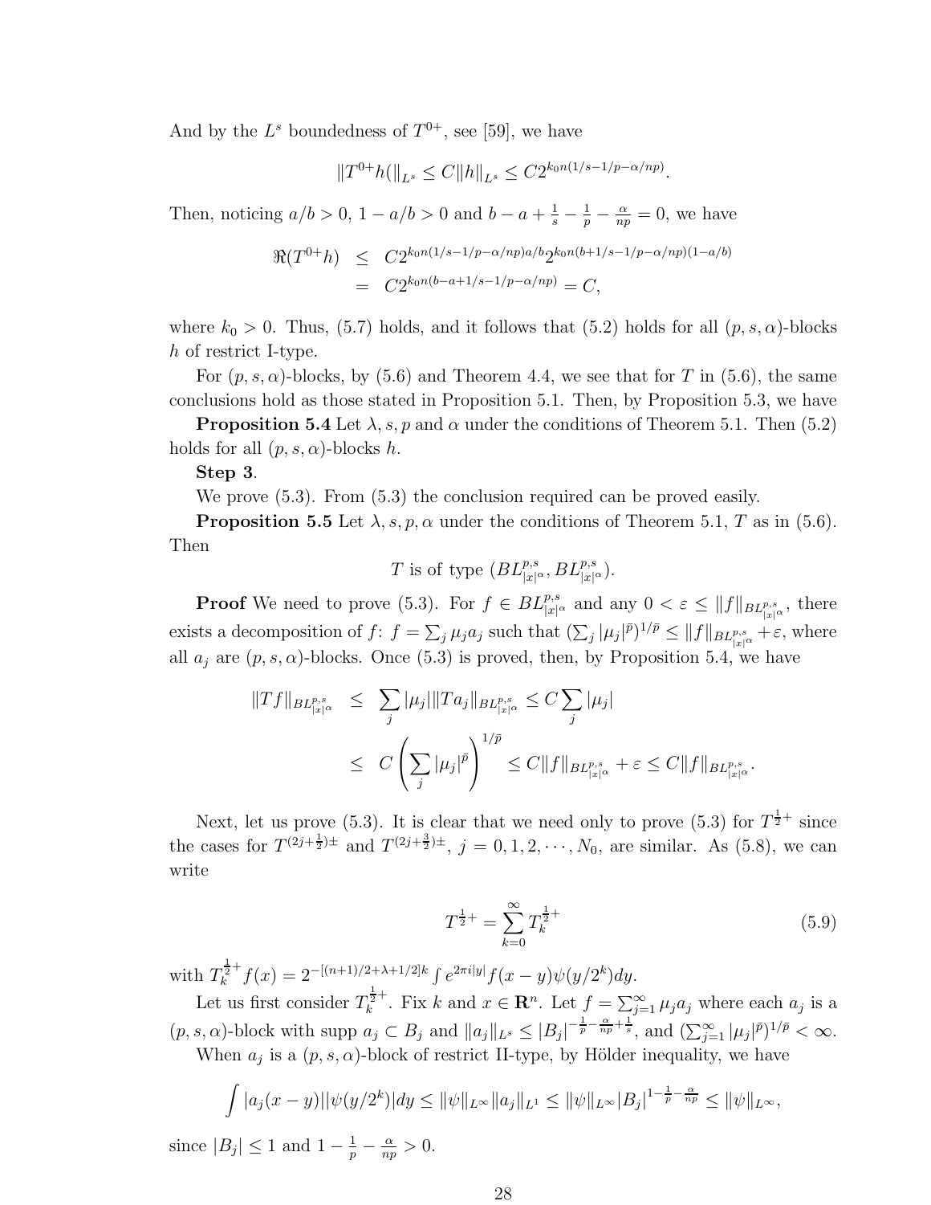And by the $L^s$ boundedness of $T^{0+}$, see [59], we have

$$\|T^{0+}h(\|_{L^s} \leq C\|h\|_{L^s} \leq C2^{k_0 n(1/s-1/p-\alpha/np)}.$$

Then, noticing $a/b > 0$, $1 - a/b > 0$ and $b - a + \frac{1}{s} - \frac{1}{p} - \frac{\alpha}{np} = 0$, we have

$$\begin{aligned}\Re(T^{0+}h) &\leq C2^{k_0 n(1/s-1/p-\alpha/np)a/b}2^{k_0 n(b+1/s-1/p-\alpha/np)(1-a/b)} \\ &= C2^{k_0 n(b-a+1/s-1/p-\alpha/np)} = C,\end{aligned}$$

where $k_0 > 0$. Thus, (5.7) holds, and it follows that (5.2) holds for all $(p, s, \alpha)$-blocks $h$ of restrict I-type.

For $(p, s, \alpha)$-blocks, by (5.6) and Theorem 4.4, we see that for $T$ in (5.6), the same conclusions hold as those stated in Proposition 5.1. Then, by Proposition 5.3, we have

**Proposition 5.4** Let $\lambda, s, p$ and $\alpha$ under the conditions of Theorem 5.1. Then (5.2) holds for all $(p, s, \alpha)$-blocks $h$.

**Step 3**.

We prove (5.3). From (5.3) the conclusion required can be proved easily.

**Proposition 5.5** Let $\lambda, s, p, \alpha$ under the conditions of Theorem 5.1, $T$ as in (5.6). Then

$$T \text{ is of type } (BL^{p,s}_{|x|^\alpha}, BL^{p,s}_{|x|^\alpha}).$$

**Proof** We need to prove (5.3). For $f \in BL^{p,s}_{|x|^\alpha}$ and any $0 < \varepsilon \leq \|f\|_{BL^{p,s}_{|x|^\alpha}}$, there exists a decomposition of $f$: $f = \sum_j \mu_j a_j$ such that $(\sum_j |\mu_j|^{\bar{p}})^{1/\bar{p}} \leq \|f\|_{BL^{p,s}_{|x|^\alpha}} + \varepsilon$, where all $a_j$ are $(p, s, \alpha)$-blocks. Once (5.3) is proved, then, by Proposition 5.4, we have

$$\begin{aligned}\|Tf\|_{BL^{p,s}_{|x|^\alpha}} &\leq \sum_j |\mu_j| \|Ta_j\|_{BL^{p,s}_{|x|^\alpha}} \leq C\sum_j |\mu_j| \\ &\leq C\left(\sum_j |\mu_j|^{\bar{p}}\right)^{1/\bar{p}} \leq C\|f\|_{BL^{p,s}_{|x|^\alpha}} + \varepsilon \leq C\|f\|_{BL^{p,s}_{|x|^\alpha}}.\end{aligned}$$

Next, let us prove (5.3). It is clear that we need only to prove (5.3) for $T^{\frac{1}{2}+}$ since the cases for $T^{(2j+\frac{1}{2})\pm}$ and $T^{(2j+\frac{3}{2})\pm}$, $j = 0, 1, 2, \cdots, N_0$, are similar. As (5.8), we can write

$$T^{\frac{1}{2}+} = \sum_{k=0}^{\infty} T_k^{\frac{1}{2}+} \tag{5.9}$$

with $T_k^{\frac{1}{2}+}f(x) = 2^{-[(n+1)/2+\lambda+1/2]k}\int e^{2\pi i|y|}f(x-y)\psi(y/2^k)dy$.

Let us first consider $T_k^{\frac{1}{2}+}$. Fix $k$ and $x \in \mathbf{R}^n$. Let $f = \sum_{j=1}^{\infty} \mu_j a_j$ where each $a_j$ is a $(p, s, \alpha)$-block with supp $a_j \subset B_j$ and $\|a_j\|_{L^s} \leq |B_j|^{-\frac{1}{p}-\frac{\alpha}{np}+\frac{1}{s}}$, and $(\sum_{j=1}^{\infty} |\mu_j|^{\bar{p}})^{1/\bar{p}} < \infty$.

When $a_j$ is a $(p, s, \alpha)$-block of restrict II-type, by Hölder inequality, we have

$$\int |a_j(x-y)||\psi(y/2^k)|dy \leq \|\psi\|_{L^\infty}\|a_j\|_{L^1} \leq \|\psi\|_{L^\infty}|B_j|^{1-\frac{1}{p}-\frac{\alpha}{np}} \leq \|\psi\|_{L^\infty},$$

since $|B_j| \leq 1$ and $1 - \frac{1}{p} - \frac{\alpha}{np} > 0$.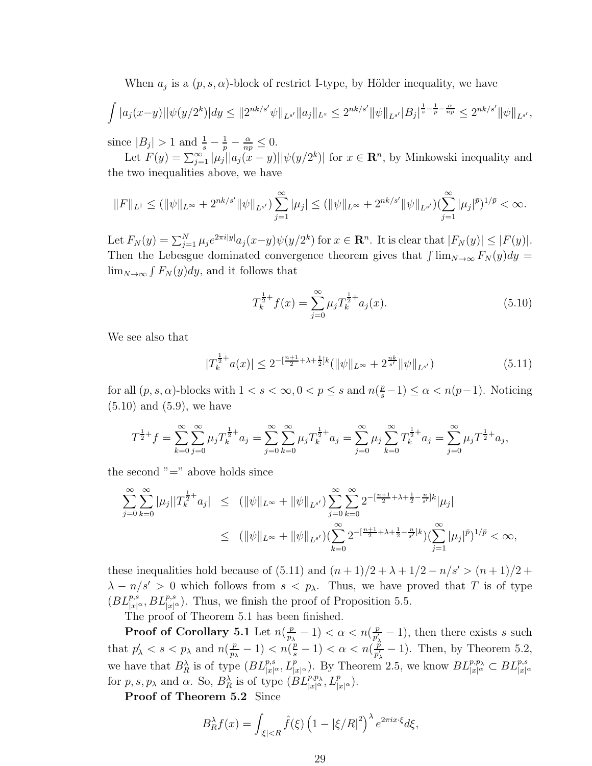When $a_j$ is a $(p,s,\alpha)$-block of restrict I-type, by Hölder inequality, we have

$$\int |a_j(x-y)||\psi(y/2^k)|dy \leq \|2^{nk/s'}\psi\|_{L^{s'}}\|a_j\|_{L^s} \leq 2^{nk/s'}\|\psi\|_{L^{s'}}|B_j|^{\frac{1}{s}-\frac{1}{p}-\frac{\alpha}{np}} \leq 2^{nk/s'}\|\psi\|_{L^{s'}},$$

since $|B_j| > 1$ and $\frac{1}{s}-\frac{1}{p}-\frac{\alpha}{np} \leq 0$.

Let $F(y) = \sum_{j=1}^{\infty}|\mu_j||a_j(x-y)||\psi(y/2^k)|$ for $x \in \mathbf{R}^n$, by Minkowski inequality and the two inequalities above, we have

$$\|F\|_{L^1} \leq (\|\psi\|_{L^\infty} + 2^{nk/s'}\|\psi\|_{L^{s'}})\sum_{j=1}^{\infty}|\mu_j| \leq (\|\psi\|_{L^\infty} + 2^{nk/s'}\|\psi\|_{L^{s'}})(\sum_{j=1}^{\infty}|\mu_j|^{\bar{p}})^{1/\bar{p}} < \infty.$$

Let $F_N(y) = \sum_{j=1}^{N}\mu_j e^{2\pi i|y|}a_j(x-y)\psi(y/2^k)$ for $x \in \mathbf{R}^n$. It is clear that $|F_N(y)| \leq |F(y)|$. Then the Lebesgue dominated convergence theorem gives that $\int \lim_{N\to\infty} F_N(y)dy = \lim_{N\to\infty}\int F_N(y)dy$, and it follows that

$$T_k^{\frac{1}{2}+}f(x) = \sum_{j=0}^{\infty}\mu_j T_k^{\frac{1}{2}+}a_j(x). \tag{5.10}$$

We see also that

$$|T_k^{\frac{1}{2}+}a(x)| \leq 2^{-[\frac{n+1}{2}+\lambda+\frac{1}{2}]k}(\|\psi\|_{L^\infty} + 2^{\frac{nk}{s'}}\|\psi\|_{L^{s'}}) \tag{5.11}$$

for all $(p,s,\alpha)$-blocks with $1 < s < \infty, 0 < p \leq s$ and $n(\frac{p}{s}-1) \leq \alpha < n(p-1)$. Noticing (5.10) and (5.9), we have

$$T^{\frac{1}{2}+}f = \sum_{k=0}^{\infty}\sum_{j=0}^{\infty}\mu_j T_k^{\frac{1}{2}+}a_j = \sum_{j=0}^{\infty}\sum_{k=0}^{\infty}\mu_j T_k^{\frac{1}{2}+}a_j = \sum_{j=0}^{\infty}\mu_j\sum_{k=0}^{\infty}T_k^{\frac{1}{2}+}a_j = \sum_{j=0}^{\infty}\mu_j T^{\frac{1}{2}+}a_j,$$

the second "=" above holds since

$$\begin{aligned}\sum_{j=0}^{\infty}\sum_{k=0}^{\infty}|\mu_j||T_k^{\frac{1}{2}+}a_j| &\leq (\|\psi\|_{L^\infty} + \|\psi\|_{L^{s'}})\sum_{j=0}^{\infty}\sum_{k=0}^{\infty}2^{-[\frac{n+1}{2}+\lambda+\frac{1}{2}-\frac{n}{s'}]k}|\mu_j| \\ &\leq (\|\psi\|_{L^\infty} + \|\psi\|_{L^{s'}})(\sum_{k=0}^{\infty}2^{-[\frac{n+1}{2}+\lambda+\frac{1}{2}-\frac{n}{s'}]k})(\sum_{j=1}^{\infty}|\mu_j|^{\bar{p}})^{1/\bar{p}} < \infty,\end{aligned}$$

these inequalities hold because of (5.11) and $(n+1)/2 + \lambda + 1/2 - n/s' > (n+1)/2 + \lambda - n/s' > 0$ which follows from $s < p_\lambda$. Thus, we have proved that $T$ is of type $(BL^{p,s}_{|x|^\alpha}, BL^{p,s}_{|x|^\alpha})$. Thus, we finish the proof of Proposition 5.5.

The proof of Theorem 5.1 has been finished.

**Proof of Corollary 5.1** Let $n(\frac{p}{p_\lambda}-1) < \alpha < n(\frac{p}{p'_\lambda}-1)$, then there exists $s$ such that $p'_\lambda < s < p_\lambda$ and $n(\frac{p}{p_\lambda}-1) < n(\frac{p}{s}-1) < \alpha < n(\frac{p}{p'_\lambda}-1)$. Then, by Theorem 5.2, we have that $B^\lambda_R$ is of type $(BL^{p,s}_{|x|^\alpha}, L^p_{|x|^\alpha})$. By Theorem 2.5, we know $BL^{p,p_\lambda}_{|x|^\alpha} \subset BL^{p,s}_{|x|^\alpha}$ for $p, s, p_\lambda$ and $\alpha$. So, $B^\lambda_R$ is of type $(BL^{p,p_\lambda}_{|x|^\alpha}, L^p_{|x|^\alpha})$.

**Proof of Theorem 5.2** Since

$$B^\lambda_R f(x) = \int_{|\xi|<R}\hat{f}(\xi)\left(1-|\xi/R|^2\right)^\lambda e^{2\pi ix\cdot\xi}d\xi,$$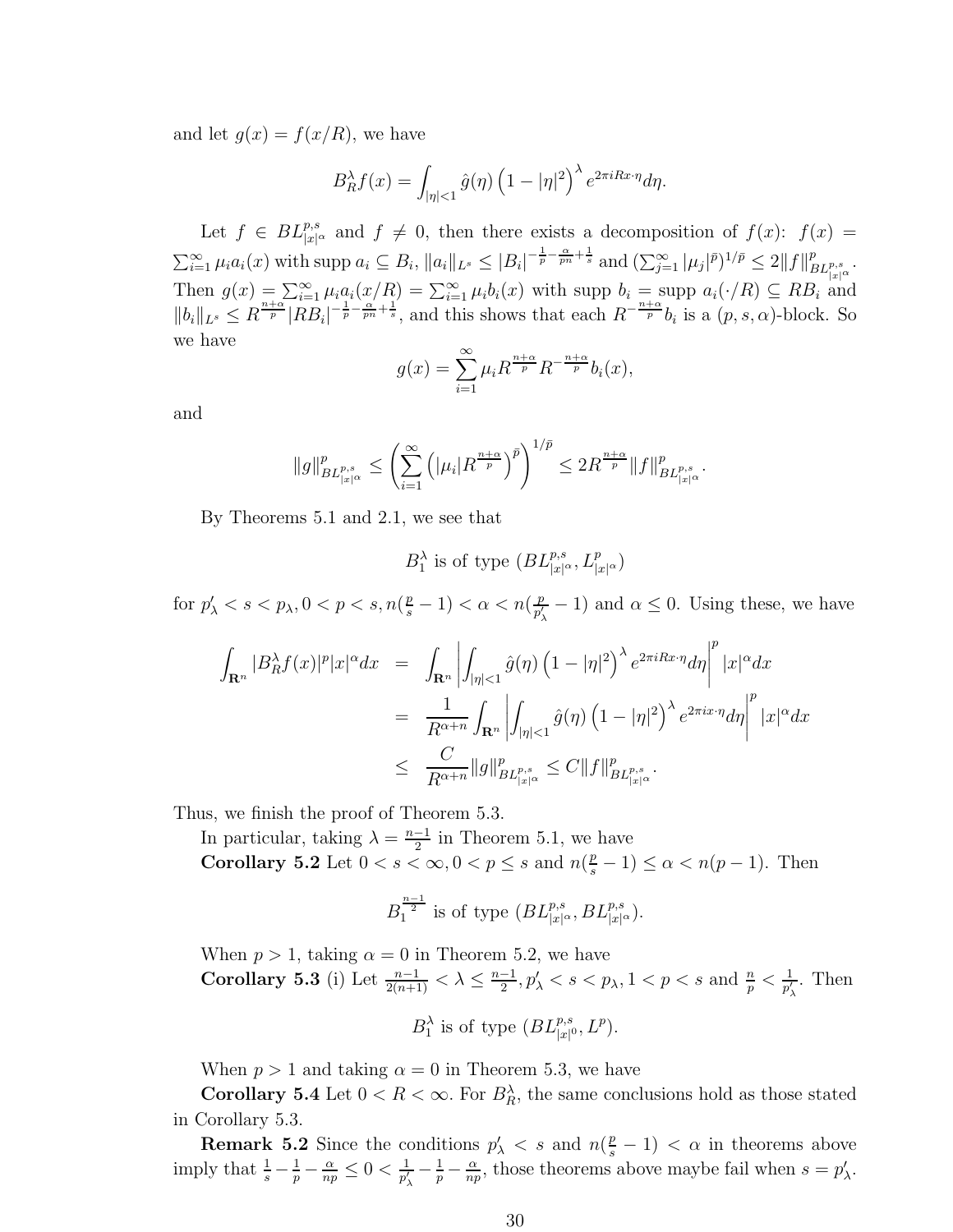and let $g(x) = f(x/R)$, we have

$$B_R^\lambda f(x) = \int_{|\eta|<1} \hat{g}(\eta)\left(1-|\eta|^2\right)^\lambda e^{2\pi i Rx\cdot\eta} d\eta.$$

Let $f \in BL^{p,s}_{|x|^\alpha}$ and $f \neq 0$, then there exists a decomposition of $f(x)$: $f(x) = \sum_{i=1}^\infty \mu_i a_i(x)$ with supp $a_i \subseteq B_i$, $\|a_i\|_{L^s} \le |B_i|^{-\frac{1}{p}-\frac{\alpha}{pn}+\frac{1}{s}}$ and $(\sum_{j=1}^\infty |\mu_j|^{\bar{p}})^{1/\bar{p}} \le 2\|f\|^p_{BL^{p,s}_{|x|^\alpha}}$. Then $g(x) = \sum_{i=1}^\infty \mu_i a_i(x/R) = \sum_{i=1}^\infty \mu_i b_i(x)$ with supp $b_i =$ supp $a_i(\cdot/R) \subseteq RB_i$ and $\|b_i\|_{L^s} \le R^{\frac{n+\alpha}{p}} |RB_i|^{-\frac{1}{p}-\frac{\alpha}{pn}+\frac{1}{s}}$, and this shows that each $R^{-\frac{n+\alpha}{p}} b_i$ is a $(p,s,\alpha)$-block. So we have

$$g(x) = \sum_{i=1}^\infty \mu_i R^{\frac{n+\alpha}{p}} R^{-\frac{n+\alpha}{p}} b_i(x),$$

and

$$\|g\|^p_{BL^{p,s}_{|x|^\alpha}} \le \left(\sum_{i=1}^\infty \left(|\mu_i| R^{\frac{n+\alpha}{p}}\right)^{\bar{p}}\right)^{1/\bar{p}} \le 2R^{\frac{n+\alpha}{p}} \|f\|^p_{BL^{p,s}_{|x|^\alpha}}.$$

By Theorems 5.1 and 2.1, we see that

$$B_1^\lambda \text{ is of type } (BL^{p,s}_{|x|^\alpha}, L^p_{|x|^\alpha})$$

for $p'_\lambda < s < p_\lambda, 0 < p < s, n(\frac{p}{s}-1) < \alpha < n(\frac{p}{p'_\lambda}-1)$ and $\alpha \le 0$. Using these, we have

$$\begin{aligned}
\int_{\mathbf{R}^n} |B_R^\lambda f(x)|^p |x|^\alpha dx &= \int_{\mathbf{R}^n} \left|\int_{|\eta|<1} \hat{g}(\eta)\left(1-|\eta|^2\right)^\lambda e^{2\pi i Rx\cdot\eta} d\eta\right|^p |x|^\alpha dx \\
&= \frac{1}{R^{\alpha+n}} \int_{\mathbf{R}^n} \left|\int_{|\eta|<1} \hat{g}(\eta)\left(1-|\eta|^2\right)^\lambda e^{2\pi i x\cdot\eta} d\eta\right|^p |x|^\alpha dx \\
&\le \frac{C}{R^{\alpha+n}} \|g\|^p_{BL^{p,s}_{|x|^\alpha}} \le C\|f\|^p_{BL^{p,s}_{|x|^\alpha}}.
\end{aligned}$$

Thus, we finish the proof of Theorem 5.3.

In particular, taking $\lambda = \frac{n-1}{2}$ in Theorem 5.1, we have

**Corollary 5.2** Let $0 < s < \infty, 0 < p \le s$ and $n(\frac{p}{s}-1) \le \alpha < n(p-1)$. Then

$$B_1^{\frac{n-1}{2}} \text{ is of type } (BL^{p,s}_{|x|^\alpha}, BL^{p,s}_{|x|^\alpha}).$$

When $p > 1$, taking $\alpha = 0$ in Theorem 5.2, we have

**Corollary 5.3** (i) Let $\frac{n-1}{2(n+1)} < \lambda \le \frac{n-1}{2}, p'_\lambda < s < p_\lambda, 1 < p < s$ and $\frac{n}{p} < \frac{1}{p'_\lambda}$. Then

$$B_1^\lambda \text{ is of type } (BL^{p,s}_{|x|^0}, L^p).$$

When $p > 1$ and taking $\alpha = 0$ in Theorem 5.3, we have

**Corollary 5.4** Let $0 < R < \infty$. For $B_R^\lambda$, the same conclusions hold as those stated in Corollary 5.3.

**Remark 5.2** Since the conditions $p'_\lambda < s$ and $n(\frac{p}{s}-1) < \alpha$ in theorems above imply that $\frac{1}{s}-\frac{1}{p}-\frac{\alpha}{np} \le 0 < \frac{1}{p'_\lambda}-\frac{1}{p}-\frac{\alpha}{np}$, those theorems above maybe fail when $s = p'_\lambda$.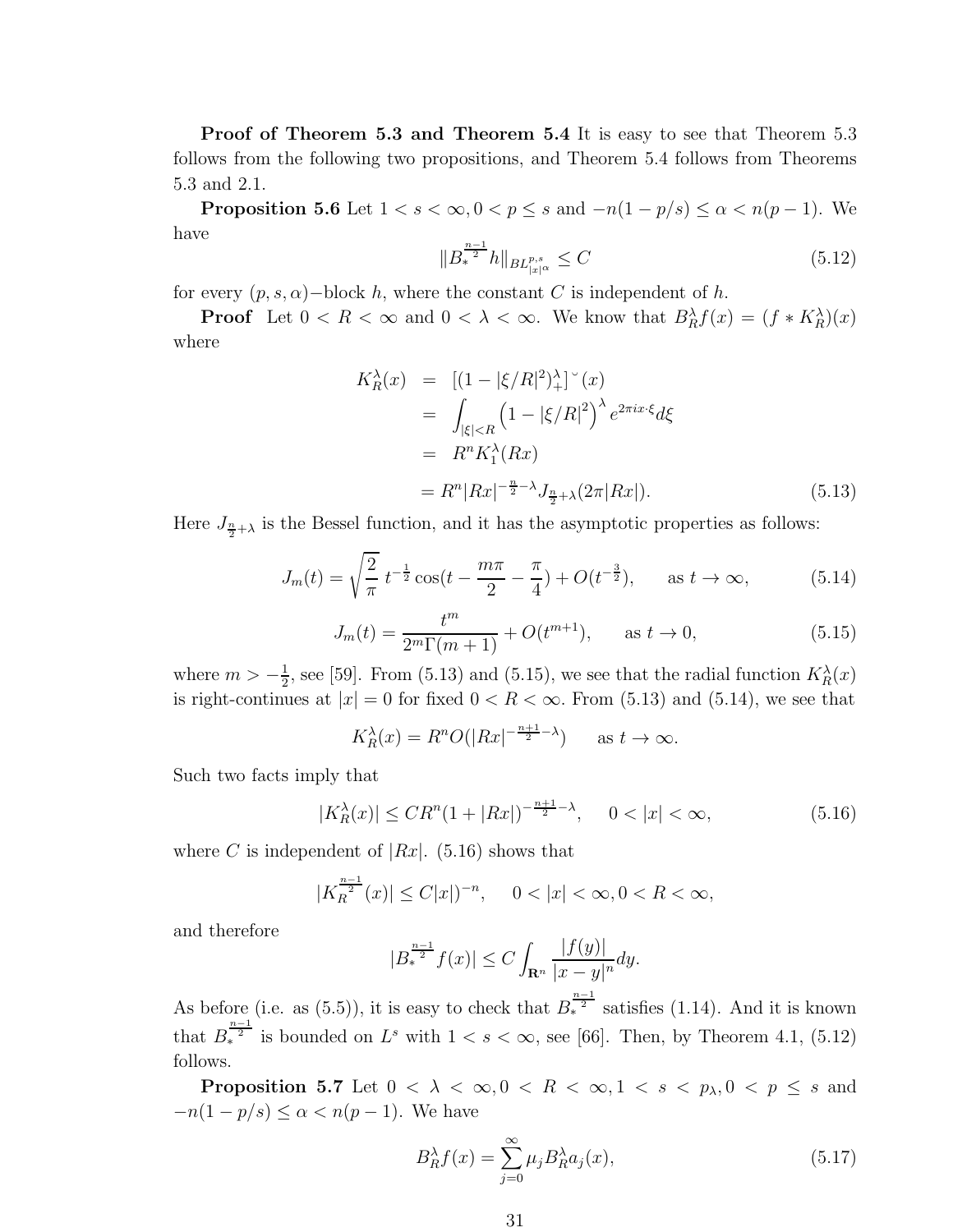**Proof of Theorem 5.3 and Theorem 5.4** It is easy to see that Theorem 5.3 follows from the following two propositions, and Theorem 5.4 follows from Theorems 5.3 and 2.1.

**Proposition 5.6** Let $1 < s < \infty, 0 < p \leq s$ and $-n(1-p/s) \leq \alpha < n(p-1)$. We have

$$\|B_*^{\frac{n-1}{2}} h\|_{BL^{p,s}_{|x|^\alpha}} \leq C \tag{5.12}$$

for every $(p, s, \alpha)-$block $h$, where the constant $C$ is independent of $h$.

**Proof** Let $0 < R < \infty$ and $0 < \lambda < \infty$. We know that $B_R^\lambda f(x) = (f * K_R^\lambda)(x)$ where

$$\begin{aligned} K_R^\lambda(x) &= [(1 - |\xi/R|^2)_+^\lambda]^\vee(x) \\ &= \int_{|\xi|<R} \left(1 - |\xi/R|^2\right)^\lambda e^{2\pi i x\cdot\xi} d\xi \\ &= R^n K_1^\lambda(Rx) \\ &= R^n |Rx|^{-\frac{n}{2}-\lambda} J_{\frac{n}{2}+\lambda}(2\pi|Rx|). \end{aligned} \tag{5.13}$$

Here $J_{\frac{n}{2}+\lambda}$ is the Bessel function, and it has the asymptotic properties as follows:

$$J_m(t) = \sqrt{\frac{2}{\pi}}\, t^{-\frac{1}{2}} \cos(t - \frac{m\pi}{2} - \frac{\pi}{4}) + O(t^{-\frac{3}{2}}), \qquad \text{as } t \to \infty, \tag{5.14}$$

$$J_m(t) = \frac{t^m}{2^m \Gamma(m+1)} + O(t^{m+1}), \qquad \text{as } t \to 0, \tag{5.15}$$

where $m > -\frac{1}{2}$, see [59]. From (5.13) and (5.15), we see that the radial function $K_R^\lambda(x)$ is right-continues at $|x| = 0$ for fixed $0 < R < \infty$. From (5.13) and (5.14), we see that

$$K_R^\lambda(x) = R^n O(|Rx|^{-\frac{n+1}{2}-\lambda}) \qquad \text{as } t \to \infty.$$

Such two facts imply that

$$|K_R^\lambda(x)| \leq CR^n(1 + |Rx|)^{-\frac{n+1}{2}-\lambda}, \quad 0 < |x| < \infty, \tag{5.16}$$

where $C$ is independent of $|Rx|$. (5.16) shows that

$$|K_R^{\frac{n-1}{2}}(x)| \leq C|x|)^{-n}, \quad 0 < |x| < \infty, 0 < R < \infty,$$

and therefore

$$|B_*^{\frac{n-1}{2}} f(x)| \leq C \int_{\mathbf{R}^n} \frac{|f(y)|}{|x-y|^n} dy.$$

As before (i.e. as (5.5)), it is easy to check that $B_*^{\frac{n-1}{2}}$ satisfies (1.14). And it is known that $B_*^{\frac{n-1}{2}}$ is bounded on $L^s$ with $1 < s < \infty$, see [66]. Then, by Theorem 4.1, (5.12) follows.

**Proposition 5.7** Let $0 < \lambda < \infty, 0 < R < \infty, 1 < s < p_\lambda, 0 < p \leq s$ and $-n(1-p/s) \leq \alpha < n(p-1)$. We have

$$B_R^\lambda f(x) = \sum_{j=0}^\infty \mu_j B_R^\lambda a_j(x), \tag{5.17}$$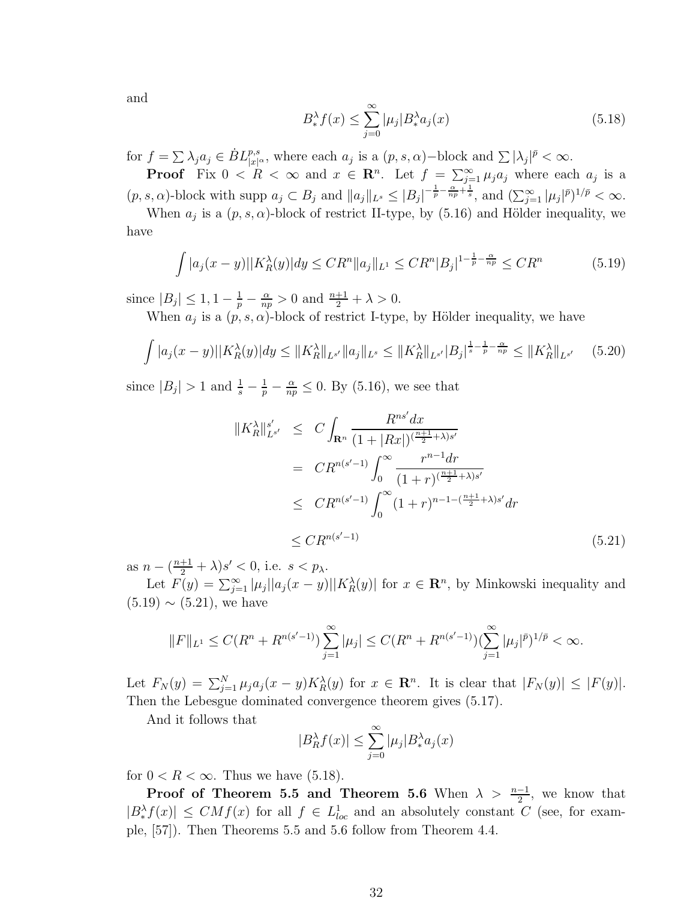and

$$B_*^\lambda f(x) \leq \sum_{j=0}^{\infty} |\mu_j| B_*^\lambda a_j(x) \tag{5.18}$$

for $f = \sum \lambda_j a_j \in \dot{B}L^{p,s}_{|x|^\alpha}$, where each $a_j$ is a $(p, s, \alpha)-$block and $\sum |\lambda_j|^{\bar{p}} < \infty$.

**Proof** Fix $0 < R < \infty$ and $x \in \mathbf{R}^n$. Let $f = \sum_{j=1}^{\infty} \mu_j a_j$ where each $a_j$ is a $(p, s, \alpha)$-block with supp $a_j \subset B_j$ and $\|a_j\|_{L^s} \leq |B_j|^{-\frac{1}{p} - \frac{\alpha}{np} + \frac{1}{s}}$, and $(\sum_{j=1}^{\infty} |\mu_j|^{\bar{p}})^{1/\bar{p}} < \infty$.

When $a_j$ is a $(p, s, \alpha)$-block of restrict II-type, by (5.16) and Hölder inequality, we have

$$\int |a_j(x-y)||K_R^\lambda(y)| dy \leq CR^n \|a_j\|_{L^1} \leq CR^n |B_j|^{1-\frac{1}{p}-\frac{\alpha}{np}} \leq CR^n \tag{5.19}$$

since $|B_j| \leq 1, 1 - \frac{1}{p} - \frac{\alpha}{np} > 0$ and $\frac{n+1}{2} + \lambda > 0$.

When $a_j$ is a $(p, s, \alpha)$-block of restrict I-type, by Hölder inequality, we have

$$\int |a_j(x-y)||K_R^\lambda(y)| dy \leq \|K_R^\lambda\|_{L^{s'}} \|a_j\|_{L^s} \leq \|K_R^\lambda\|_{L^{s'}} |B_j|^{\frac{1}{s}-\frac{1}{p}-\frac{\alpha}{np}} \leq \|K_R^\lambda\|_{L^{s'}} \tag{5.20}$$

since $|B_j| > 1$ and $\frac{1}{s} - \frac{1}{p} - \frac{\alpha}{np} \leq 0$. By (5.16), we see that

$$\begin{aligned}
\|K_R^\lambda\|_{L^{s'}}^{s'} &\leq C \int_{\mathbf{R}^n} \frac{R^{ns'} dx}{(1+|Rx|)^{(\frac{n+1}{2}+\lambda)s'}} \\
&= CR^{n(s'-1)} \int_0^\infty \frac{r^{n-1} dr}{(1+r)^{(\frac{n+1}{2}+\lambda)s'}} \\
&\leq CR^{n(s'-1)} \int_0^\infty (1+r)^{n-1-(\frac{n+1}{2}+\lambda)s'} dr \\
&\leq CR^{n(s'-1)}
\end{aligned} \tag{5.21}$$

as $n - (\frac{n+1}{2} + \lambda)s' < 0$, i.e. $s < p_\lambda$.

Let $F(y) = \sum_{j=1}^{\infty} |\mu_j||a_j(x-y)||K_R^\lambda(y)|$ for $x \in \mathbf{R}^n$, by Minkowski inequality and (5.19) $\sim$ (5.21), we have

$$\|F\|_{L^1} \leq C(R^n + R^{n(s'-1)}) \sum_{j=1}^{\infty} |\mu_j| \leq C(R^n + R^{n(s'-1)}) (\sum_{j=1}^{\infty} |\mu_j|^{\bar{p}})^{1/\bar{p}} < \infty.$$

Let $F_N(y) = \sum_{j=1}^{N} \mu_j a_j(x-y) K_R^\lambda(y)$ for $x \in \mathbf{R}^n$. It is clear that $|F_N(y)| \leq |F(y)|$. Then the Lebesgue dominated convergence theorem gives (5.17).

And it follows that

$$|B_R^\lambda f(x)| \leq \sum_{j=0}^{\infty} |\mu_j| B_*^\lambda a_j(x)$$

for $0 < R < \infty$. Thus we have (5.18).

**Proof of Theorem 5.5 and Theorem 5.6** When $\lambda > \frac{n-1}{2}$, we know that $|B_*^\lambda f(x)| \leq CMf(x)$ for all $f \in L^1_{loc}$ and an absolutely constant $C$ (see, for example, [57]). Then Theorems 5.5 and 5.6 follow from Theorem 4.4.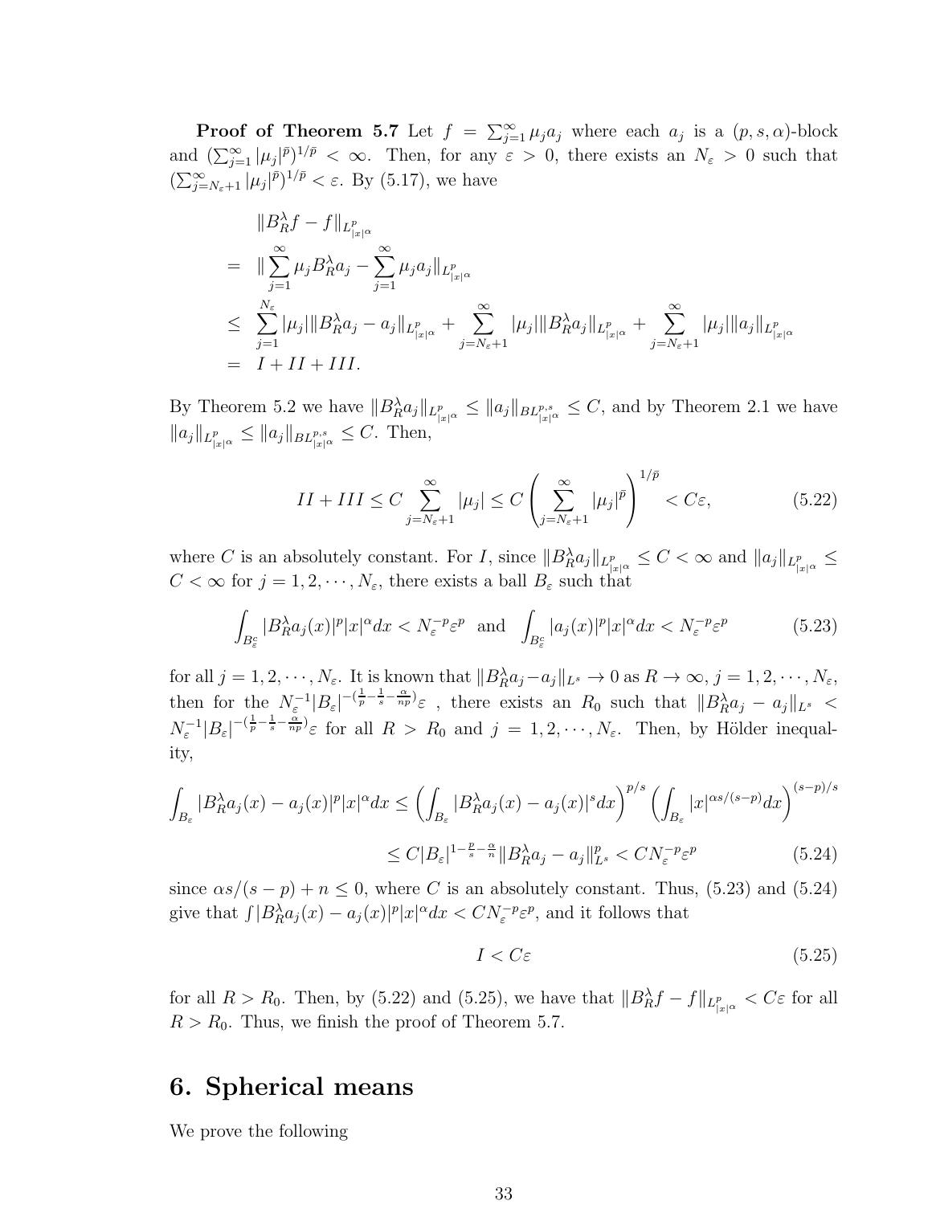**Proof of Theorem 5.7** Let $f = \sum_{j=1}^{\infty} \mu_j a_j$ where each $a_j$ is a $(p,s,\alpha)$-block and $(\sum_{j=1}^{\infty} |\mu_j|^{\bar{p}})^{1/\bar{p}} < \infty$. Then, for any $\varepsilon > 0$, there exists an $N_\varepsilon > 0$ such that $(\sum_{j=N_\varepsilon+1}^{\infty} |\mu_j|^{\bar{p}})^{1/\bar{p}} < \varepsilon$. By (5.17), we have

$$
\begin{aligned}
& \|B_R^\lambda f - f\|_{L^p_{|x|^\alpha}} \\
= \ & \|\sum_{j=1}^{\infty} \mu_j B_R^\lambda a_j - \sum_{j=1}^{\infty} \mu_j a_j\|_{L^p_{|x|^\alpha}} \\
\leq \ & \sum_{j=1}^{N_\varepsilon} |\mu_j| \|B_R^\lambda a_j - a_j\|_{L^p_{|x|^\alpha}} + \sum_{j=N_\varepsilon+1}^{\infty} |\mu_j| \|B_R^\lambda a_j\|_{L^p_{|x|^\alpha}} + \sum_{j=N_\varepsilon+1}^{\infty} |\mu_j| \|a_j\|_{L^p_{|x|^\alpha}} \\
= \ & I + II + III.
\end{aligned}
$$

By Theorem 5.2 we have $\|B_R^\lambda a_j\|_{L^p_{|x|^\alpha}} \leq \|a_j\|_{BL^{p,s}_{|x|^\alpha}} \leq C$, and by Theorem 2.1 we have $\|a_j\|_{L^p_{|x|^\alpha}} \leq \|a_j\|_{BL^{p,s}_{|x|^\alpha}} \leq C$. Then,

$$
II + III \leq C \sum_{j=N_\varepsilon+1}^{\infty} |\mu_j| \leq C \left( \sum_{j=N_\varepsilon+1}^{\infty} |\mu_j|^{\bar{p}} \right)^{1/\bar{p}} < C\varepsilon, \tag{5.22}
$$

where $C$ is an absolutely constant. For $I$, since $\|B_R^\lambda a_j\|_{L^p_{|x|^\alpha}} \leq C < \infty$ and $\|a_j\|_{L^p_{|x|^\alpha}} \leq C < \infty$ for $j = 1, 2, \cdots, N_\varepsilon$, there exists a ball $B_\varepsilon$ such that

$$
\int_{B_\varepsilon^c} |B_R^\lambda a_j(x)|^p |x|^\alpha dx < N_\varepsilon^{-p} \varepsilon^p \ \text{ and } \ \int_{B_\varepsilon^c} |a_j(x)|^p |x|^\alpha dx < N_\varepsilon^{-p} \varepsilon^p \tag{5.23}
$$

for all $j = 1, 2, \cdots, N_\varepsilon$. It is known that $\|B_R^\lambda a_j - a_j\|_{L^s} \to 0$ as $R \to \infty$, $j = 1, 2, \cdots, N_\varepsilon$, then for the $N_\varepsilon^{-1} |B_\varepsilon|^{-(\frac{1}{p} - \frac{1}{s} - \frac{\alpha}{np})} \varepsilon$ , there exists an $R_0$ such that $\|B_R^\lambda a_j - a_j\|_{L^s} < N_\varepsilon^{-1} |B_\varepsilon|^{-(\frac{1}{p} - \frac{1}{s} - \frac{\alpha}{np})} \varepsilon$ for all $R > R_0$ and $j = 1, 2, \cdots, N_\varepsilon$. Then, by Hölder inequality,

$$
\begin{aligned}
\int_{B_\varepsilon} |B_R^\lambda a_j(x) - a_j(x)|^p |x|^\alpha dx &\leq \left( \int_{B_\varepsilon} |B_R^\lambda a_j(x) - a_j(x)|^s dx \right)^{p/s} \left( \int_{B_\varepsilon} |x|^{\alpha s/(s-p)} dx \right)^{(s-p)/s} \\
&\leq C |B_\varepsilon|^{1 - \frac{p}{s} - \frac{\alpha}{n}} \|B_R^\lambda a_j - a_j\|_{L^s}^p < C N_\varepsilon^{-p} \varepsilon^p
\end{aligned} \tag{5.24}
$$

since $\alpha s/(s-p) + n \leq 0$, where $C$ is an absolutely constant. Thus, (5.23) and (5.24) give that $\int |B_R^\lambda a_j(x) - a_j(x)|^p |x|^\alpha dx < C N_\varepsilon^{-p} \varepsilon^p$, and it follows that

$$
I < C\varepsilon \tag{5.25}
$$

for all $R > R_0$. Then, by (5.22) and (5.25), we have that $\|B_R^\lambda f - f\|_{L^p_{|x|^\alpha}} < C\varepsilon$ for all $R > R_0$. Thus, we finish the proof of Theorem 5.7.

# 6. Spherical means

We prove the following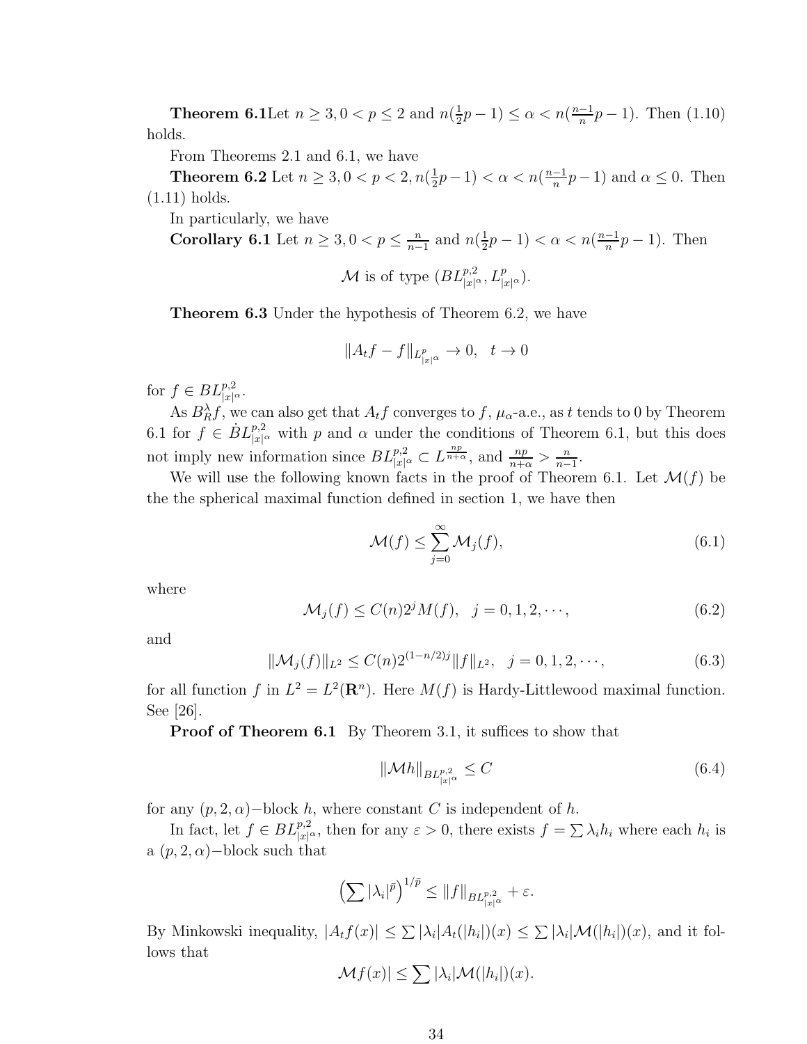**Theorem 6.1**Let $n \geq 3, 0 < p \leq 2$ and $n(\frac{1}{2}p - 1) \leq \alpha < n(\frac{n-1}{n}p - 1)$. Then (1.10) holds.

From Theorems 2.1 and 6.1, we have

**Theorem 6.2** Let $n \geq 3, 0 < p < 2, n(\frac{1}{2}p - 1) < \alpha < n(\frac{n-1}{n}p - 1)$ and $\alpha \leq 0$. Then (1.11) holds.

In particularly, we have

**Corollary 6.1** Let $n \geq 3, 0 < p \leq \frac{n}{n-1}$ and $n(\frac{1}{2}p - 1) < \alpha < n(\frac{n-1}{n}p - 1)$. Then

$$\mathcal{M} \text{ is of type } (BL^{p,2}_{|x|^\alpha}, L^p_{|x|^\alpha}).$$

**Theorem 6.3** Under the hypothesis of Theorem 6.2, we have

$$\|A_t f - f\|_{L^p_{|x|^\alpha}} \to 0, \quad t \to 0$$

for $f \in BL^{p,2}_{|x|^\alpha}$.

As $B^\lambda_R f$, we can also get that $A_t f$ converges to $f$, $\mu_\alpha$-a.e., as $t$ tends to 0 by Theorem 6.1 for $f \in \dot{B}L^{p,2}_{|x|^\alpha}$ with $p$ and $\alpha$ under the conditions of Theorem 6.1, but this does not imply new information since $BL^{p,2}_{|x|^\alpha} \subset L^{\frac{np}{n+\alpha}}$, and $\frac{np}{n+\alpha} > \frac{n}{n-1}$.

We will use the following known facts in the proof of Theorem 6.1. Let $\mathcal{M}(f)$ be the the spherical maximal function defined in section 1, we have then

$$\mathcal{M}(f) \leq \sum_{j=0}^{\infty} \mathcal{M}_j(f), \tag{6.1}$$

where

$$\mathcal{M}_j(f) \leq C(n) 2^j M(f), \quad j = 0, 1, 2, \cdots, \tag{6.2}$$

and

$$\|\mathcal{M}_j(f)\|_{L^2} \leq C(n) 2^{(1-n/2)j} \|f\|_{L^2}, \quad j = 0, 1, 2, \cdots, \tag{6.3}$$

for all function $f$ in $L^2 = L^2(\mathbf{R}^n)$. Here $M(f)$ is Hardy-Littlewood maximal function. See [26].

**Proof of Theorem 6.1** By Theorem 3.1, it suffices to show that

$$\|\mathcal{M}h\|_{BL^{p,2}_{|x|^\alpha}} \leq C \tag{6.4}$$

for any $(p, 2, \alpha)-$block $h$, where constant $C$ is independent of $h$.

In fact, let $f \in BL^{p,2}_{|x|^\alpha}$, then for any $\varepsilon > 0$, there exists $f = \sum \lambda_i h_i$ where each $h_i$ is a $(p, 2, \alpha)-$block such that

$$\left(\sum |\lambda_i|^{\bar{p}}\right)^{1/\bar{p}} \leq \|f\|_{BL^{p,2}_{|x|^\alpha}} + \varepsilon.$$

By Minkowski inequality, $|A_t f(x)| \leq \sum |\lambda_i| A_t(|h_i|)(x) \leq \sum |\lambda_i| \mathcal{M}(|h_i|)(x)$, and it follows that

$$\mathcal{M}f(x)| \leq \sum |\lambda_i| \mathcal{M}(|h_i|)(x).$$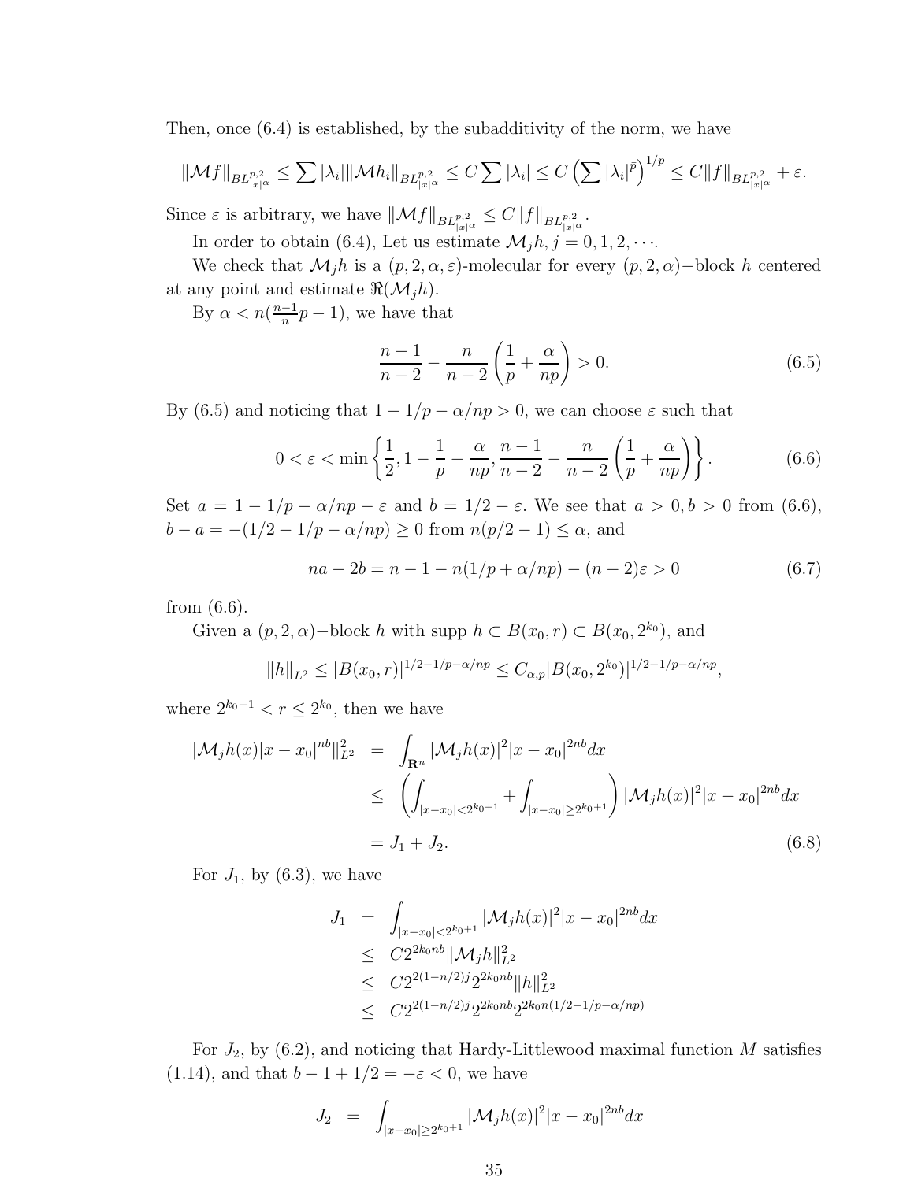Then, once (6.4) is established, by the subadditivity of the norm, we have

$$\|\mathcal{M}f\|_{BL^{p,2}_{|x|^\alpha}} \le \sum |\lambda_i| \|\mathcal{M}h_i\|_{BL^{p,2}_{|x|^\alpha}} \le C \sum |\lambda_i| \le C \left(\sum |\lambda_i|^{\bar{p}}\right)^{1/\bar{p}} \le C\|f\|_{BL^{p,2}_{|x|^\alpha}} + \varepsilon.$$

Since $\varepsilon$ is arbitrary, we have $\|\mathcal{M}f\|_{BL^{p,2}_{|x|^\alpha}} \le C\|f\|_{BL^{p,2}_{|x|^\alpha}}$.

In order to obtain (6.4), Let us estimate $\mathcal{M}_j h, j = 0, 1, 2, \cdots$.

We check that $\mathcal{M}_j h$ is a $(p, 2, \alpha, \varepsilon)$-molecular for every $(p, 2, \alpha)-$block $h$ centered at any point and estimate $\Re(\mathcal{M}_j h)$.

By $\alpha < n(\frac{n-1}{n}p - 1)$, we have that

$$\frac{n-1}{n-2} - \frac{n}{n-2}\left(\frac{1}{p} + \frac{\alpha}{np}\right) > 0. \tag{6.5}$$

By (6.5) and noticing that $1 - 1/p - \alpha/np > 0$, we can choose $\varepsilon$ such that

$$0 < \varepsilon < \min\left\{\frac{1}{2}, 1 - \frac{1}{p} - \frac{\alpha}{np}, \frac{n-1}{n-2} - \frac{n}{n-2}\left(\frac{1}{p} + \frac{\alpha}{np}\right)\right\}. \tag{6.6}$$

Set $a = 1 - 1/p - \alpha/np - \varepsilon$ and $b = 1/2 - \varepsilon$. We see that $a > 0, b > 0$ from (6.6), $b - a = -(1/2 - 1/p - \alpha/np) \ge 0$ from $n(p/2 - 1) \le \alpha$, and

$$na - 2b = n - 1 - n(1/p + \alpha/np) - (n-2)\varepsilon > 0 \tag{6.7}$$

from (6.6).

Given a $(p, 2, \alpha)-$block $h$ with supp $h \subset B(x_0, r) \subset B(x_0, 2^{k_0})$, and

$$\|h\|_{L^2} \le |B(x_0, r)|^{1/2 - 1/p - \alpha/np} \le C_{\alpha,p}|B(x_0, 2^{k_0})|^{1/2-1/p-\alpha/np},$$

where $2^{k_0 - 1} < r \le 2^{k_0}$, then we have

$$\begin{aligned}
\|\mathcal{M}_j h(x)|x - x_0|^{nb}\|_{L^2}^2 &= \int_{\mathbf{R}^n} |\mathcal{M}_j h(x)|^2 |x - x_0|^{2nb} dx \\
&\le \left(\int_{|x-x_0|<2^{k_0+1}} + \int_{|x-x_0|\ge 2^{k_0+1}}\right) |\mathcal{M}_j h(x)|^2 |x - x_0|^{2nb} dx \\
&= J_1 + J_2.
\end{aligned} \tag{6.8}$$

For $J_1$, by (6.3), we have

$$\begin{aligned}
J_1 &= \int_{|x-x_0|<2^{k_0+1}} |\mathcal{M}_j h(x)|^2 |x - x_0|^{2nb} dx \\
&\le C 2^{2k_0 nb} \|\mathcal{M}_j h\|_{L^2}^2 \\
&\le C 2^{2(1-n/2)j} 2^{2k_0 nb} \|h\|_{L^2}^2 \\
&\le C 2^{2(1-n/2)j} 2^{2k_0 nb} 2^{2k_0 n(1/2 - 1/p - \alpha/np)}
\end{aligned}$$

For $J_2$, by (6.2), and noticing that Hardy-Littlewood maximal function $M$ satisfies (1.14), and that $b - 1 + 1/2 = -\varepsilon < 0$, we have

$$J_2 = \int_{|x-x_0|\ge 2^{k_0+1}} |\mathcal{M}_j h(x)|^2 |x - x_0|^{2nb} dx$$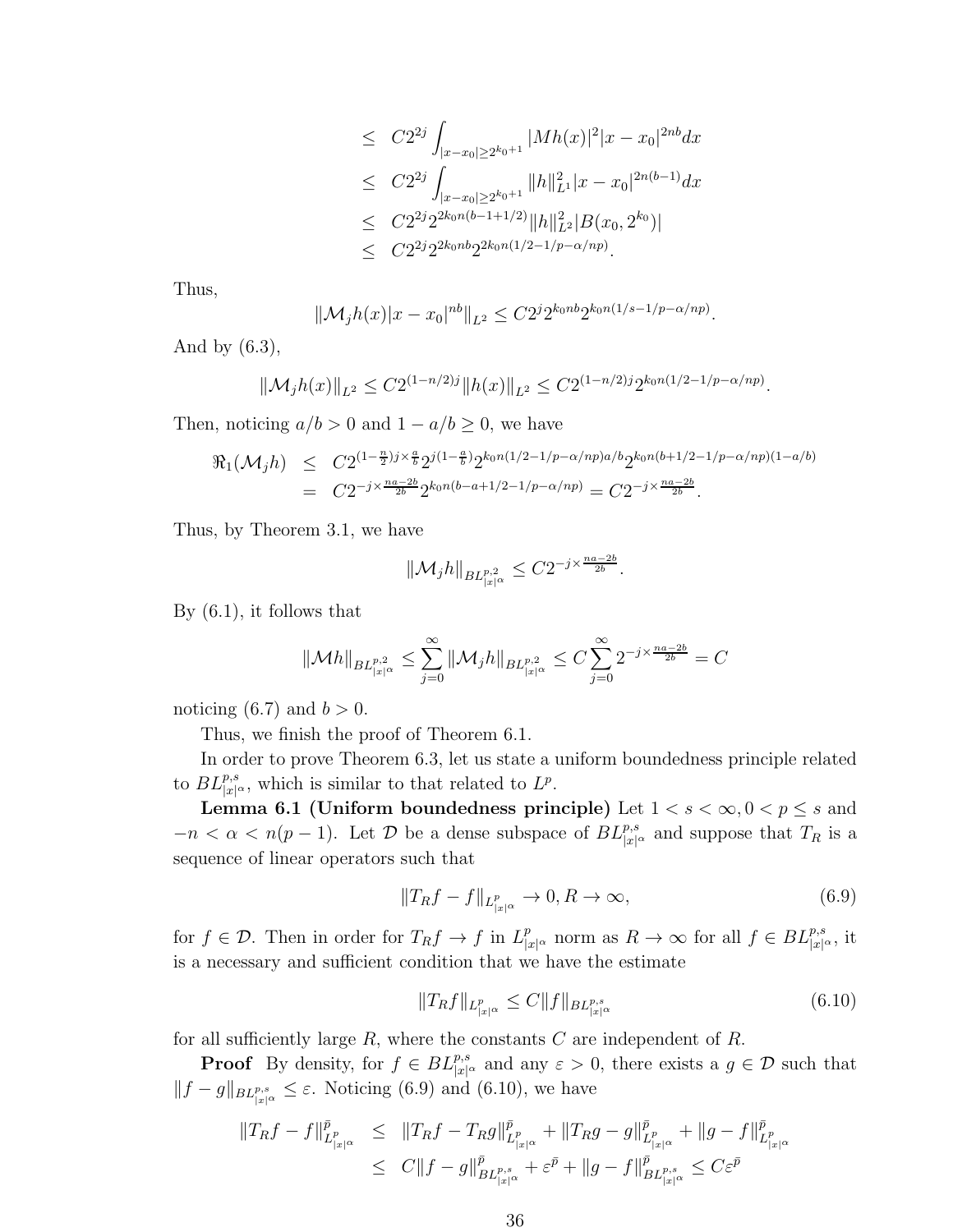$$
\begin{aligned}
&\leq C2^{2j}\int_{|x-x_0|\geq 2^{k_0+1}} |Mh(x)|^2|x-x_0|^{2nb}dx \\
&\leq C2^{2j}\int_{|x-x_0|\geq 2^{k_0+1}} \|h\|_{L^1}^2|x-x_0|^{2n(b-1)}dx \\
&\leq C2^{2j}2^{2k_0n(b-1+1/2)}\|h\|_{L^2}^2|B(x_0,2^{k_0})| \\
&\leq C2^{2j}2^{2k_0nb}2^{2k_0n(1/2-1/p-\alpha/np)}.
\end{aligned}
$$

Thus,

$$
\|\mathcal{M}_jh(x)|x-x_0|^{nb}\|_{L^2} \leq C2^j2^{k_0nb}2^{k_0n(1/s-1/p-\alpha/np)}.
$$

And by (6.3),

$$
\|\mathcal{M}_jh(x)\|_{L^2} \leq C2^{(1-n/2)j}\|h(x)\|_{L^2} \leq C2^{(1-n/2)j}2^{k_0n(1/2-1/p-\alpha/np)}.
$$

Then, noticing $a/b>0$ and $1-a/b\geq 0$, we have

$$
\begin{aligned}
\Re_1(\mathcal{M}_jh) &\leq C2^{(1-\frac{n}{2})j\times\frac{a}{b}}2^{j(1-\frac{a}{b})}2^{k_0n(1/2-1/p-\alpha/np)a/b}2^{k_0n(b+1/2-1/p-\alpha/np)(1-a/b)} \\
&= C2^{-j\times\frac{na-2b}{2b}}2^{k_0n(b-a+1/2-1/p-\alpha/np)} = C2^{-j\times\frac{na-2b}{2b}}.
\end{aligned}
$$

Thus, by Theorem 3.1, we have

$$
\|\mathcal{M}_jh\|_{BL^{p,2}_{|x|^\alpha}} \leq C2^{-j\times\frac{na-2b}{2b}}.
$$

By (6.1), it follows that

$$
\|\mathcal{M}h\|_{BL^{p,2}_{|x|^\alpha}} \leq \sum_{j=0}^{\infty}\|\mathcal{M}_jh\|_{BL^{p,2}_{|x|^\alpha}} \leq C\sum_{j=0}^{\infty}2^{-j\times\frac{na-2b}{2b}} = C
$$

noticing (6.7) and $b>0$.

Thus, we finish the proof of Theorem 6.1.

In order to prove Theorem 6.3, let us state a uniform boundedness principle related to $BL^{p,s}_{|x|^\alpha}$, which is similar to that related to $L^p$.

**Lemma 6.1 (Uniform boundedness principle)** Let $1<s<\infty, 0<p\leq s$ and $-n<\alpha<n(p-1)$. Let $\mathcal{D}$ be a dense subspace of $BL^{p,s}_{|x|^\alpha}$ and suppose that $T_R$ is a sequence of linear operators such that

$$
\|T_Rf-f\|_{L^p_{|x|^\alpha}} \to 0, R\to\infty, \tag{6.9}
$$

for $f\in\mathcal{D}$. Then in order for $T_Rf\to f$ in $L^p_{|x|^\alpha}$ norm as $R\to\infty$ for all $f\in BL^{p,s}_{|x|^\alpha}$, it is a necessary and sufficient condition that we have the estimate

$$
\|T_Rf\|_{L^p_{|x|^\alpha}} \leq C\|f\|_{BL^{p,s}_{|x|^\alpha}} \tag{6.10}
$$

for all sufficiently large $R$, where the constants $C$ are independent of $R$.

**Proof** By density, for $f\in BL^{p,s}_{|x|^\alpha}$ and any $\varepsilon>0$, there exists a $g\in\mathcal{D}$ such that $\|f-g\|_{BL^{p,s}_{|x|^\alpha}}\leq\varepsilon$. Noticing (6.9) and (6.10), we have

$$
\begin{aligned}
\|T_Rf-f\|_{L^p_{|x|^\alpha}}^{\bar{p}} &\leq \|T_Rf-T_Rg\|_{L^p_{|x|^\alpha}}^{\bar{p}} + \|T_Rg-g\|_{L^p_{|x|^\alpha}}^{\bar{p}} + \|g-f\|_{L^p_{|x|^\alpha}}^{\bar{p}} \\
&\leq C\|f-g\|_{BL^{p,s}_{|x|^\alpha}}^{\bar{p}} + \varepsilon^{\bar{p}} + \|g-f\|_{BL^{p,s}_{|x|^\alpha}}^{\bar{p}} \leq C\varepsilon^{\bar{p}}
\end{aligned}
$$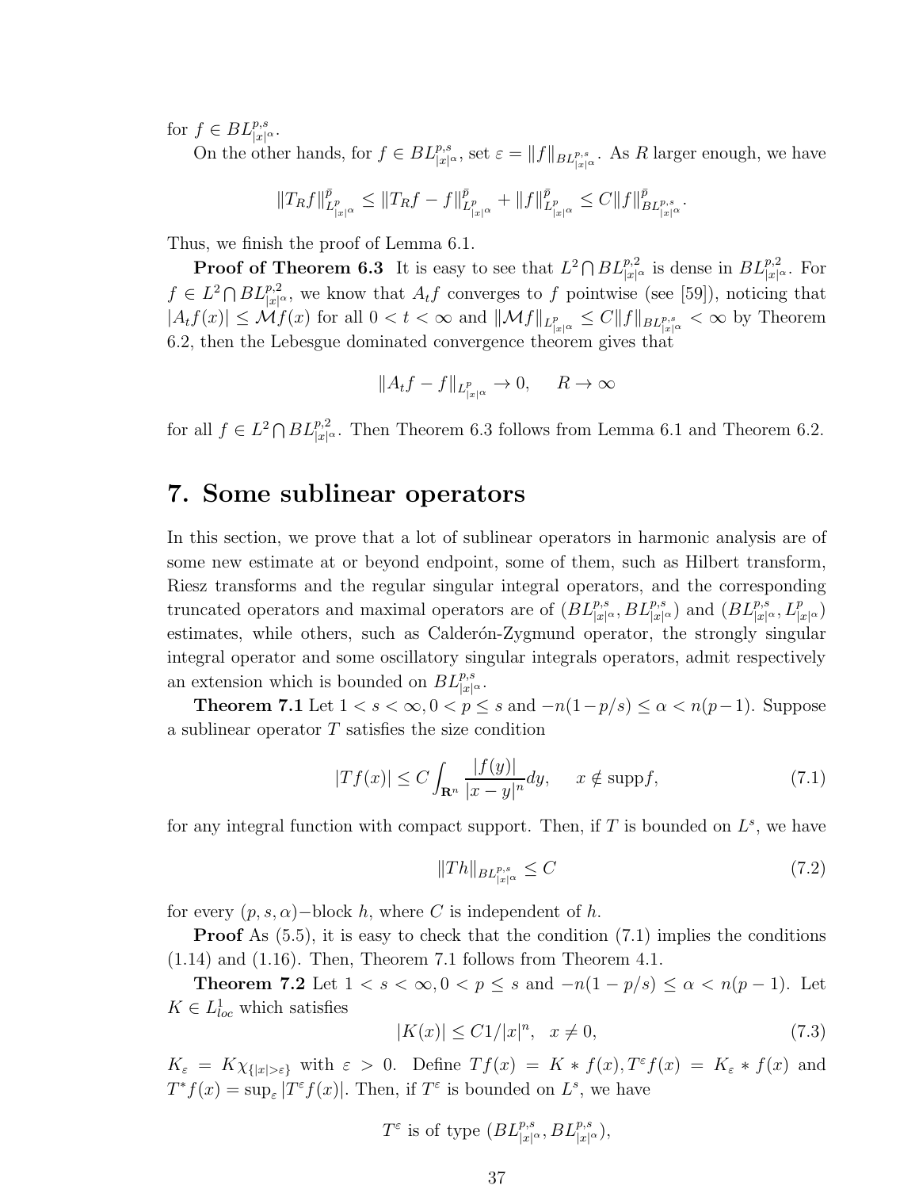for $f \in BL^{p,s}_{|x|^\alpha}$.

On the other hands, for $f \in BL^{p,s}_{|x|^\alpha}$, set $\varepsilon = \|f\|_{BL^{p,s}_{|x|^\alpha}}$. As $R$ larger enough, we have

$$\|T_R f\|^{\bar{p}}_{L^p_{|x|^\alpha}} \le \|T_R f - f\|^{\bar{p}}_{L^p_{|x|^\alpha}} + \|f\|^{\bar{p}}_{L^p_{|x|^\alpha}} \le C\|f\|^{\bar{p}}_{BL^{p,s}_{|x|^\alpha}}.$$

Thus, we finish the proof of Lemma 6.1.

**Proof of Theorem 6.3** It is easy to see that $L^2 \bigcap BL^{p,2}_{|x|^\alpha}$ is dense in $BL^{p,2}_{|x|^\alpha}$. For $f \in L^2 \bigcap BL^{p,2}_{|x|^\alpha}$, we know that $A_t f$ converges to $f$ pointwise (see [59]), noticing that $|A_t f(x)| \le \mathcal{M}f(x)$ for all $0 < t < \infty$ and $\|\mathcal{M}f\|_{L^p_{|x|^\alpha}} \le C\|f\|_{BL^{p,s}_{|x|^\alpha}} < \infty$ by Theorem 6.2, then the Lebesgue dominated convergence theorem gives that

$$\|A_t f - f\|_{L^p_{|x|^\alpha}} \to 0, \qquad R \to \infty$$

for all $f \in L^2 \bigcap BL^{p,2}_{|x|^\alpha}$. Then Theorem 6.3 follows from Lemma 6.1 and Theorem 6.2.

## 7. Some sublinear operators

In this section, we prove that a lot of sublinear operators in harmonic analysis are of some new estimate at or beyond endpoint, some of them, such as Hilbert transform, Riesz transforms and the regular singular integral operators, and the corresponding truncated operators and maximal operators are of $(BL^{p,s}_{|x|^\alpha}, BL^{p,s}_{|x|^\alpha})$ and $(BL^{p,s}_{|x|^\alpha}, L^p_{|x|^\alpha})$ estimates, while others, such as Calderón-Zygmund operator, the strongly singular integral operator and some oscillatory singular integrals operators, admit respectively an extension which is bounded on $BL^{p,s}_{|x|^\alpha}$.

**Theorem 7.1** Let $1 < s < \infty, 0 < p \le s$ and $-n(1-p/s) \le \alpha < n(p-1)$. Suppose a sublinear operator $T$ satisfies the size condition

$$|Tf(x)| \le C \int_{\mathbf{R}^n} \frac{|f(y)|}{|x-y|^n} dy, \qquad x \notin \mathrm{supp} f, \tag{7.1}$$

for any integral function with compact support. Then, if $T$ is bounded on $L^s$, we have

$$\|Th\|_{BL^{p,s}_{|x|^\alpha}} \le C \tag{7.2}$$

for every $(p, s, \alpha)-$block $h$, where $C$ is independent of $h$.

**Proof** As (5.5), it is easy to check that the condition (7.1) implies the conditions (1.14) and (1.16). Then, Theorem 7.1 follows from Theorem 4.1.

**Theorem 7.2** Let $1 < s < \infty, 0 < p \le s$ and $-n(1-p/s) \le \alpha < n(p-1)$. Let $K \in L^1_{loc}$ which satisfies

$$|K(x)| \le C1/|x|^n, \quad x \ne 0, \tag{7.3}$$

$K_\varepsilon = K\chi_{\{|x|>\varepsilon\}}$ with $\varepsilon > 0$. Define $Tf(x) = K * f(x), T^\varepsilon f(x) = K_\varepsilon * f(x)$ and $T^* f(x) = \sup_\varepsilon |T^\varepsilon f(x)|$. Then, if $T^\varepsilon$ is bounded on $L^s$, we have

$$T^\varepsilon \text{ is of type } (BL^{p,s}_{|x|^\alpha}, BL^{p,s}_{|x|^\alpha}),$$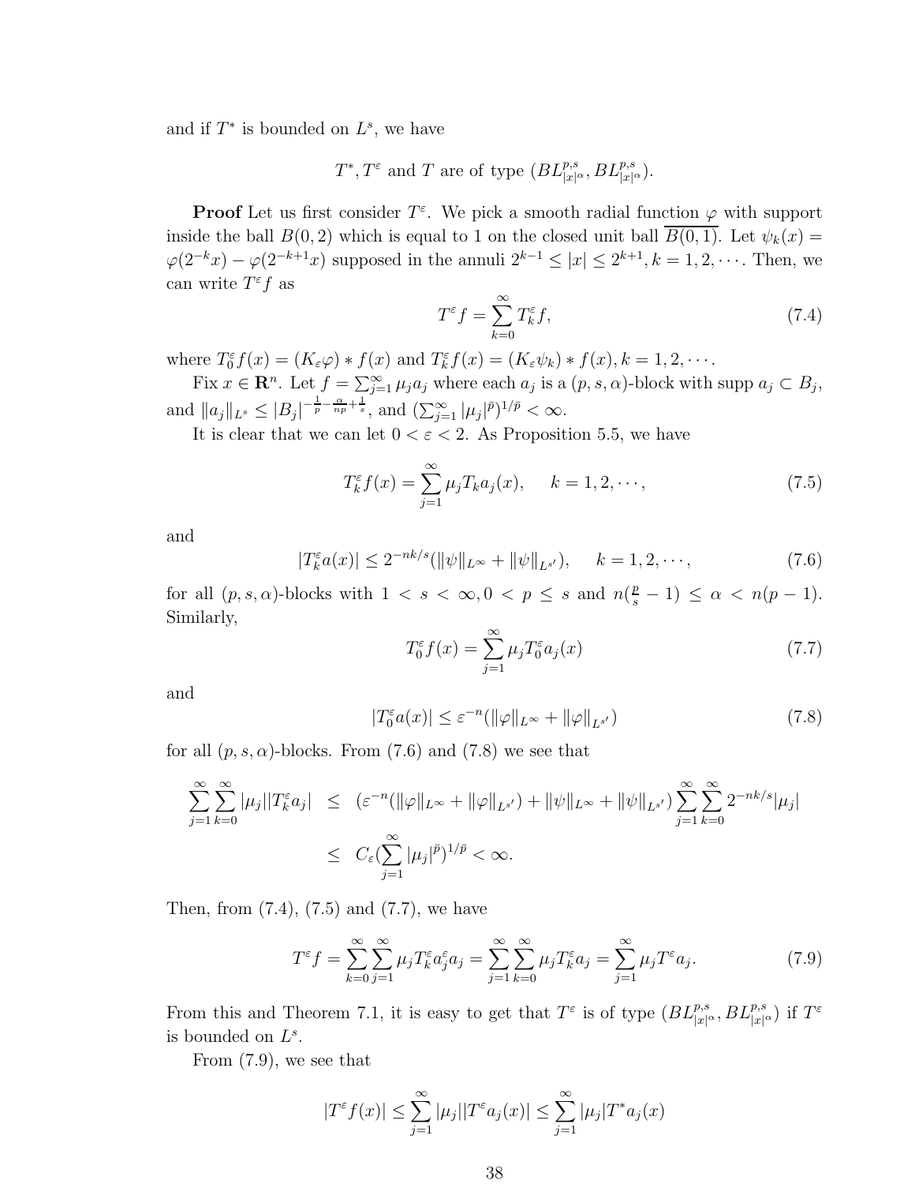and if $T^*$ is bounded on $L^s$, we have

$$T^*, T^\varepsilon \text{ and } T \text{ are of type } (BL^{p,s}_{|x|^\alpha}, BL^{p,s}_{|x|^\alpha}).$$

**Proof** Let us first consider $T^\varepsilon$. We pick a smooth radial function $\varphi$ with support inside the ball $B(0,2)$ which is equal to 1 on the closed unit ball $\overline{B(0,1)}$. Let $\psi_k(x) = \varphi(2^{-k}x) - \varphi(2^{-k+1}x)$ supposed in the annuli $2^{k-1} \le |x| \le 2^{k+1}, k = 1, 2, \cdots$. Then, we can write $T^\varepsilon f$ as

$$T^\varepsilon f = \sum_{k=0}^{\infty} T_k^\varepsilon f, \tag{7.4}$$

where $T_0^\varepsilon f(x) = (K_\varepsilon \varphi) * f(x)$ and $T_k^\varepsilon f(x) = (K_\varepsilon \psi_k) * f(x), k = 1, 2, \cdots$.

Fix $x \in \mathbf{R}^n$. Let $f = \sum_{j=1}^{\infty} \mu_j a_j$ where each $a_j$ is a $(p, s, \alpha)$-block with supp $a_j \subset B_j$, and $\|a_j\|_{L^s} \le |B_j|^{-\frac{1}{p} - \frac{\alpha}{np} + \frac{1}{s}}$, and $(\sum_{j=1}^{\infty} |\mu_j|^{\bar{p}})^{1/\bar{p}} < \infty$.

It is clear that we can let $0 < \varepsilon < 2$. As Proposition 5.5, we have

$$T_k^\varepsilon f(x) = \sum_{j=1}^{\infty} \mu_j T_k a_j(x), \quad k = 1, 2, \cdots, \tag{7.5}$$

and

$$|T_k^\varepsilon a(x)| \le 2^{-nk/s} (\|\psi\|_{L^\infty} + \|\psi\|_{L^{s'}}), \quad k = 1, 2, \cdots, \tag{7.6}$$

for all $(p, s, \alpha)$-blocks with $1 < s < \infty, 0 < p \le s$ and $n(\frac{p}{s} - 1) \le \alpha < n(p-1)$. Similarly,

$$T_0^\varepsilon f(x) = \sum_{j=1}^{\infty} \mu_j T_0^\varepsilon a_j(x) \tag{7.7}$$

and

$$|T_0^\varepsilon a(x)| \le \varepsilon^{-n} (\|\varphi\|_{L^\infty} + \|\varphi\|_{L^{s'}}) \tag{7.8}$$

for all $(p, s, \alpha)$-blocks. From (7.6) and (7.8) we see that

$$\begin{aligned}
\sum_{j=1}^{\infty} \sum_{k=0}^{\infty} |\mu_j| |T_k^\varepsilon a_j| &\le (\varepsilon^{-n}(\|\varphi\|_{L^\infty} + \|\varphi\|_{L^{s'}}) + \|\psi\|_{L^\infty} + \|\psi\|_{L^{s'}}) \sum_{j=1}^{\infty} \sum_{k=0}^{\infty} 2^{-nk/s} |\mu_j| \\
&\le C_\varepsilon (\sum_{j=1}^{\infty} |\mu_j|^{\bar{p}})^{1/\bar{p}} < \infty.
\end{aligned}$$

Then, from (7.4), (7.5) and (7.7), we have

$$T^\varepsilon f = \sum_{k=0}^{\infty} \sum_{j=1}^{\infty} \mu_j T_k^\varepsilon a_j^\varepsilon a_j = \sum_{j=1}^{\infty} \sum_{k=0}^{\infty} \mu_j T_k^\varepsilon a_j = \sum_{j=1}^{\infty} \mu_j T^\varepsilon a_j. \tag{7.9}$$

From this and Theorem 7.1, it is easy to get that $T^\varepsilon$ is of type $(BL^{p,s}_{|x|^\alpha}, BL^{p,s}_{|x|^\alpha})$ if $T^\varepsilon$ is bounded on $L^s$.

From (7.9), we see that

$$|T^\varepsilon f(x)| \le \sum_{j=1}^{\infty} |\mu_j| |T^\varepsilon a_j(x)| \le \sum_{j=1}^{\infty} |\mu_j| T^* a_j(x)$$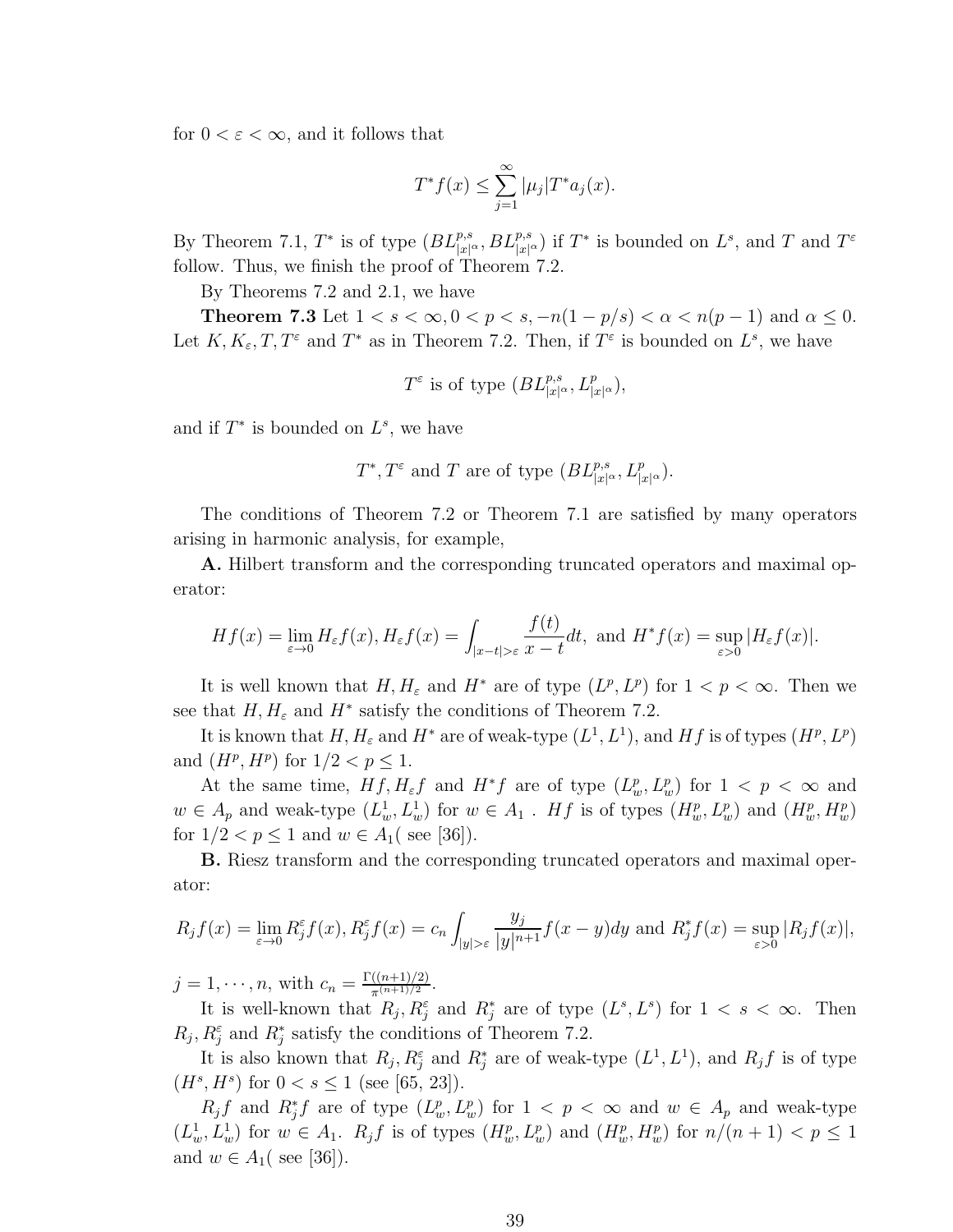for $0 < \varepsilon < \infty$, and it follows that

$$T^*f(x) \le \sum_{j=1}^{\infty} |\mu_j| T^* a_j(x).$$

By Theorem 7.1, $T^*$ is of type $(BL^{p,s}_{|x|^\alpha}, BL^{p,s}_{|x|^\alpha})$ if $T^*$ is bounded on $L^s$, and $T$ and $T^\varepsilon$ follow. Thus, we finish the proof of Theorem 7.2.

By Theorems 7.2 and 2.1, we have

**Theorem 7.3** Let $1 < s < \infty, 0 < p < s, -n(1-p/s) < \alpha < n(p-1)$ and $\alpha \le 0$. Let $K, K_\varepsilon, T, T^\varepsilon$ and $T^*$ as in Theorem 7.2. Then, if $T^\varepsilon$ is bounded on $L^s$, we have

$$T^\varepsilon \text{ is of type } (BL^{p,s}_{|x|^\alpha}, L^p_{|x|^\alpha}),$$

and if $T^*$ is bounded on $L^s$, we have

$$T^*, T^\varepsilon \text{ and } T \text{ are of type } (BL^{p,s}_{|x|^\alpha}, L^p_{|x|^\alpha}).$$

The conditions of Theorem 7.2 or Theorem 7.1 are satisfied by many operators arising in harmonic analysis, for example,

**A.** Hilbert transform and the corresponding truncated operators and maximal operator:

$$Hf(x) = \lim_{\varepsilon \to 0} H_\varepsilon f(x), H_\varepsilon f(x) = \int_{|x-t|>\varepsilon} \frac{f(t)}{x-t} dt, \text{ and } H^*f(x) = \sup_{\varepsilon > 0} |H_\varepsilon f(x)|.$$

It is well known that $H, H_\varepsilon$ and $H^*$ are of type $(L^p, L^p)$ for $1 < p < \infty$. Then we see that $H, H_\varepsilon$ and $H^*$ satisfy the conditions of Theorem 7.2.

It is known that $H, H_\varepsilon$ and $H^*$ are of weak-type $(L^1, L^1)$, and $Hf$ is of types $(H^p, L^p)$ and $(H^p, H^p)$ for $1/2 < p \le 1$.

At the same time, $Hf, H_\varepsilon f$ and $H^*f$ are of type $(L^p_w, L^p_w)$ for $1 < p < \infty$ and $w \in A_p$ and weak-type $(L^1_w, L^1_w)$ for $w \in A_1$ . $Hf$ is of types $(H^p_w, L^p_w)$ and $(H^p_w, H^p_w)$ for $1/2 < p \le 1$ and $w \in A_1$( see [36]).

**B.** Riesz transform and the corresponding truncated operators and maximal operator:

$$R_jf(x) = \lim_{\varepsilon \to 0} R^\varepsilon_j f(x), R^\varepsilon_j f(x) = c_n \int_{|y|>\varepsilon} \frac{y_j}{|y|^{n+1}} f(x-y) dy \text{ and } R^*_j f(x) = \sup_{\varepsilon > 0} |R_j f(x)|,$$

$j = 1, \cdots, n$, with $c_n = \frac{\Gamma((n+1)/2)}{\pi^{(n+1)/2}}$.

It is well-known that $R_j, R^\varepsilon_j$ and $R^*_j$ are of type $(L^s, L^s)$ for $1 < s < \infty$. Then $R_j, R^\varepsilon_j$ and $R^*_j$ satisfy the conditions of Theorem 7.2.

It is also known that $R_j, R^\varepsilon_j$ and $R^*_j$ are of weak-type $(L^1, L^1)$, and $R_jf$ is of type $(H^s, H^s)$ for $0 < s \le 1$ (see [65, 23]).

$R_jf$ and $R^*_jf$ are of type $(L^p_w, L^p_w)$ for $1 < p < \infty$ and $w \in A_p$ and weak-type $(L^1_w, L^1_w)$ for $w \in A_1$. $R_jf$ is of types $(H^p_w, L^p_w)$ and $(H^p_w, H^p_w)$ for $n/(n+1) < p \le 1$ and $w \in A_1$( see [36]).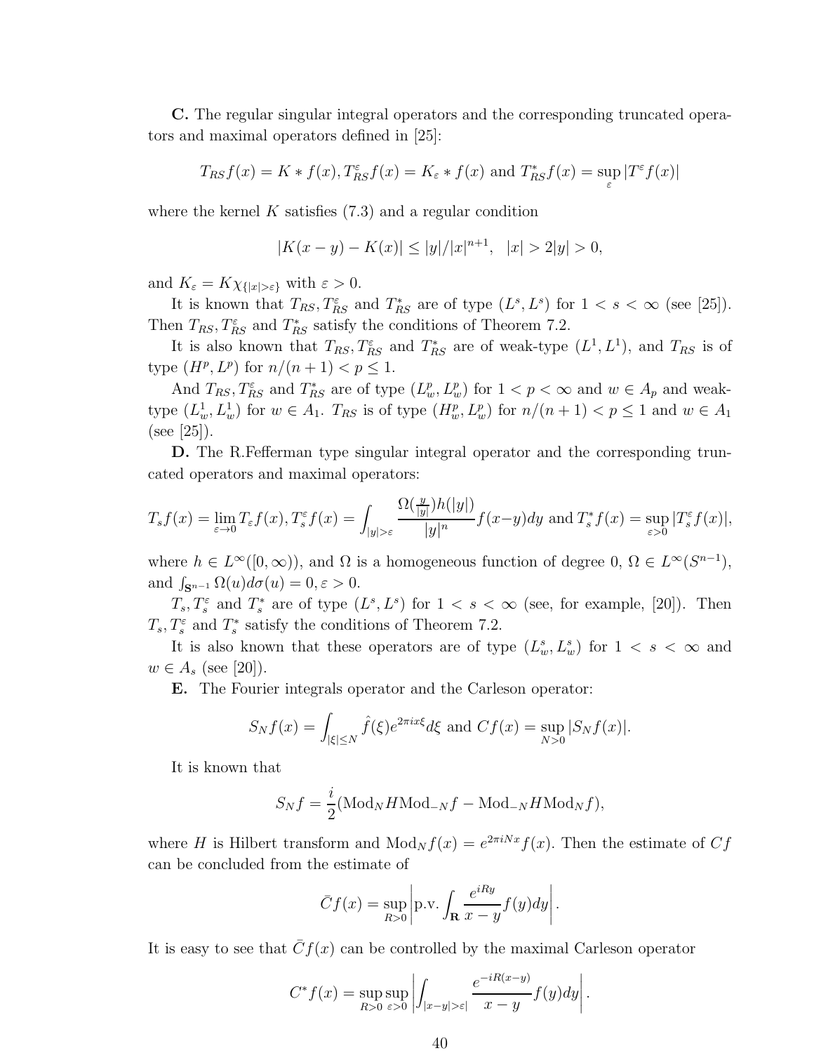**C.** The regular singular integral operators and the corresponding truncated operators and maximal operators defined in [25]:

$$T_{RS}f(x) = K * f(x), T_{RS}^{\varepsilon}f(x) = K_{\varepsilon} * f(x) \text{ and } T_{RS}^{*}f(x) = \sup_{\varepsilon} |T^{\varepsilon}f(x)|$$

where the kernel $K$ satisfies (7.3) and a regular condition

$$|K(x-y) - K(x)| \leq |y|/|x|^{n+1}, \quad |x| > 2|y| > 0,$$

and $K_{\varepsilon} = K\chi_{\{|x|>\varepsilon\}}$ with $\varepsilon > 0$.

It is known that $T_{RS}, T_{RS}^{\varepsilon}$ and $T_{RS}^{*}$ are of type $(L^s, L^s)$ for $1 < s < \infty$ (see [25]). Then $T_{RS}, T_{RS}^{\varepsilon}$ and $T_{RS}^{*}$ satisfy the conditions of Theorem 7.2.

It is also known that $T_{RS}, T_{RS}^{\varepsilon}$ and $T_{RS}^{*}$ are of weak-type $(L^1, L^1)$, and $T_{RS}$ is of type $(H^p, L^p)$ for $n/(n+1) < p \leq 1$.

And $T_{RS}, T_{RS}^{\varepsilon}$ and $T_{RS}^{*}$ are of type $(L_w^p, L_w^p)$ for $1 < p < \infty$ and $w \in A_p$ and weak-type $(L_w^1, L_w^1)$ for $w \in A_1$. $T_{RS}$ is of type $(H_w^p, L_w^p)$ for $n/(n+1) < p \leq 1$ and $w \in A_1$ (see [25]).

**D.** The R.Fefferman type singular integral operator and the corresponding truncated operators and maximal operators:

$$T_s f(x) = \lim_{\varepsilon \to 0} T_{\varepsilon} f(x), T_s^{\varepsilon} f(x) = \int_{|y|>\varepsilon} \frac{\Omega(\frac{y}{|y|})h(|y|)}{|y|^n} f(x-y)dy \text{ and } T_s^{*}f(x) = \sup_{\varepsilon>0} |T_s^{\varepsilon}f(x)|,$$

where $h \in L^{\infty}([0,\infty))$, and $\Omega$ is a homogeneous function of degree 0, $\Omega \in L^{\infty}(S^{n-1})$, and $\int_{\mathbf{S}^{n-1}} \Omega(u)d\sigma(u) = 0, \varepsilon > 0$.

$T_s, T_s^{\varepsilon}$ and $T_s^{*}$ are of type $(L^s, L^s)$ for $1 < s < \infty$ (see, for example, [20]). Then $T_s, T_s^{\varepsilon}$ and $T_s^{*}$ satisfy the conditions of Theorem 7.2.

It is also known that these operators are of type $(L_w^s, L_w^s)$ for $1 < s < \infty$ and $w \in A_s$ (see [20]).

**E.** The Fourier integrals operator and the Carleson operator:

$$S_N f(x) = \int_{|\xi| \leq N} \hat{f}(\xi) e^{2\pi i x \xi} d\xi \text{ and } Cf(x) = \sup_{N>0} |S_N f(x)|.$$

It is known that

$$S_N f = \frac{i}{2}(\text{Mod}_N H \text{Mod}_{-N} f - \text{Mod}_{-N} H \text{Mod}_N f),$$

where $H$ is Hilbert transform and $\text{Mod}_N f(x) = e^{2\pi i N x} f(x)$. Then the estimate of $Cf$ can be concluded from the estimate of

$$\bar{C}f(x) = \sup_{R>0} \left| \text{p.v.} \int_{\mathbf{R}} \frac{e^{iRy}}{x-y} f(y)dy \right|.$$

It is easy to see that $\bar{C}f(x)$ can be controlled by the maximal Carleson operator

$$C^{*}f(x) = \sup_{R>0} \sup_{\varepsilon>0} \left| \int_{|x-y|>\varepsilon|} \frac{e^{-iR(x-y)}}{x-y} f(y)dy \right|.$$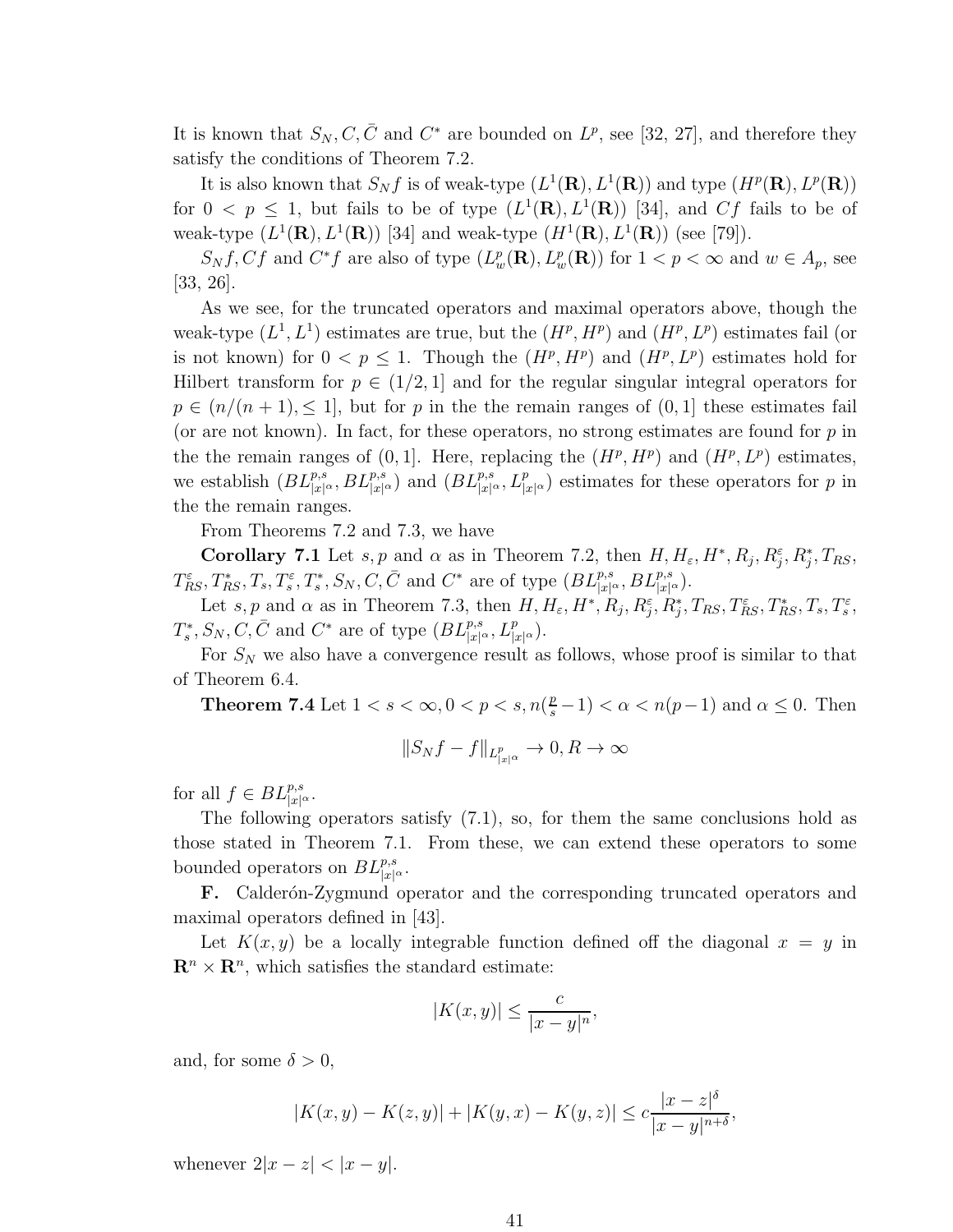It is known that $S_N, C, \bar{C}$ and $C^*$ are bounded on $L^p$, see [32, 27], and therefore they satisfy the conditions of Theorem 7.2.

It is also known that $S_N f$ is of weak-type $(L^1(\mathbf{R}), L^1(\mathbf{R}))$ and type $(H^p(\mathbf{R}), L^p(\mathbf{R}))$ for $0 < p \leq 1$, but fails to be of type $(L^1(\mathbf{R}), L^1(\mathbf{R}))$ [34], and $Cf$ fails to be of weak-type $(L^1(\mathbf{R}), L^1(\mathbf{R}))$ [34] and weak-type $(H^1(\mathbf{R}), L^1(\mathbf{R}))$ (see [79]).

$S_N f, Cf$ and $C^* f$ are also of type $(L^p_w(\mathbf{R}), L^p_w(\mathbf{R}))$ for $1 < p < \infty$ and $w \in A_p$, see [33, 26].

As we see, for the truncated operators and maximal operators above, though the weak-type $(L^1, L^1)$ estimates are true, but the $(H^p, H^p)$ and $(H^p, L^p)$ estimates fail (or is not known) for $0 < p \leq 1$. Though the $(H^p, H^p)$ and $(H^p, L^p)$ estimates hold for Hilbert transform for $p \in (1/2, 1]$ and for the regular singular integral operators for $p \in (n/(n+1), \leq 1]$, but for $p$ in the the remain ranges of $(0,1]$ these estimates fail (or are not known). In fact, for these operators, no strong estimates are found for $p$ in the the remain ranges of $(0,1]$. Here, replacing the $(H^p, H^p)$ and $(H^p, L^p)$ estimates, we establish $(BL^{p,s}_{|x|^\alpha}, BL^{p,s}_{|x|^\alpha})$ and $(BL^{p,s}_{|x|^\alpha}, L^p_{|x|^\alpha})$ estimates for these operators for $p$ in the the remain ranges.

From Theorems 7.2 and 7.3, we have

**Corollary 7.1** Let $s, p$ and $\alpha$ as in Theorem 7.2, then $H, H_\varepsilon, H^*, R_j, R_j^\varepsilon, R_j^*, T_{RS}, T_{RS}^\varepsilon, T_{RS}^*, T_s, T_s^\varepsilon, T_s^*, S_N, C, \bar{C}$ and $C^*$ are of type $(BL^{p,s}_{|x|^\alpha}, BL^{p,s}_{|x|^\alpha})$.

Let $s, p$ and $\alpha$ as in Theorem 7.3, then $H, H_\varepsilon, H^*, R_j, R_j^\varepsilon, R_j^*, T_{RS}, T_{RS}^\varepsilon, T_{RS}^*, T_s, T_s^\varepsilon, T_s^*, S_N, C, \bar{C}$ and $C^*$ are of type $(BL^{p,s}_{|x|^\alpha}, L^p_{|x|^\alpha})$.

For $S_N$ we also have a convergence result as follows, whose proof is similar to that of Theorem 6.4.

**Theorem 7.4** Let $1 < s < \infty, 0 < p < s, n(\frac{p}{s} - 1) < \alpha < n(p-1)$ and $\alpha \leq 0$. Then

$$\|S_N f - f\|_{L^p_{|x|^\alpha}} \to 0, R \to \infty$$

for all $f \in BL^{p,s}_{|x|^\alpha}$.

The following operators satisfy (7.1), so, for them the same conclusions hold as those stated in Theorem 7.1. From these, we can extend these operators to some bounded operators on $BL^{p,s}_{|x|^\alpha}$.

**F.** Calderón-Zygmund operator and the corresponding truncated operators and maximal operators defined in [43].

Let $K(x, y)$ be a locally integrable function defined off the diagonal $x = y$ in $\mathbf{R}^n \times \mathbf{R}^n$, which satisfies the standard estimate:

$$|K(x, y)| \leq \frac{c}{|x - y|^n},$$

and, for some $\delta > 0$,

$$|K(x, y) - K(z, y)| + |K(y, x) - K(y, z)| \leq c \frac{|x - z|^\delta}{|x - y|^{n+\delta}},$$

whenever $2|x - z| < |x - y|$.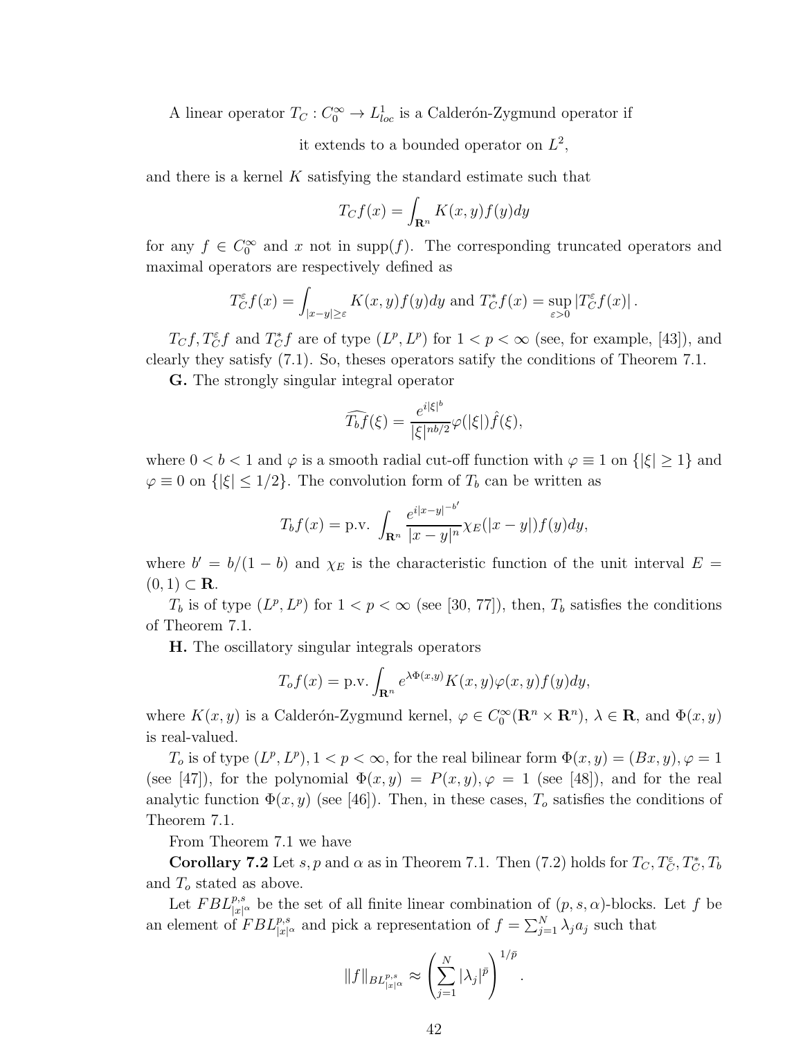A linear operator $T_C : C_0^\infty \to L^1_{loc}$ is a Calderón-Zygmund operator if

$$\text{it extends to a bounded operator on } L^2,$$

and there is a kernel $K$ satisfying the standard estimate such that

$$T_C f(x) = \int_{\mathbf{R}^n} K(x,y) f(y) dy$$

for any $f \in C_0^\infty$ and $x$ not in supp$(f)$. The corresponding truncated operators and maximal operators are respectively defined as

$$T_C^\varepsilon f(x) = \int_{|x-y|\geq\varepsilon} K(x,y) f(y) dy \text{ and } T_C^* f(x) = \sup_{\varepsilon>0} |T_C^\varepsilon f(x)|.$$

$T_C f, T_C^\varepsilon f$ and $T_C^* f$ are of type $(L^p, L^p)$ for $1 < p < \infty$ (see, for example, [43]), and clearly they satisfy (7.1). So, theses operators satisfy the conditions of Theorem 7.1.

**G.** The strongly singular integral operator

$$\widehat{T_b f}(\xi) = \frac{e^{i|\xi|^b}}{|\xi|^{nb/2}} \varphi(|\xi|) \hat{f}(\xi),$$

where $0 < b < 1$ and $\varphi$ is a smooth radial cut-off function with $\varphi \equiv 1$ on $\{|\xi| \geq 1\}$ and $\varphi \equiv 0$ on $\{|\xi| \leq 1/2\}$. The convolution form of $T_b$ can be written as

$$T_b f(x) = \text{p.v. } \int_{\mathbf{R}^n} \frac{e^{i|x-y|^{-b'}}}{|x-y|^n} \chi_E(|x-y|) f(y) dy,$$

where $b' = b/(1-b)$ and $\chi_E$ is the characteristic function of the unit interval $E = (0,1) \subset \mathbf{R}$.

$T_b$ is of type $(L^p, L^p)$ for $1 < p < \infty$ (see [30, 77]), then, $T_b$ satisfies the conditions of Theorem 7.1.

**H.** The oscillatory singular integrals operators

$$T_o f(x) = \text{p.v.} \int_{\mathbf{R}^n} e^{\lambda \Phi(x,y)} K(x,y) \varphi(x,y) f(y) dy,$$

where $K(x,y)$ is a Calderón-Zygmund kernel, $\varphi \in C_0^\infty(\mathbf{R}^n \times \mathbf{R}^n)$, $\lambda \in \mathbf{R}$, and $\Phi(x,y)$ is real-valued.

$T_o$ is of type $(L^p, L^p)$, $1 < p < \infty$, for the real bilinear form $\Phi(x,y) = (Bx, y), \varphi = 1$ (see [47]), for the polynomial $\Phi(x,y) = P(x,y), \varphi = 1$ (see [48]), and for the real analytic function $\Phi(x,y)$ (see [46]). Then, in these cases, $T_o$ satisfies the conditions of Theorem 7.1.

From Theorem 7.1 we have

**Corollary 7.2** Let $s, p$ and $\alpha$ as in Theorem 7.1. Then (7.2) holds for $T_C, T_C^\varepsilon, T_C^*, T_b$ and $T_o$ stated as above.

Let $FBL^{p,s}_{|x|^\alpha}$ be the set of all finite linear combination of $(p, s, \alpha)$-blocks. Let $f$ be an element of $FBL^{p,s}_{|x|^\alpha}$ and pick a representation of $f = \sum_{j=1}^N \lambda_j a_j$ such that

$$\|f\|_{BL^{p,s}_{|x|^\alpha}} \approx \left( \sum_{j=1}^N |\lambda_j|^{\bar{p}} \right)^{1/\bar{p}}.$$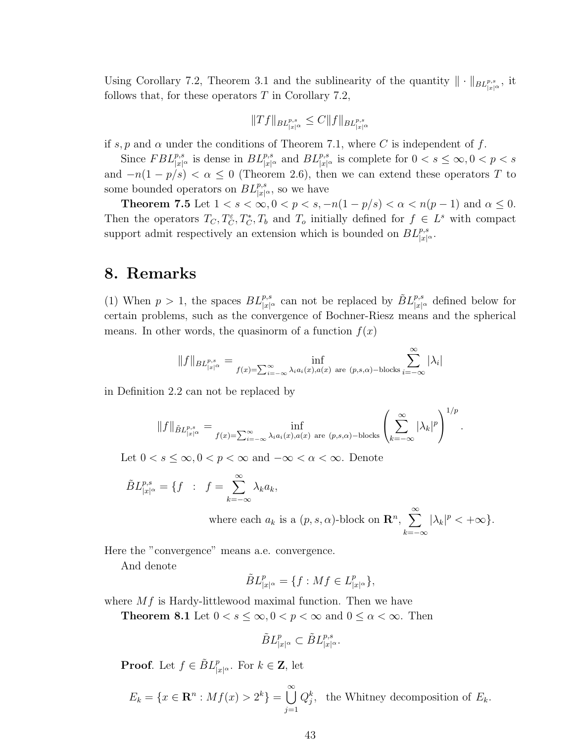Using Corollary 7.2, Theorem 3.1 and the sublinearity of the quantity $\|\cdot\|_{BL^{p,s}_{|x|^\alpha}}$, it follows that, for these operators $T$ in Corollary 7.2,

$$\|Tf\|_{BL^{p,s}_{|x|^\alpha}} \leq C\|f\|_{BL^{p,s}_{|x|^\alpha}}$$

if $s, p$ and $\alpha$ under the conditions of Theorem 7.1, where $C$ is independent of $f$.

Since $FBL^{p,s}_{|x|^\alpha}$ is dense in $BL^{p,s}_{|x|^\alpha}$ and $BL^{p,s}_{|x|^\alpha}$ is complete for $0 < s \leq \infty, 0 < p < s$ and $-n(1-p/s) < \alpha \leq 0$ (Theorem 2.6), then we can extend these operators $T$ to some bounded operators on $BL^{p,s}_{|x|^\alpha}$, so we have

**Theorem 7.5** Let $1 < s < \infty, 0 < p < s, -n(1-p/s) < \alpha < n(p-1)$ and $\alpha \leq 0$. Then the operators $T_C, T_C^\varepsilon, T_C^*, T_b$ and $T_o$ initially defined for $f \in L^s$ with compact support admit respectively an extension which is bounded on $BL^{p,s}_{|x|^\alpha}$.

# 8. Remarks

(1) When $p > 1$, the spaces $BL^{p,s}_{|x|^\alpha}$ can not be replaced by $\tilde{B}L^{p,s}_{|x|^\alpha}$ defined below for certain problems, such as the convergence of Bochner-Riesz means and the spherical means. In other words, the quasinorm of a function $f(x)$

$$\|f\|_{BL^{p,s}_{|x|^\alpha}} = \inf_{f(x)=\sum_{i=-\infty}^{\infty}\lambda_i a_i(x), a(x) \text{ are } (p,s,\alpha)-\text{blocks}} \sum_{i=-\infty}^{\infty} |\lambda_i|$$

in Definition 2.2 can not be replaced by

$$\|f\|_{\tilde{B}L^{p,s}_{|x|^\alpha}} = \inf_{f(x)=\sum_{i=-\infty}^{\infty}\lambda_i a_i(x), a(x) \text{ are } (p,s,\alpha)-\text{blocks}} \left(\sum_{k=-\infty}^{\infty} |\lambda_k|^p\right)^{1/p}.$$

Let $0 < s \leq \infty, 0 < p < \infty$ and $-\infty < \alpha < \infty$. Denote

$$\tilde{B}L^{p,s}_{|x|^\alpha} = \{f \ : \ f = \sum_{k=-\infty}^{\infty} \lambda_k a_k, \text{ where each } a_k \text{ is a } (p,s,\alpha)\text{-block on } \mathbf{R}^n, \sum_{k=-\infty}^{\infty} |\lambda_k|^p < +\infty\}.$$

Here the "convergence" means a.e. convergence.

And denote

$$\tilde{B}L^{p}_{|x|^\alpha} = \{f : Mf \in L^p_{|x|^\alpha}\},$$

where $Mf$ is Hardy-littlewood maximal function. Then we have

**Theorem 8.1** Let $0 < s \leq \infty, 0 < p < \infty$ and $0 \leq \alpha < \infty$. Then

$$\tilde{B}L^{p}_{|x|^\alpha} \subset \tilde{B}L^{p,s}_{|x|^\alpha}.$$

**Proof**. Let $f \in \tilde{B}L^{p}_{|x|^\alpha}$. For $k \in \mathbf{Z}$, let

$$E_k = \{x \in \mathbf{R}^n : Mf(x) > 2^k\} = \bigcup_{j=1}^{\infty} Q_j^k, \text{ the Whitney decomposition of } E_k.$$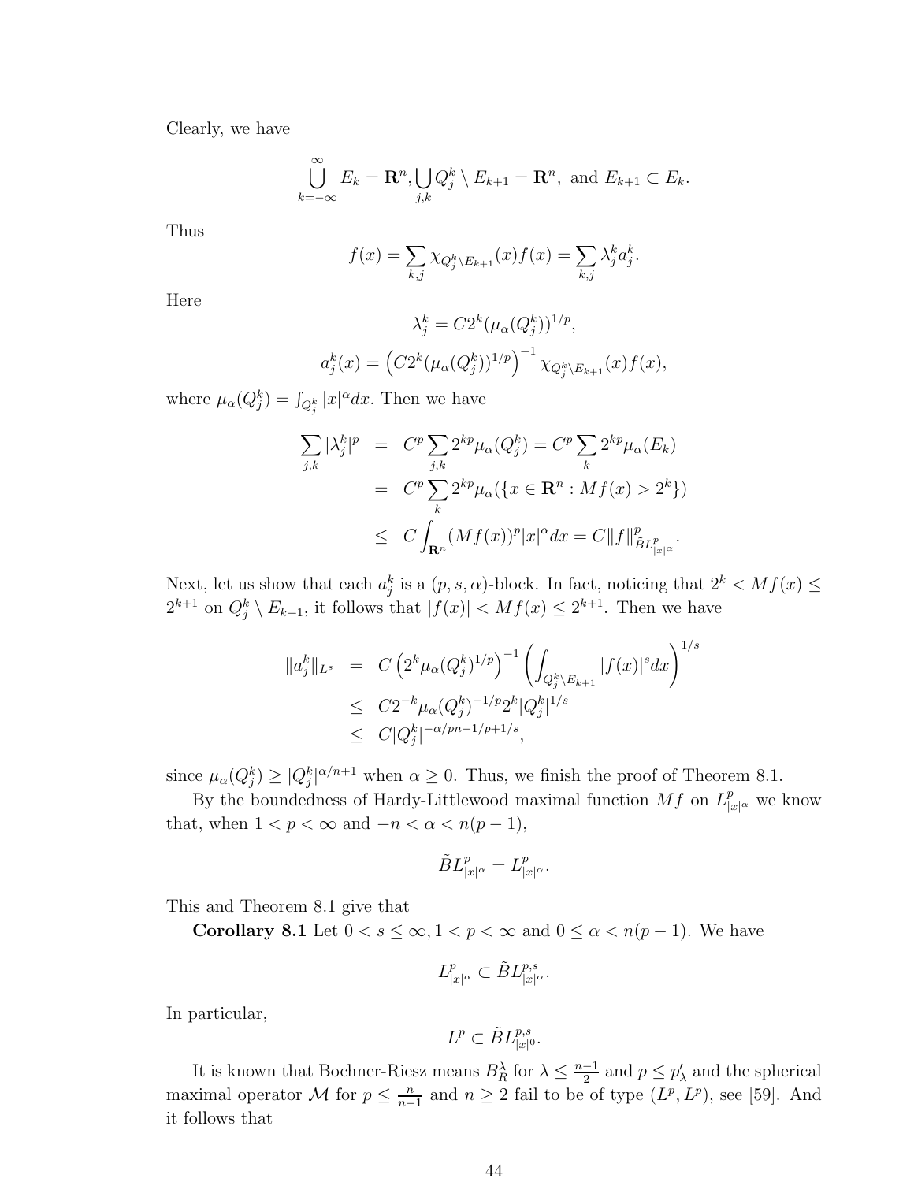Clearly, we have

$$\bigcup_{k=-\infty}^{\infty} E_k = \mathbf{R}^n, \bigcup_{j,k} Q_j^k \setminus E_{k+1} = \mathbf{R}^n, \text{ and } E_{k+1} \subset E_k.$$

Thus

$$f(x) = \sum_{k,j} \chi_{Q_j^k \setminus E_{k+1}}(x) f(x) = \sum_{k,j} \lambda_j^k a_j^k.$$

Here

$$\lambda_j^k = C 2^k (\mu_\alpha(Q_j^k))^{1/p},$$

$$a_j^k(x) = \left( C 2^k (\mu_\alpha(Q_j^k))^{1/p} \right)^{-1} \chi_{Q_j^k \setminus E_{k+1}}(x) f(x),$$

where $\mu_\alpha(Q_j^k) = \int_{Q_j^k} |x|^\alpha dx$. Then we have

$$\begin{aligned}
\sum_{j,k} |\lambda_j^k|^p &= C^p \sum_{j,k} 2^{kp} \mu_\alpha(Q_j^k) = C^p \sum_k 2^{kp} \mu_\alpha(E_k) \\
&= C^p \sum_k 2^{kp} \mu_\alpha(\{x \in \mathbf{R}^n : Mf(x) > 2^k\}) \\
&\leq C \int_{\mathbf{R}^n} (Mf(x))^p |x|^\alpha dx = C \|f\|^p_{\tilde{B}L^p_{|x|^\alpha}}.
\end{aligned}$$

Next, let us show that each $a_j^k$ is a $(p, s, \alpha)$-block. In fact, noticing that $2^k < Mf(x) \leq 2^{k+1}$ on $Q_j^k \setminus E_{k+1}$, it follows that $|f(x)| < Mf(x) \leq 2^{k+1}$. Then we have

$$\begin{aligned}
\|a_j^k\|_{L^s} &= C \left( 2^k \mu_\alpha(Q_j^k)^{1/p} \right)^{-1} \left( \int_{Q_j^k \setminus E_{k+1}} |f(x)|^s dx \right)^{1/s} \\
&\leq C 2^{-k} \mu_\alpha(Q_j^k)^{-1/p} 2^k |Q_j^k|^{1/s} \\
&\leq C |Q_j^k|^{-\alpha/pn - 1/p + 1/s},
\end{aligned}$$

since $\mu_\alpha(Q_j^k) \geq |Q_j^k|^{\alpha/n+1}$ when $\alpha \geq 0$. Thus, we finish the proof of Theorem 8.1.

By the boundedness of Hardy-Littlewood maximal function $Mf$ on $L^p_{|x|^\alpha}$ we know that, when $1 < p < \infty$ and $-n < \alpha < n(p-1)$,

$$\tilde{B}L^p_{|x|^\alpha} = L^p_{|x|^\alpha}.$$

This and Theorem 8.1 give that

**Corollary 8.1** Let $0 < s \leq \infty, 1 < p < \infty$ and $0 \leq \alpha < n(p-1)$. We have

$$L^p_{|x|^\alpha} \subset \tilde{B}L^{p,s}_{|x|^\alpha}.$$

In particular,

$$L^p \subset \tilde{B}L^{p,s}_{|x|^0}.$$

It is known that Bochner-Riesz means $B_R^\lambda$ for $\lambda \leq \frac{n-1}{2}$ and $p \leq p'_\lambda$ and the spherical maximal operator $\mathcal{M}$ for $p \leq \frac{n}{n-1}$ and $n \geq 2$ fail to be of type $(L^p, L^p)$, see [59]. And it follows that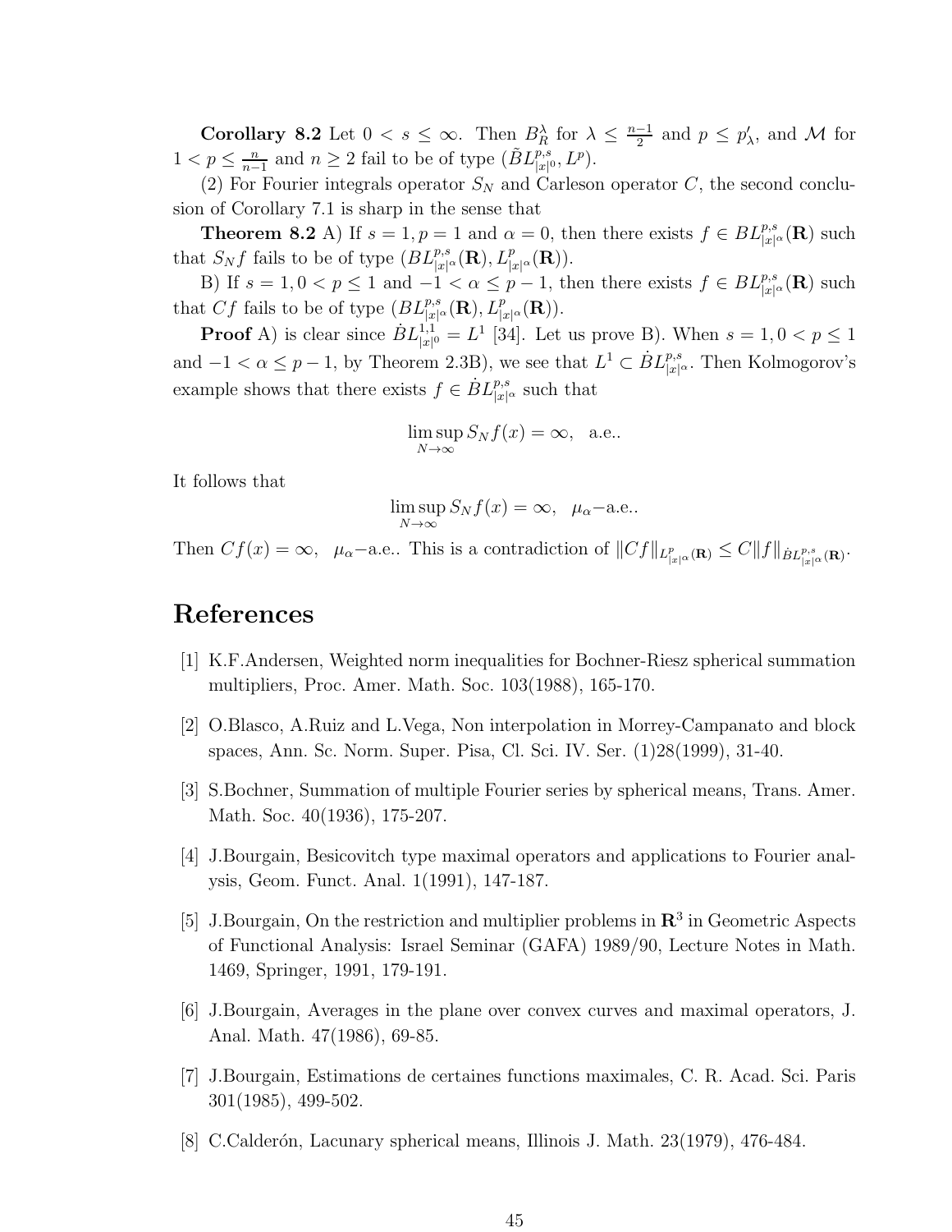**Corollary 8.2** Let $0 < s \leq \infty$. Then $B_R^\lambda$ for $\lambda \leq \frac{n-1}{2}$ and $p \leq p'_\lambda$, and $\mathcal{M}$ for $1 < p \leq \frac{n}{n-1}$ and $n \geq 2$ fail to be of type $(\tilde{B}L^{p,s}_{|x|^0}, L^p)$.

(2) For Fourier integrals operator $S_N$ and Carleson operator $C$, the second conclusion of Corollary 7.1 is sharp in the sense that

**Theorem 8.2** A) If $s = 1, p = 1$ and $\alpha = 0$, then there exists $f \in BL^{p,s}_{|x|^\alpha}(\mathbf{R})$ such that $S_N f$ fails to be of type $(BL^{p,s}_{|x|^\alpha}(\mathbf{R}), L^p_{|x|^\alpha}(\mathbf{R}))$.

B) If $s = 1, 0 < p \leq 1$ and $-1 < \alpha \leq p - 1$, then there exists $f \in BL^{p,s}_{|x|^\alpha}(\mathbf{R})$ such that $Cf$ fails to be of type $(BL^{p,s}_{|x|^\alpha}(\mathbf{R}), L^p_{|x|^\alpha}(\mathbf{R}))$.

**Proof** A) is clear since $\dot{B}L^{1,1}_{|x|^0} = L^1$ [34]. Let us prove B). When $s = 1, 0 < p \leq 1$ and $-1 < \alpha \leq p - 1$, by Theorem 2.3B), we see that $L^1 \subset \dot{B}L^{p,s}_{|x|^\alpha}$. Then Kolmogorov's example shows that there exists $f \in \dot{B}L^{p,s}_{|x|^\alpha}$ such that

$$\limsup_{N\to\infty} S_N f(x) = \infty, \quad \text{a.e..}$$

It follows that

$$\limsup_{N\to\infty} S_N f(x) = \infty, \quad \mu_\alpha\text{−a.e..}$$

Then $Cf(x) = \infty$, $\mu_\alpha$−a.e.. This is a contradiction of $\|Cf\|_{L^p_{|x|^\alpha}(\mathbf{R})} \leq C\|f\|_{\dot{B}L^{p,s}_{|x|^\alpha}(\mathbf{R})}$.

# References

[1] K.F.Andersen, Weighted norm inequalities for Bochner-Riesz spherical summation multipliers, Proc. Amer. Math. Soc. 103(1988), 165-170.

[2] O.Blasco, A.Ruiz and L.Vega, Non interpolation in Morrey-Campanato and block spaces, Ann. Sc. Norm. Super. Pisa, Cl. Sci. IV. Ser. (1)28(1999), 31-40.

[3] S.Bochner, Summation of multiple Fourier series by spherical means, Trans. Amer. Math. Soc. 40(1936), 175-207.

[4] J.Bourgain, Besicovitch type maximal operators and applications to Fourier analysis, Geom. Funct. Anal. 1(1991), 147-187.

[5] J.Bourgain, On the restriction and multiplier problems in $\mathbf{R}^3$ in Geometric Aspects of Functional Analysis: Israel Seminar (GAFA) 1989/90, Lecture Notes in Math. 1469, Springer, 1991, 179-191.

[6] J.Bourgain, Averages in the plane over convex curves and maximal operators, J. Anal. Math. 47(1986), 69-85.

[7] J.Bourgain, Estimations de certaines functions maximales, C. R. Acad. Sci. Paris 301(1985), 499-502.

[8] C.Calderón, Lacunary spherical means, Illinois J. Math. 23(1979), 476-484.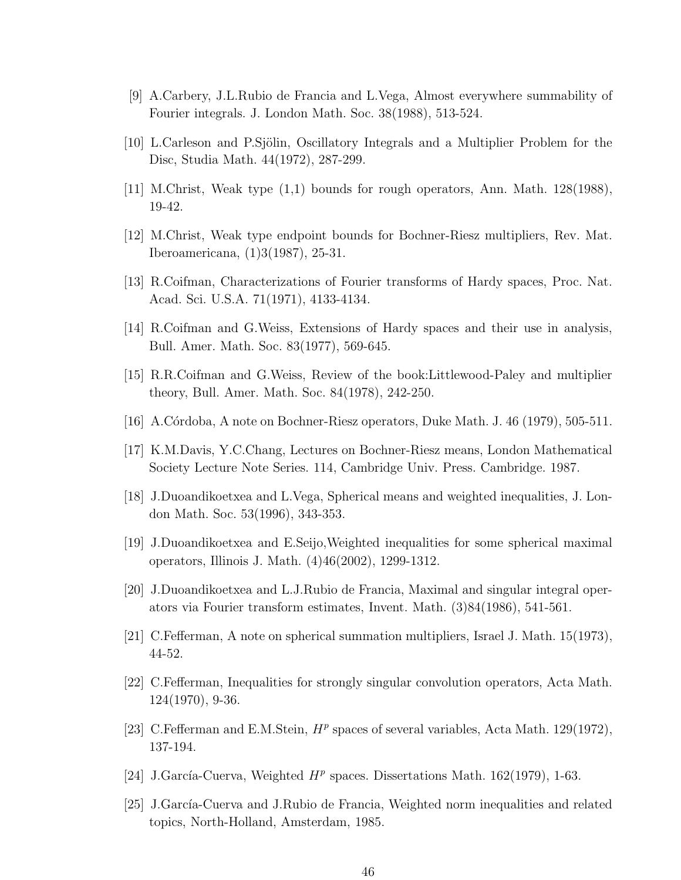[9] A.Carbery, J.L.Rubio de Francia and L.Vega, Almost everywhere summability of Fourier integrals. J. London Math. Soc. 38(1988), 513-524.

[10] L.Carleson and P.Sjölin, Oscillatory Integrals and a Multiplier Problem for the Disc, Studia Math. 44(1972), 287-299.

[11] M.Christ, Weak type (1,1) bounds for rough operators, Ann. Math. 128(1988), 19-42.

[12] M.Christ, Weak type endpoint bounds for Bochner-Riesz multipliers, Rev. Mat. Iberoamericana, (1)3(1987), 25-31.

[13] R.Coifman, Characterizations of Fourier transforms of Hardy spaces, Proc. Nat. Acad. Sci. U.S.A. 71(1971), 4133-4134.

[14] R.Coifman and G.Weiss, Extensions of Hardy spaces and their use in analysis, Bull. Amer. Math. Soc. 83(1977), 569-645.

[15] R.R.Coifman and G.Weiss, Review of the book:Littlewood-Paley and multiplier theory, Bull. Amer. Math. Soc. 84(1978), 242-250.

[16] A.Córdoba, A note on Bochner-Riesz operators, Duke Math. J. 46 (1979), 505-511.

[17] K.M.Davis, Y.C.Chang, Lectures on Bochner-Riesz means, London Mathematical Society Lecture Note Series. 114, Cambridge Univ. Press. Cambridge. 1987.

[18] J.Duoandikoetxea and L.Vega, Spherical means and weighted inequalities, J. London Math. Soc. 53(1996), 343-353.

[19] J.Duoandikoetxea and E.Seijo,Weighted inequalities for some spherical maximal operators, Illinois J. Math. (4)46(2002), 1299-1312.

[20] J.Duoandikoetxea and L.J.Rubio de Francia, Maximal and singular integral operators via Fourier transform estimates, Invent. Math. (3)84(1986), 541-561.

[21] C.Fefferman, A note on spherical summation multipliers, Israel J. Math. 15(1973), 44-52.

[22] C.Fefferman, Inequalities for strongly singular convolution operators, Acta Math. 124(1970), 9-36.

[23] C.Fefferman and E.M.Stein, $H^p$ spaces of several variables, Acta Math. 129(1972), 137-194.

[24] J.García-Cuerva, Weighted $H^p$ spaces. Dissertations Math. 162(1979), 1-63.

[25] J.García-Cuerva and J.Rubio de Francia, Weighted norm inequalities and related topics, North-Holland, Amsterdam, 1985.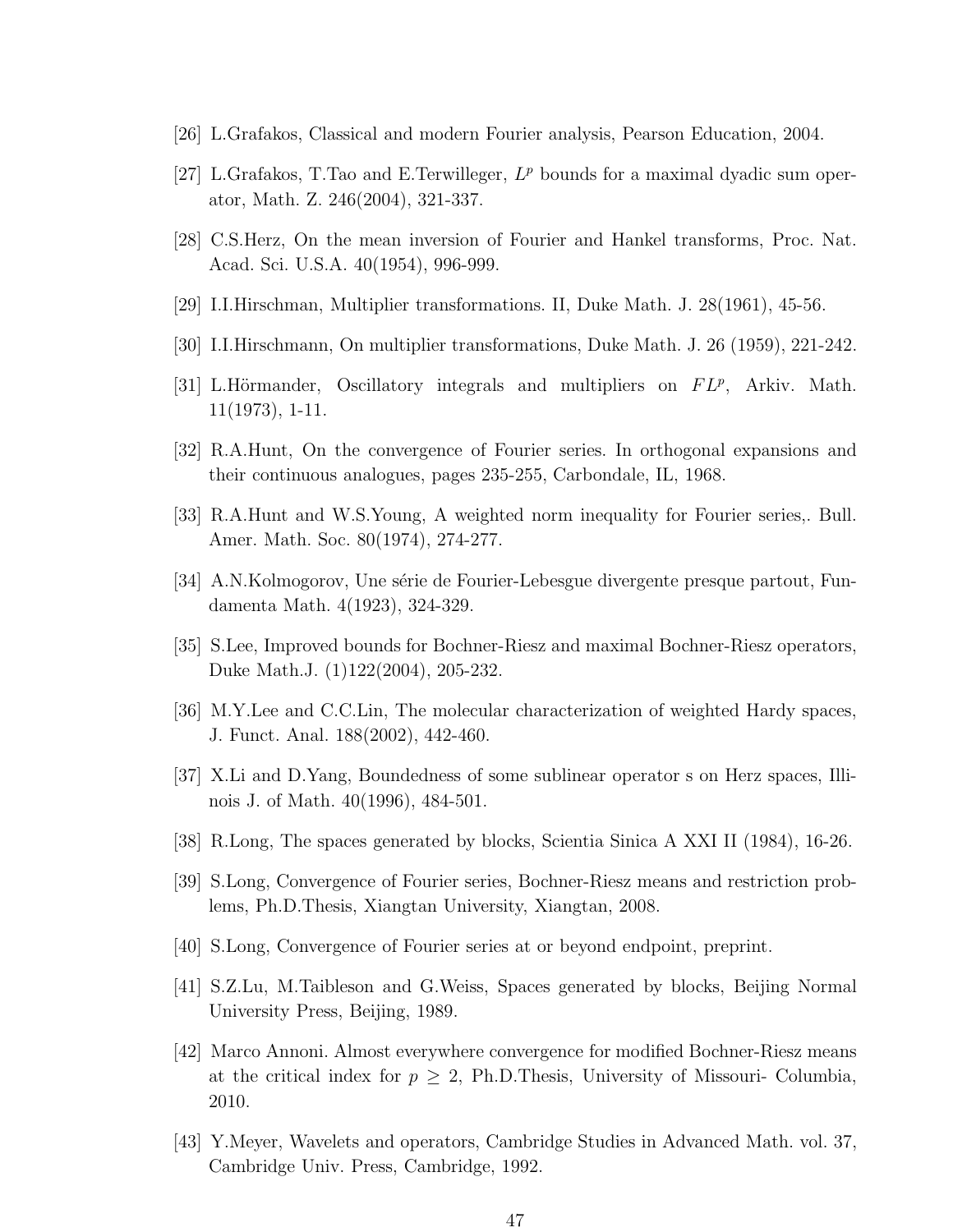[26] L.Grafakos, Classical and modern Fourier analysis, Pearson Education, 2004.

[27] L.Grafakos, T.Tao and E.Terwilleger, $L^p$ bounds for a maximal dyadic sum operator, Math. Z. 246(2004), 321-337.

[28] C.S.Herz, On the mean inversion of Fourier and Hankel transforms, Proc. Nat. Acad. Sci. U.S.A. 40(1954), 996-999.

[29] I.I.Hirschman, Multiplier transformations. II, Duke Math. J. 28(1961), 45-56.

[30] I.I.Hirschmann, On multiplier transformations, Duke Math. J. 26 (1959), 221-242.

[31] L.Hörmander, Oscillatory integrals and multipliers on $FL^p$, Arkiv. Math. 11(1973), 1-11.

[32] R.A.Hunt, On the convergence of Fourier series. In orthogonal expansions and their continuous analogues, pages 235-255, Carbondale, IL, 1968.

[33] R.A.Hunt and W.S.Young, A weighted norm inequality for Fourier series,. Bull. Amer. Math. Soc. 80(1974), 274-277.

[34] A.N.Kolmogorov, Une série de Fourier-Lebesgue divergente presque partout, Fundamenta Math. 4(1923), 324-329.

[35] S.Lee, Improved bounds for Bochner-Riesz and maximal Bochner-Riesz operators, Duke Math.J. (1)122(2004), 205-232.

[36] M.Y.Lee and C.C.Lin, The molecular characterization of weighted Hardy spaces, J. Funct. Anal. 188(2002), 442-460.

[37] X.Li and D.Yang, Boundedness of some sublinear operator s on Herz spaces, Illinois J. of Math. 40(1996), 484-501.

[38] R.Long, The spaces generated by blocks, Scientia Sinica A XXI II (1984), 16-26.

[39] S.Long, Convergence of Fourier series, Bochner-Riesz means and restriction problems, Ph.D.Thesis, Xiangtan University, Xiangtan, 2008.

[40] S.Long, Convergence of Fourier series at or beyond endpoint, preprint.

[41] S.Z.Lu, M.Taibleson and G.Weiss, Spaces generated by blocks, Beijing Normal University Press, Beijing, 1989.

[42] Marco Annoni. Almost everywhere convergence for modified Bochner-Riesz means at the critical index for $p \geq 2$, Ph.D.Thesis, University of Missouri- Columbia, 2010.

[43] Y.Meyer, Wavelets and operators, Cambridge Studies in Advanced Math. vol. 37, Cambridge Univ. Press, Cambridge, 1992.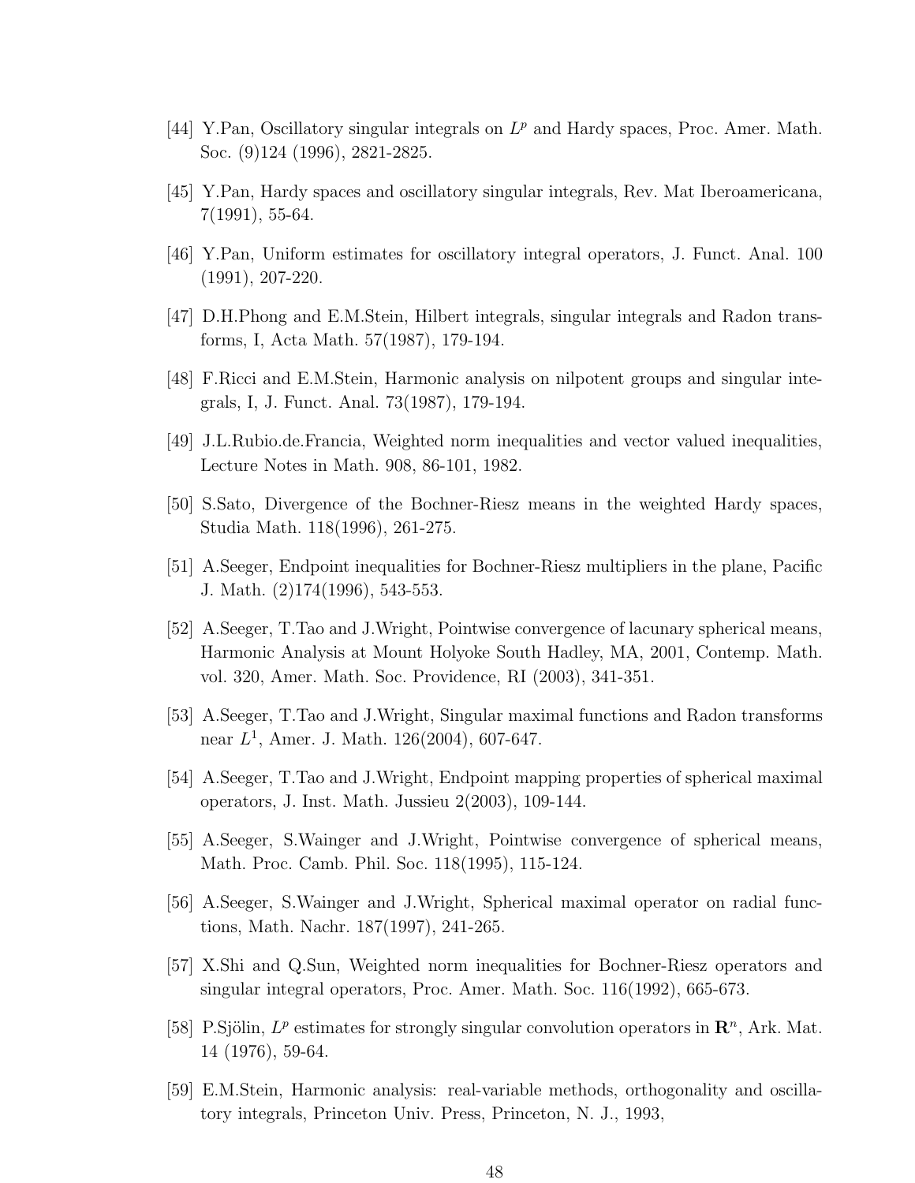[44] Y.Pan, Oscillatory singular integrals on $L^p$ and Hardy spaces, Proc. Amer. Math. Soc. (9)124 (1996), 2821-2825.

[45] Y.Pan, Hardy spaces and oscillatory singular integrals, Rev. Mat Iberoamericana, 7(1991), 55-64.

[46] Y.Pan, Uniform estimates for oscillatory integral operators, J. Funct. Anal. 100 (1991), 207-220.

[47] D.H.Phong and E.M.Stein, Hilbert integrals, singular integrals and Radon transforms, I, Acta Math. 57(1987), 179-194.

[48] F.Ricci and E.M.Stein, Harmonic analysis on nilpotent groups and singular integrals, I, J. Funct. Anal. 73(1987), 179-194.

[49] J.L.Rubio.de.Francia, Weighted norm inequalities and vector valued inequalities, Lecture Notes in Math. 908, 86-101, 1982.

[50] S.Sato, Divergence of the Bochner-Riesz means in the weighted Hardy spaces, Studia Math. 118(1996), 261-275.

[51] A.Seeger, Endpoint inequalities for Bochner-Riesz multipliers in the plane, Pacific J. Math. (2)174(1996), 543-553.

[52] A.Seeger, T.Tao and J.Wright, Pointwise convergence of lacunary spherical means, Harmonic Analysis at Mount Holyoke South Hadley, MA, 2001, Contemp. Math. vol. 320, Amer. Math. Soc. Providence, RI (2003), 341-351.

[53] A.Seeger, T.Tao and J.Wright, Singular maximal functions and Radon transforms near $L^1$, Amer. J. Math. 126(2004), 607-647.

[54] A.Seeger, T.Tao and J.Wright, Endpoint mapping properties of spherical maximal operators, J. Inst. Math. Jussieu 2(2003), 109-144.

[55] A.Seeger, S.Wainger and J.Wright, Pointwise convergence of spherical means, Math. Proc. Camb. Phil. Soc. 118(1995), 115-124.

[56] A.Seeger, S.Wainger and J.Wright, Spherical maximal operator on radial functions, Math. Nachr. 187(1997), 241-265.

[57] X.Shi and Q.Sun, Weighted norm inequalities for Bochner-Riesz operators and singular integral operators, Proc. Amer. Math. Soc. 116(1992), 665-673.

[58] P.Sjölin, $L^p$ estimates for strongly singular convolution operators in $\mathbf{R}^n$, Ark. Mat. 14 (1976), 59-64.

[59] E.M.Stein, Harmonic analysis: real-variable methods, orthogonality and oscillatory integrals, Princeton Univ. Press, Princeton, N. J., 1993,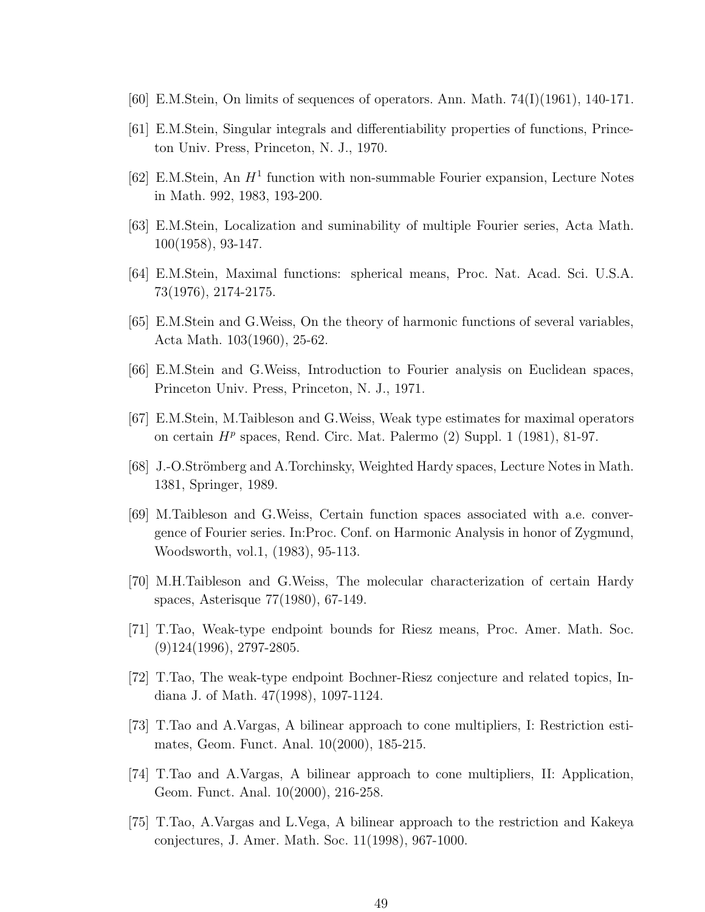[60] E.M.Stein, On limits of sequences of operators. Ann. Math. 74(I)(1961), 140-171.

[61] E.M.Stein, Singular integrals and differentiability properties of functions, Princeton Univ. Press, Princeton, N. J., 1970.

[62] E.M.Stein, An $H^1$ function with non-summable Fourier expansion, Lecture Notes in Math. 992, 1983, 193-200.

[63] E.M.Stein, Localization and suminability of multiple Fourier series, Acta Math. 100(1958), 93-147.

[64] E.M.Stein, Maximal functions: spherical means, Proc. Nat. Acad. Sci. U.S.A. 73(1976), 2174-2175.

[65] E.M.Stein and G.Weiss, On the theory of harmonic functions of several variables, Acta Math. 103(1960), 25-62.

[66] E.M.Stein and G.Weiss, Introduction to Fourier analysis on Euclidean spaces, Princeton Univ. Press, Princeton, N. J., 1971.

[67] E.M.Stein, M.Taibleson and G.Weiss, Weak type estimates for maximal operators on certain $H^p$ spaces, Rend. Circ. Mat. Palermo (2) Suppl. 1 (1981), 81-97.

[68] J.-O.Strömberg and A.Torchinsky, Weighted Hardy spaces, Lecture Notes in Math. 1381, Springer, 1989.

[69] M.Taibleson and G.Weiss, Certain function spaces associated with a.e. convergence of Fourier series. In:Proc. Conf. on Harmonic Analysis in honor of Zygmund, Woodsworth, vol.1, (1983), 95-113.

[70] M.H.Taibleson and G.Weiss, The molecular characterization of certain Hardy spaces, Asterisque 77(1980), 67-149.

[71] T.Tao, Weak-type endpoint bounds for Riesz means, Proc. Amer. Math. Soc. (9)124(1996), 2797-2805.

[72] T.Tao, The weak-type endpoint Bochner-Riesz conjecture and related topics, Indiana J. of Math. 47(1998), 1097-1124.

[73] T.Tao and A.Vargas, A bilinear approach to cone multipliers, I: Restriction estimates, Geom. Funct. Anal. 10(2000), 185-215.

[74] T.Tao and A.Vargas, A bilinear approach to cone multipliers, II: Application, Geom. Funct. Anal. 10(2000), 216-258.

[75] T.Tao, A.Vargas and L.Vega, A bilinear approach to the restriction and Kakeya conjectures, J. Amer. Math. Soc. 11(1998), 967-1000.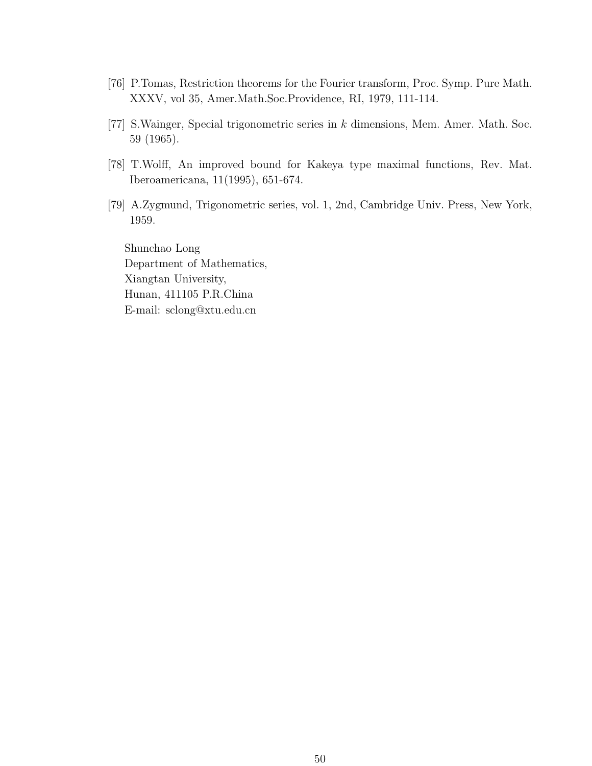[76] P.Tomas, Restriction theorems for the Fourier transform, Proc. Symp. Pure Math. XXXV, vol 35, Amer.Math.Soc.Providence, RI, 1979, 111-114.

[77] S.Wainger, Special trigonometric series in $k$ dimensions, Mem. Amer. Math. Soc. 59 (1965).

[78] T.Wolff, An improved bound for Kakeya type maximal functions, Rev. Mat. Iberoamericana, 11(1995), 651-674.

[79] A.Zygmund, Trigonometric series, vol. 1, 2nd, Cambridge Univ. Press, New York, 1959.

Shunchao Long
Department of Mathematics,
Xiangtan University,
Hunan, 411105 P.R.China
E-mail: sclong@xtu.edu.cn